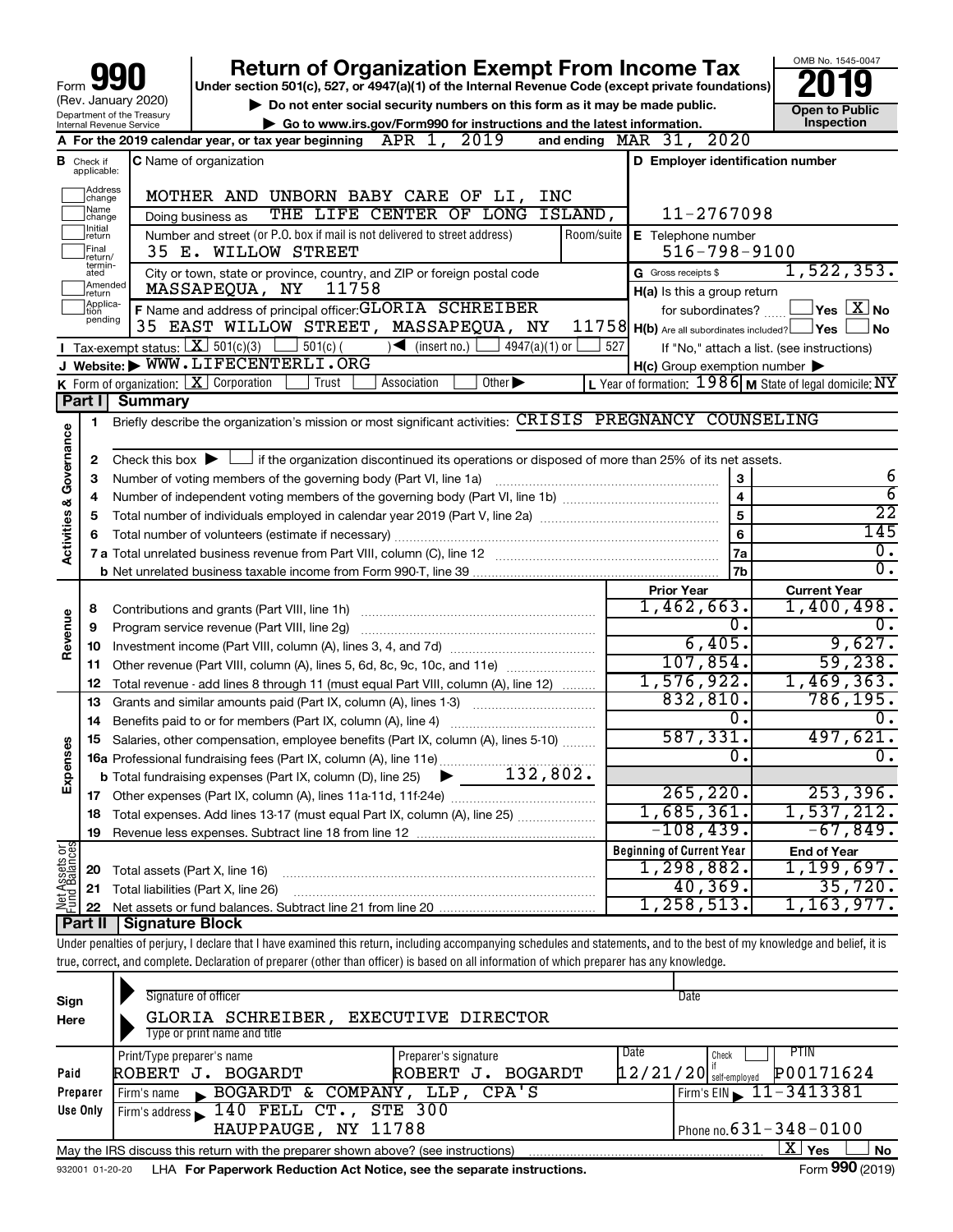# Form 990 Return of Organization Exempt From Income Tax

(Rev. January 2020)

Department of the Treasury
Internal Revenue Service

**Under section 501(c), 527, or 4947(a)(1) of the Internal Revenue Code (except private foundations)**

▶ Do not enter social security numbers on this form as it may be made public.

▶ Go to www.irs.gov/Form990 for instructions and the latest information.

OMB No. 1545-0047

**2019**

**Open to Public Inspection**

**A** For the 2019 calendar year, or tax year beginning APR 1, 2019 and ending MAR 31, 2020

**B** Check if applicable: Address change, Name change, Initial return, Final return/terminated, Amended return, Application pending

**C** Name of organization: MOTHER AND UNBORN BABY CARE OF LI, INC

Doing business as: THE LIFE CENTER OF LONG ISLAND,

Number and street (or P.O. box if mail is not delivered to street address): 35 E. WILLOW STREET — Room/suite

City or town, state or province, country, and ZIP or foreign postal code: MASSAPEQUA, NY 11758

**D** Employer identification number: 11-2767098

**E** Telephone number: 516-798-9100

**G** Gross receipts $ 1,522,353.

**F** Name and address of principal officer: GLORIA SCHREIBER, 35 EAST WILLOW STREET, MASSAPEQUA, NY 11758

**H(a)** Is this a group return for subordinates? ☐ Yes ☒ No

**H(b)** Are all subordinates included? ☐ Yes ☐ No — If "No," attach a list. (see instructions)

**I** Tax-exempt status: ☒ 501(c)(3) ☐ 501(c) ( ) ◀ (insert no.) ☐ 4947(a)(1) or ☐ 527

**J** Website: ▶ WWW.LIFECENTERLI.ORG

**H(c)** Group exemption number ▶

**K** Form of organization: ☒ Corporation ☐ Trust ☐ Association ☐ Other ▶

**L** Year of formation: 1986 **M** State of legal domicile: NY

## Part I Summary

**Activities & Governance**

1. Briefly describe the organization's mission or most significant activities: CRISIS PREGNANCY COUNSELING
2. Check this box ▶ ☐ if the organization discontinued its operations or disposed of more than 25% of its net assets.

| Line | Description | | Value |
|---|---|---|---|
| 3 | Number of voting members of the governing body (Part VI, line 1a) | 3 | 6 |
| 4 | Number of independent voting members of the governing body (Part VI, line 1b) | 4 | 6 |
| 5 | Total number of individuals employed in calendar year 2019 (Part V, line 2a) | 5 | 22 |
| 6 | Total number of volunteers (estimate if necessary) | 6 | 145 |
| 7a | Total unrelated business revenue from Part VIII, column (C), line 12 | 7a | 0. |
| 7b | Net unrelated business taxable income from Form 990-T, line 39 | 7b | 0. |

| | Line | Description | Prior Year | Current Year |
|---|---|---|---|---|
| Revenue | 8 | Contributions and grants (Part VIII, line 1h) | 1,462,663. | 1,400,498. |
| | 9 | Program service revenue (Part VIII, line 2g) | 0. | 0. |
| | 10 | Investment income (Part VIII, column (A), lines 3, 4, and 7d) | 6,405. | 9,627. |
| | 11 | Other revenue (Part VIII, column (A), lines 5, 6d, 8c, 9c, 10c, and 11e) | 107,854. | 59,238. |
| | 12 | Total revenue - add lines 8 through 11 (must equal Part VIII, column (A), line 12) | 1,576,922. | 1,469,363. |
| Expenses | 13 | Grants and similar amounts paid (Part IX, column (A), lines 1-3) | 832,810. | 786,195. |
| | 14 | Benefits paid to or for members (Part IX, column (A), line 4) | 0. | 0. |
| | 15 | Salaries, other compensation, employee benefits (Part IX, column (A), lines 5-10) | 587,331. | 497,621. |
| | 16a | Professional fundraising fees (Part IX, column (A), line 11e) | 0. | 0. |
| | b | Total fundraising expenses (Part IX, column (D), line 25) ▶ 132,802. | | |
| | 17 | Other expenses (Part IX, column (A), lines 11a-11d, 11f-24e) | 265,220. | 253,396. |
| | 18 | Total expenses. Add lines 13-17 (must equal Part IX, column (A), line 25) | 1,685,361. | 1,537,212. |
| | 19 | Revenue less expenses. Subtract line 18 from line 12 | -108,439. | -67,849. |

| | Line | Description | Beginning of Current Year | End of Year |
|---|---|---|---|---|
| Net Assets or Fund Balances | 20 | Total assets (Part X, line 16) | 1,298,882. | 1,199,697. |
| | 21 | Total liabilities (Part X, line 26) | 40,369. | 35,720. |
| | 22 | Net assets or fund balances. Subtract line 21 from line 20 | 1,258,513. | 1,163,977. |

## Part II Signature Block

Under penalties of perjury, I declare that I have examined this return, including accompanying schedules and statements, and to the best of my knowledge and belief, it is true, correct, and complete. Declaration of preparer (other than officer) is based on all information of which preparer has any knowledge.

**Sign Here**

Signature of officer — Date

GLORIA SCHREIBER, EXECUTIVE DIRECTOR

Type or print name and title

**Paid Preparer Use Only**

| Print/Type preparer's name | Preparer's signature | Date | Check if self-employed | PTIN |
|---|---|---|---|---|
| ROBERT J. BOGARDT | ROBERT J. BOGARDT | 12/21/20 | ☐ | P00171624 |

Firm's name ▶ BOGARDT & COMPANY, LLP, CPA'S — Firm's EIN ▶ 11-3413381

Firm's address ▶ 140 FELL CT., STE 300, HAUPPAUGE, NY 11788 — Phone no. 631-348-0100

May the IRS discuss this return with the preparer shown above? (see instructions) ☒ Yes ☐ No

932001 01-20-20 LHA For Paperwork Reduction Act Notice, see the separate instructions. Form **990** (2019)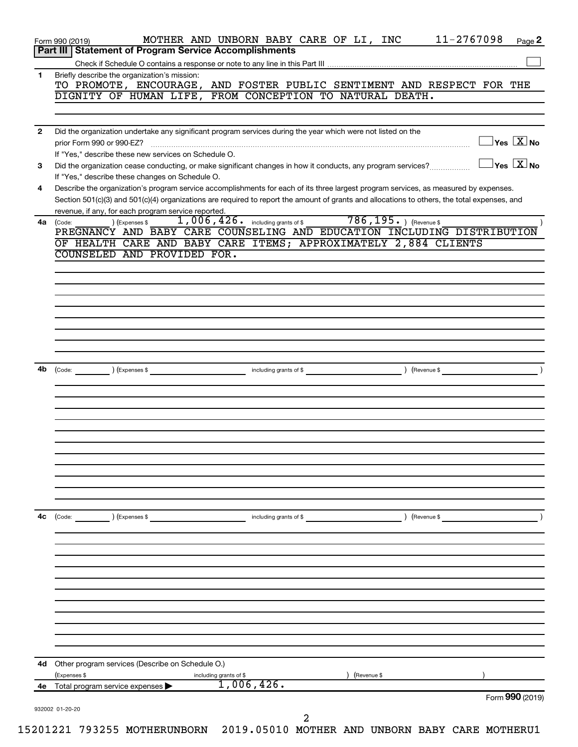Form 990 (2019) MOTHER AND UNBORN BABY CARE OF LI, INC 11-2767098

## Part III | Statement of Program Service Accomplishments

Check if Schedule O contains a response or note to any line in this Part III ☐

**1** Briefly describe the organization's mission:

TO PROMOTE, ENCOURAGE, AND FOSTER PUBLIC SENTIMENT AND RESPECT FOR THE DIGNITY OF HUMAN LIFE, FROM CONCEPTION TO NATURAL DEATH.

**2** Did the organization undertake any significant program services during the year which were not listed on the prior Form 990 or 990-EZ? ☐ Yes ☒ No

If "Yes," describe these new services on Schedule O.

**3** Did the organization cease conducting, or make significant changes in how it conducts, any program services? ☐ Yes ☒ No

If "Yes," describe these changes on Schedule O.

**4** Describe the organization's program service accomplishments for each of its three largest program services, as measured by expenses. Section 501(c)(3) and 501(c)(4) organizations are required to report the amount of grants and allocations to others, the total expenses, and revenue, if any, for each program service reported.

**4a** (Code: ) (Expenses $ 1,006,426. including grants of $ 786,195. ) (Revenue $ )

PREGNANCY AND BABY CARE COUNSELING AND EDUCATION INCLUDING DISTRIBUTION OF HEALTH CARE AND BABY CARE ITEMS; APPROXIMATELY 2,884 CLIENTS COUNSELED AND PROVIDED FOR.

**4b** (Code: ) (Expenses $ including grants of $ ) (Revenue $ )

**4c** (Code: ) (Expenses $ including grants of $ ) (Revenue $ )

**4d** Other program services (Describe on Schedule O.)

(Expenses $ including grants of $ ) (Revenue $ )

**4e** Total program service expenses ▶ 1,006,426.

Form 990 (2019)

932002 01-20-20

15201221 793255 MOTHERUNBORN 2019.05010 MOTHER AND UNBORN BABY CARE MOTHERU1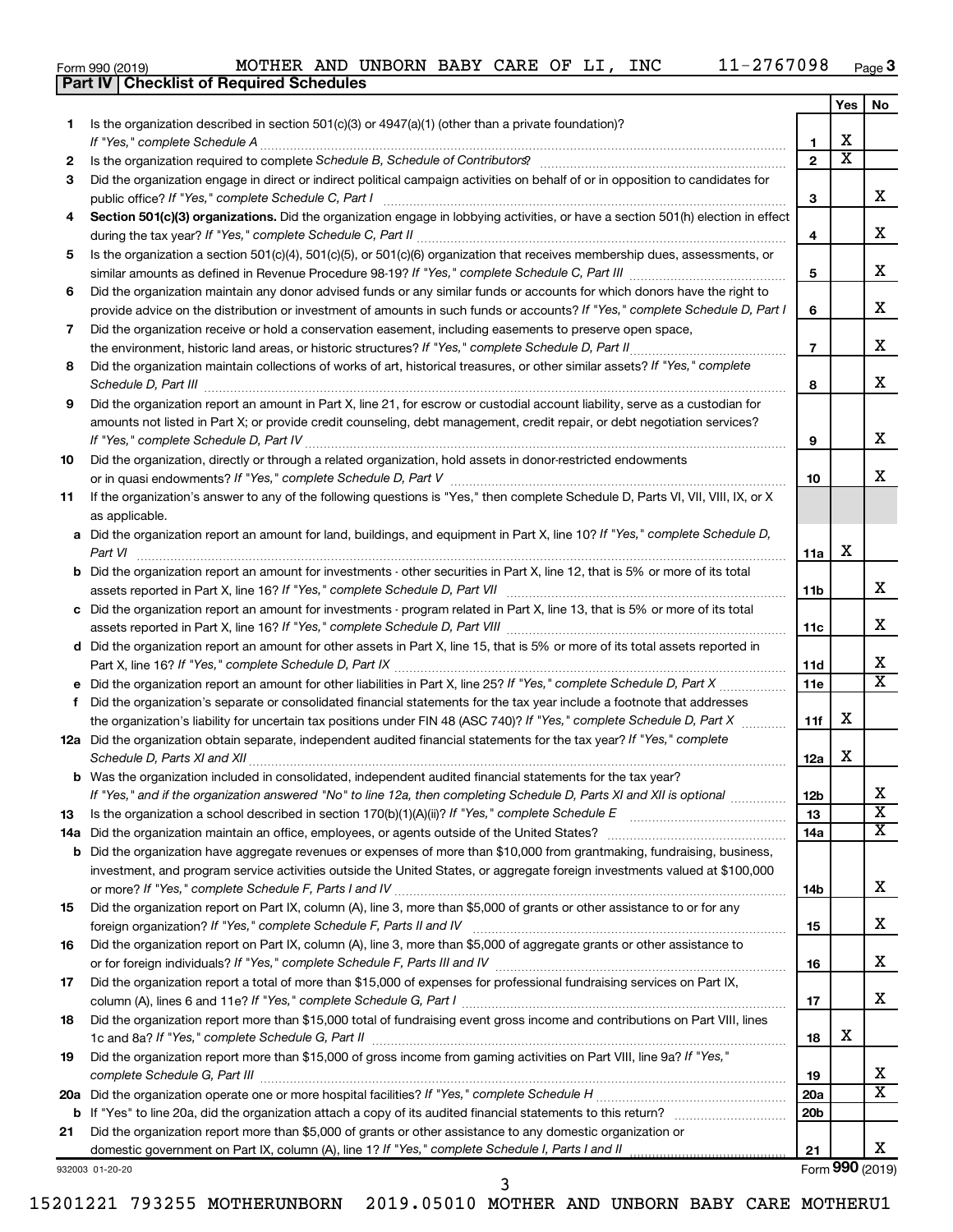Form 990 (2019) MOTHER AND UNBORN BABY CARE OF LI, INC 11-2767098 Page 3

## Part IV | Checklist of Required Schedules

| | | | Yes | No |
|---|---|---|---|---|
| 1 | Is the organization described in section 501(c)(3) or 4947(a)(1) (other than a private foundation)? *If "Yes," complete Schedule A* | 1 | X | |
| 2 | Is the organization required to complete *Schedule B, Schedule of Contributors*? | 2 | X | |
| 3 | Did the organization engage in direct or indirect political campaign activities on behalf of or in opposition to candidates for public office? *If "Yes," complete Schedule C, Part I* | 3 | | X |
| 4 | **Section 501(c)(3) organizations.** Did the organization engage in lobbying activities, or have a section 501(h) election in effect during the tax year? *If "Yes," complete Schedule C, Part II* | 4 | | X |
| 5 | Is the organization a section 501(c)(4), 501(c)(5), or 501(c)(6) organization that receives membership dues, assessments, or similar amounts as defined in Revenue Procedure 98-19? *If "Yes," complete Schedule C, Part III* | 5 | | X |
| 6 | Did the organization maintain any donor advised funds or any similar funds or accounts for which donors have the right to provide advice on the distribution or investment of amounts in such funds or accounts? *If "Yes," complete Schedule D, Part I* | 6 | | X |
| 7 | Did the organization receive or hold a conservation easement, including easements to preserve open space, the environment, historic land areas, or historic structures? *If "Yes," complete Schedule D, Part II* | 7 | | X |
| 8 | Did the organization maintain collections of works of art, historical treasures, or other similar assets? *If "Yes," complete Schedule D, Part III* | 8 | | X |
| 9 | Did the organization report an amount in Part X, line 21, for escrow or custodial account liability, serve as a custodian for amounts not listed in Part X; or provide credit counseling, debt management, credit repair, or debt negotiation services? *If "Yes," complete Schedule D, Part IV* | 9 | | X |
| 10 | Did the organization, directly or through a related organization, hold assets in donor-restricted endowments or in quasi endowments? *If "Yes," complete Schedule D, Part V* | 10 | | X |
| 11 | If the organization's answer to any of the following questions is "Yes," then complete Schedule D, Parts VI, VII, VIII, IX, or X as applicable. | | | |
| a | Did the organization report an amount for land, buildings, and equipment in Part X, line 10? *If "Yes," complete Schedule D, Part VI* | 11a | X | |
| b | Did the organization report an amount for investments - other securities in Part X, line 12, that is 5% or more of its total assets reported in Part X, line 16? *If "Yes," complete Schedule D, Part VII* | 11b | | X |
| c | Did the organization report an amount for investments - program related in Part X, line 13, that is 5% or more of its total assets reported in Part X, line 16? *If "Yes," complete Schedule D, Part VIII* | 11c | | X |
| d | Did the organization report an amount for other assets in Part X, line 15, that is 5% or more of its total assets reported in Part X, line 16? *If "Yes," complete Schedule D, Part IX* | 11d | | X |
| e | Did the organization report an amount for other liabilities in Part X, line 25? *If "Yes," complete Schedule D, Part X* | 11e | | X |
| f | Did the organization's separate or consolidated financial statements for the tax year include a footnote that addresses the organization's liability for uncertain tax positions under FIN 48 (ASC 740)? *If "Yes," complete Schedule D, Part X* | 11f | X | |
| 12a | Did the organization obtain separate, independent audited financial statements for the tax year? *If "Yes," complete Schedule D, Parts XI and XII* | 12a | X | |
| b | Was the organization included in consolidated, independent audited financial statements for the tax year? *If "Yes," and if the organization answered "No" to line 12a, then completing Schedule D, Parts XI and XII is optional* | 12b | | X |
| 13 | Is the organization a school described in section 170(b)(1)(A)(ii)? *If "Yes," complete Schedule E* | 13 | | X |
| 14a | Did the organization maintain an office, employees, or agents outside of the United States? | 14a | | X |
| b | Did the organization have aggregate revenues or expenses of more than $10,000 from grantmaking, fundraising, business, investment, and program service activities outside the United States, or aggregate foreign investments valued at $100,000 or more? *If "Yes," complete Schedule F, Parts I and IV* | 14b | | X |
| 15 | Did the organization report on Part IX, column (A), line 3, more than $5,000 of grants or other assistance to or for any foreign organization? *If "Yes," complete Schedule F, Parts II and IV* | 15 | | X |
| 16 | Did the organization report on Part IX, column (A), line 3, more than $5,000 of aggregate grants or other assistance to or for foreign individuals? *If "Yes," complete Schedule F, Parts III and IV* | 16 | | X |
| 17 | Did the organization report a total of more than $15,000 of expenses for professional fundraising services on Part IX, column (A), lines 6 and 11e? *If "Yes," complete Schedule G, Part I* | 17 | | X |
| 18 | Did the organization report more than $15,000 total of fundraising event gross income and contributions on Part VIII, lines 1c and 8a? *If "Yes," complete Schedule G, Part II* | 18 | X | |
| 19 | Did the organization report more than $15,000 of gross income from gaming activities on Part VIII, line 9a? *If "Yes," complete Schedule G, Part III* | 19 | | X |
| 20a | Did the organization operate one or more hospital facilities? *If "Yes," complete Schedule H* | 20a | | X |
| b | If "Yes" to line 20a, did the organization attach a copy of its audited financial statements to this return? | 20b | | |
| 21 | Did the organization report more than $5,000 of grants or other assistance to any domestic organization or domestic government on Part IX, column (A), line 1? *If "Yes," complete Schedule I, Parts I and II* | 21 | | X |

932003 01-20-20 Form 990 (2019)

15201221 793255 MOTHERUNBORN 2019.05010 MOTHER AND UNBORN BABY CARE MOTHERU1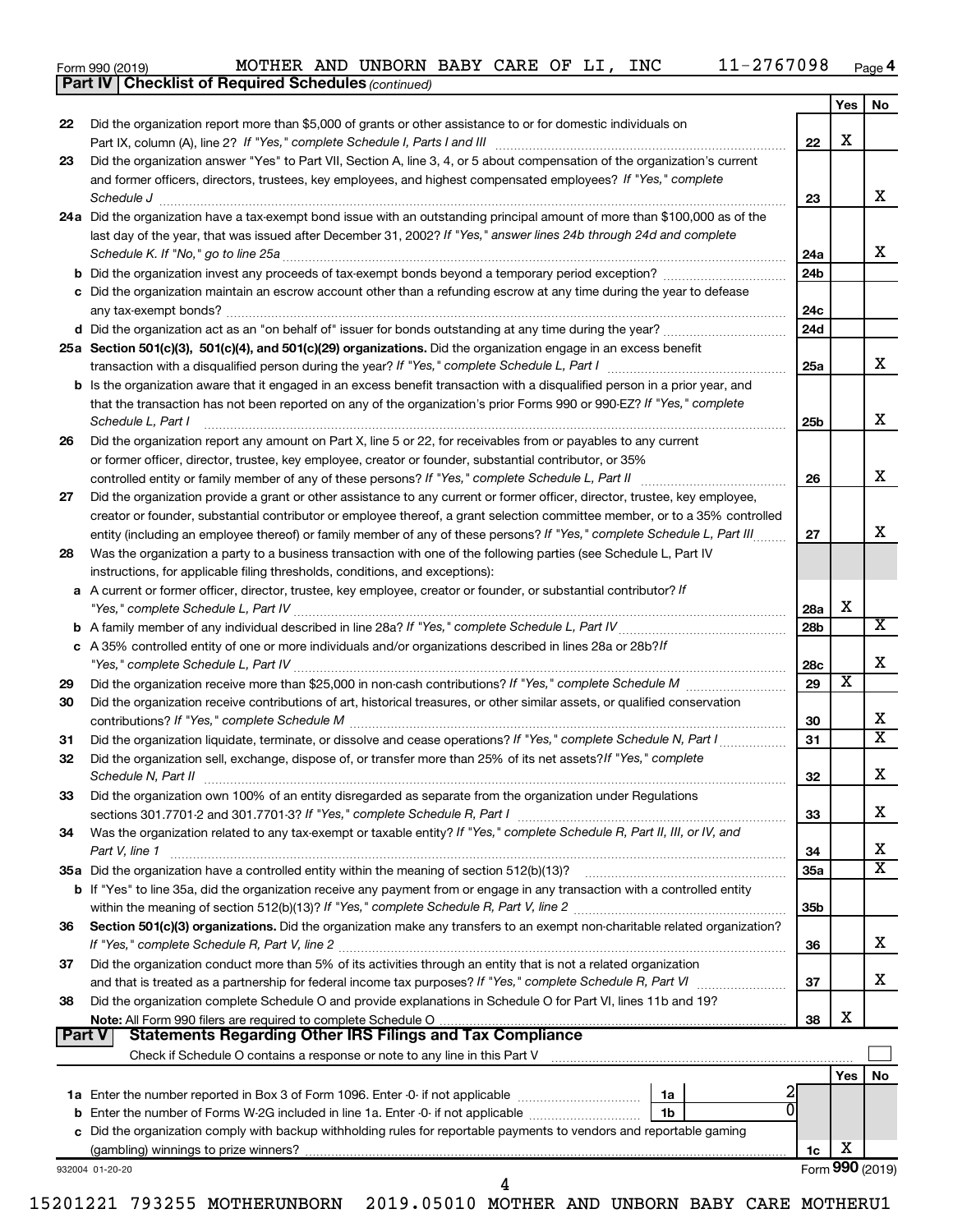Form 990 (2019) MOTHER AND UNBORN BABY CARE OF LI, INC 11-2767098 Page 4

**Part IV | Checklist of Required Schedules** *(continued)*

| | | | Yes | No |
|---|---|---|---|---|
| 22 | Did the organization report more than $5,000 of grants or other assistance to or for domestic individuals on Part IX, column (A), line 2? *If "Yes," complete Schedule I, Parts I and III* | 22 | X | |
| 23 | Did the organization answer "Yes" to Part VII, Section A, line 3, 4, or 5 about compensation of the organization's current and former officers, directors, trustees, key employees, and highest compensated employees? *If "Yes," complete Schedule J* | 23 | | X |
| 24a | Did the organization have a tax-exempt bond issue with an outstanding principal amount of more than $100,000 as of the last day of the year, that was issued after December 31, 2002? *If "Yes," answer lines 24b through 24d and complete Schedule K. If "No," go to line 25a* | 24a | | X |
| b | Did the organization invest any proceeds of tax-exempt bonds beyond a temporary period exception? | 24b | | |
| c | Did the organization maintain an escrow account other than a refunding escrow at any time during the year to defease any tax-exempt bonds? | 24c | | |
| d | Did the organization act as an "on behalf of" issuer for bonds outstanding at any time during the year? | 24d | | |
| 25a | **Section 501(c)(3), 501(c)(4), and 501(c)(29) organizations.** Did the organization engage in an excess benefit transaction with a disqualified person during the year? *If "Yes," complete Schedule L, Part I* | 25a | | X |
| b | Is the organization aware that it engaged in an excess benefit transaction with a disqualified person in a prior year, and that the transaction has not been reported on any of the organization's prior Forms 990 or 990-EZ? *If "Yes," complete Schedule L, Part I* | 25b | | X |
| 26 | Did the organization report any amount on Part X, line 5 or 22, for receivables from or payables to any current or former officer, director, trustee, key employee, creator or founder, substantial contributor, or 35% controlled entity or family member of any of these persons? *If "Yes," complete Schedule L, Part II* | 26 | | X |
| 27 | Did the organization provide a grant or other assistance to any current or former officer, director, trustee, key employee, creator or founder, substantial contributor or employee thereof, a grant selection committee member, or to a 35% controlled entity (including an employee thereof) or family member of any of these persons? *If "Yes," complete Schedule L, Part III* | 27 | | X |
| 28 | Was the organization a party to a business transaction with one of the following parties (see Schedule L, Part IV instructions, for applicable filing thresholds, conditions, and exceptions): | | | |
| a | A current or former officer, director, trustee, key employee, creator or founder, or substantial contributor? *If "Yes," complete Schedule L, Part IV* | 28a | X | |
| b | A family member of any individual described in line 28a? *If "Yes," complete Schedule L, Part IV* | 28b | | X |
| c | A 35% controlled entity of one or more individuals and/or organizations described in lines 28a or 28b? *If "Yes," complete Schedule L, Part IV* | 28c | | X |
| 29 | Did the organization receive more than $25,000 in non-cash contributions? *If "Yes," complete Schedule M* | 29 | X | |
| 30 | Did the organization receive contributions of art, historical treasures, or other similar assets, or qualified conservation contributions? *If "Yes," complete Schedule M* | 30 | | X |
| 31 | Did the organization liquidate, terminate, or dissolve and cease operations? *If "Yes," complete Schedule N, Part I* | 31 | | X |
| 32 | Did the organization sell, exchange, dispose of, or transfer more than 25% of its net assets? *If "Yes," complete Schedule N, Part II* | 32 | | X |
| 33 | Did the organization own 100% of an entity disregarded as separate from the organization under Regulations sections 301.7701-2 and 301.7701-3? *If "Yes," complete Schedule R, Part I* | 33 | | X |
| 34 | Was the organization related to any tax-exempt or taxable entity? *If "Yes," complete Schedule R, Part II, III, or IV, and Part V, line 1* | 34 | | X |
| 35a | Did the organization have a controlled entity within the meaning of section 512(b)(13)? | 35a | | X |
| b | If "Yes" to line 35a, did the organization receive any payment from or engage in any transaction with a controlled entity within the meaning of section 512(b)(13)? *If "Yes," complete Schedule R, Part V, line 2* | 35b | | |
| 36 | **Section 501(c)(3) organizations.** Did the organization make any transfers to an exempt non-charitable related organization? *If "Yes," complete Schedule R, Part V, line 2* | 36 | | X |
| 37 | Did the organization conduct more than 5% of its activities through an entity that is not a related organization and that is treated as a partnership for federal income tax purposes? *If "Yes," complete Schedule R, Part VI* | 37 | | X |
| 38 | Did the organization complete Schedule O and provide explanations in Schedule O for Part VI, lines 11b and 19? **Note:** All Form 990 filers are required to complete Schedule O | 38 | X | |

**Part V | Statements Regarding Other IRS Filings and Tax Compliance**

Check if Schedule O contains a response or note to any line in this Part V ☐

| | | | | Yes | No |
|---|---|---|---|---|---|
| 1a | Enter the number reported in Box 3 of Form 1096. Enter -0- if not applicable | 1a | 2 | | |
| b | Enter the number of Forms W-2G included in line 1a. Enter -0- if not applicable | 1b | 0 | | |
| c | Did the organization comply with backup withholding rules for reportable payments to vendors and reportable gaming (gambling) winnings to prize winners? | 1c | | X | |

932004 01-20-20 Form **990** (2019)

15201221 793255 MOTHERUNBORN 2019.05010 MOTHER AND UNBORN BABY CARE MOTHERU1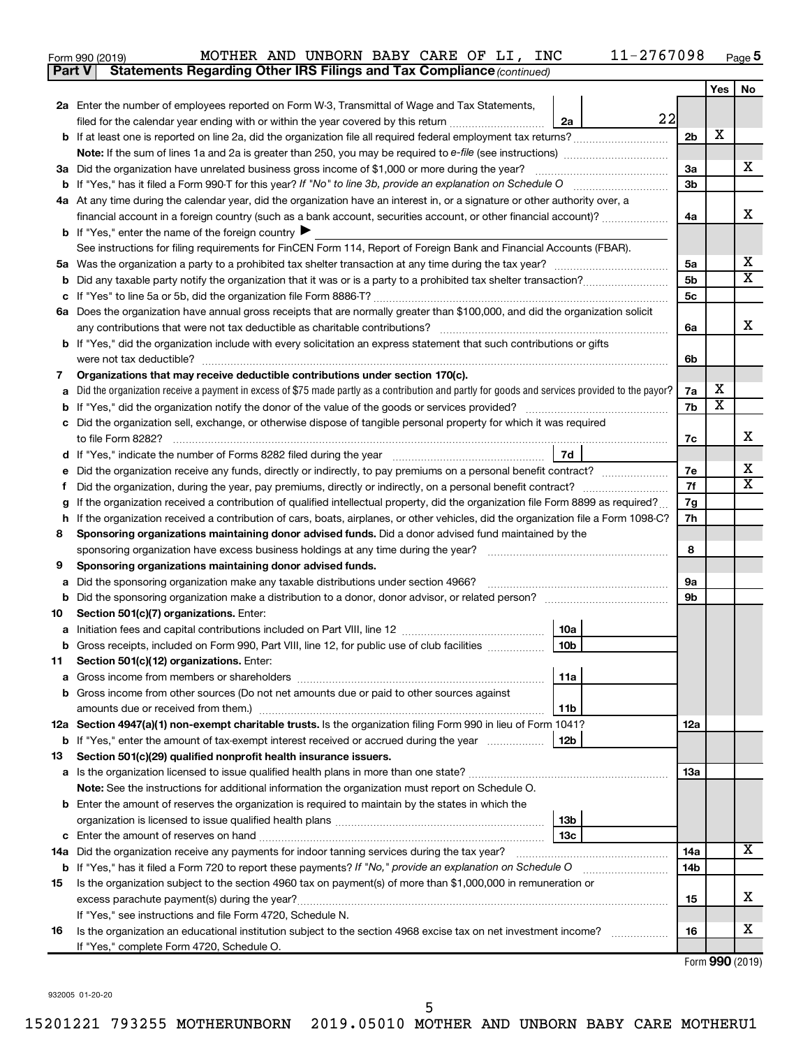Form 990 (2019) MOTHER AND UNBORN BABY CARE OF LI, INC 11-2767098 Page 5

**Part V Statements Regarding Other IRS Filings and Tax Compliance** *(continued)*

| | | | | Yes | No |
|---|---|---|---|---|---|
| **2a** | Enter the number of employees reported on Form W-3, Transmittal of Wage and Tax Statements, filed for the calendar year ending with or within the year covered by this return | 2a 22 | | | |
| **b** | If at least one is reported on line 2a, did the organization file all required federal employment tax returns? | | 2b | X | |
| | **Note:** If the sum of lines 1a and 2a is greater than 250, you may be required to *e-file* (see instructions) | | | | |
| **3a** | Did the organization have unrelated business gross income of $1,000 or more during the year? | | 3a | | X |
| **b** | If "Yes," has it filed a Form 990-T for this year? *If "No" to line 3b, provide an explanation on Schedule O* | | 3b | | |
| **4a** | At any time during the calendar year, did the organization have an interest in, or a signature or other authority over, a financial account in a foreign country (such as a bank account, securities account, or other financial account)? | | 4a | | X |
| **b** | If "Yes," enter the name of the foreign country ▶ | | | | |
| | See instructions for filing requirements for FinCEN Form 114, Report of Foreign Bank and Financial Accounts (FBAR). | | | | |
| **5a** | Was the organization a party to a prohibited tax shelter transaction at any time during the tax year? | | 5a | | X |
| **b** | Did any taxable party notify the organization that it was or is a party to a prohibited tax shelter transaction? | | 5b | | X |
| **c** | If "Yes" to line 5a or 5b, did the organization file Form 8886-T? | | 5c | | |
| **6a** | Does the organization have annual gross receipts that are normally greater than $100,000, and did the organization solicit any contributions that were not tax deductible as charitable contributions? | | 6a | | X |
| **b** | If "Yes," did the organization include with every solicitation an express statement that such contributions or gifts were not tax deductible? | | 6b | | |
| **7** | **Organizations that may receive deductible contributions under section 170(c).** | | | | |
| **a** | Did the organization receive a payment in excess of $75 made partly as a contribution and partly for goods and services provided to the payor? | | 7a | X | |
| **b** | If "Yes," did the organization notify the donor of the value of the goods or services provided? | | 7b | X | |
| **c** | Did the organization sell, exchange, or otherwise dispose of tangible personal property for which it was required to file Form 8282? | | 7c | | X |
| **d** | If "Yes," indicate the number of Forms 8282 filed during the year | 7d | | | |
| **e** | Did the organization receive any funds, directly or indirectly, to pay premiums on a personal benefit contract? | | 7e | | X |
| **f** | Did the organization, during the year, pay premiums, directly or indirectly, on a personal benefit contract? | | 7f | | X |
| **g** | If the organization received a contribution of qualified intellectual property, did the organization file Form 8899 as required? | | 7g | | |
| **h** | If the organization received a contribution of cars, boats, airplanes, or other vehicles, did the organization file a Form 1098-C? | | 7h | | |
| **8** | **Sponsoring organizations maintaining donor advised funds.** Did a donor advised fund maintained by the sponsoring organization have excess business holdings at any time during the year? | | 8 | | |
| **9** | **Sponsoring organizations maintaining donor advised funds.** | | | | |
| **a** | Did the sponsoring organization make any taxable distributions under section 4966? | | 9a | | |
| **b** | Did the sponsoring organization make a distribution to a donor, donor advisor, or related person? | | 9b | | |
| **10** | **Section 501(c)(7) organizations.** Enter: | | | | |
| **a** | Initiation fees and capital contributions included on Part VIII, line 12 | 10a | | | |
| **b** | Gross receipts, included on Form 990, Part VIII, line 12, for public use of club facilities | 10b | | | |
| **11** | **Section 501(c)(12) organizations.** Enter: | | | | |
| **a** | Gross income from members or shareholders | 11a | | | |
| **b** | Gross income from other sources (Do not net amounts due or paid to other sources against amounts due or received from them.) | 11b | | | |
| **12a** | **Section 4947(a)(1) non-exempt charitable trusts.** Is the organization filing Form 990 in lieu of Form 1041? | | 12a | | |
| **b** | If "Yes," enter the amount of tax-exempt interest received or accrued during the year | 12b | | | |
| **13** | **Section 501(c)(29) qualified nonprofit health insurance issuers.** | | | | |
| **a** | Is the organization licensed to issue qualified health plans in more than one state? | | 13a | | |
| | **Note:** See the instructions for additional information the organization must report on Schedule O. | | | | |
| **b** | Enter the amount of reserves the organization is required to maintain by the states in which the organization is licensed to issue qualified health plans | 13b | | | |
| **c** | Enter the amount of reserves on hand | 13c | | | |
| **14a** | Did the organization receive any payments for indoor tanning services during the tax year? | | 14a | | X |
| **b** | If "Yes," has it filed a Form 720 to report these payments? *If "No," provide an explanation on Schedule O* | | 14b | | |
| **15** | Is the organization subject to the section 4960 tax on payment(s) of more than $1,000,000 in remuneration or excess parachute payment(s) during the year? | | 15 | | X |
| | If "Yes," see instructions and file Form 4720, Schedule N. | | | | |
| **16** | Is the organization an educational institution subject to the section 4968 excise tax on net investment income? | | 16 | | X |
| | If "Yes," complete Form 4720, Schedule O. | | | | |

Form **990** (2019)

932005 01-20-20

15201221 793255 MOTHERUNBORN 2019.05010 MOTHER AND UNBORN BABY CARE MOTHERU1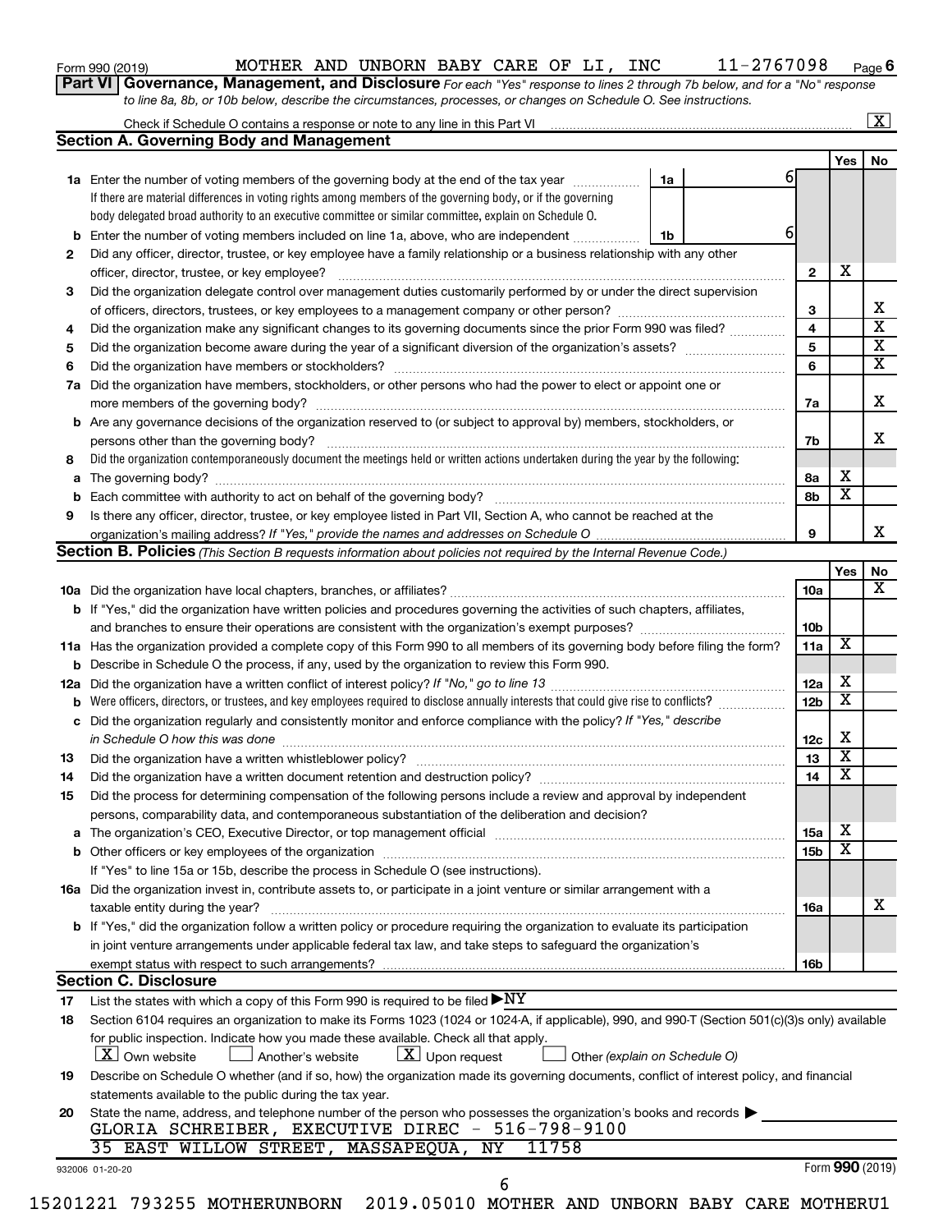Form 990 (2019) MOTHER AND UNBORN BABY CARE OF LI, INC 11-2767098 Page **6**

## Part VI Governance, Management, and Disclosure

*For each "Yes" response to lines 2 through 7b below, and for a "No" response to line 8a, 8b, or 10b below, describe the circumstances, processes, or changes on Schedule O. See instructions.*

Check if Schedule O contains a response or note to any line in this Part VI .......... [X]

### Section A. Governing Body and Management

| | | | | Yes | No |
|---|---|---|---|---|---|
| **1a** | Enter the number of voting members of the governing body at the end of the tax year. If there are material differences in voting rights among members of the governing body, or if the governing body delegated broad authority to an executive committee or similar committee, explain on Schedule O. | 1a: 6 | | | |
| **b** | Enter the number of voting members included on line 1a, above, who are independent | 1b: 6 | | | |
| **2** | Did any officer, director, trustee, or key employee have a family relationship or a business relationship with any other officer, director, trustee, or key employee? | | 2 | X | |
| **3** | Did the organization delegate control over management duties customarily performed by or under the direct supervision of officers, directors, trustees, or key employees to a management company or other person? | | 3 | | X |
| **4** | Did the organization make any significant changes to its governing documents since the prior Form 990 was filed? | | 4 | | X |
| **5** | Did the organization become aware during the year of a significant diversion of the organization's assets? | | 5 | | X |
| **6** | Did the organization have members or stockholders? | | 6 | | X |
| **7a** | Did the organization have members, stockholders, or other persons who had the power to elect or appoint one or more members of the governing body? | | 7a | | X |
| **b** | Are any governance decisions of the organization reserved to (or subject to approval by) members, stockholders, or persons other than the governing body? | | 7b | | X |
| **8** | Did the organization contemporaneously document the meetings held or written actions undertaken during the year by the following: | | | | |
| **a** | The governing body? | | 8a | X | |
| **b** | Each committee with authority to act on behalf of the governing body? | | 8b | X | |
| **9** | Is there any officer, director, trustee, or key employee listed in Part VII, Section A, who cannot be reached at the organization's mailing address? *If "Yes," provide the names and addresses on Schedule O* | | 9 | | X |

### Section B. Policies *(This Section B requests information about policies not required by the Internal Revenue Code.)*

| | | | Yes | No |
|---|---|---|---|---|
| **10a** | Did the organization have local chapters, branches, or affiliates? | 10a | | X |
| **b** | If "Yes," did the organization have written policies and procedures governing the activities of such chapters, affiliates, and branches to ensure their operations are consistent with the organization's exempt purposes? | 10b | | |
| **11a** | Has the organization provided a complete copy of this Form 990 to all members of its governing body before filing the form? | 11a | X | |
| **b** | Describe in Schedule O the process, if any, used by the organization to review this Form 990. | | | |
| **12a** | Did the organization have a written conflict of interest policy? *If "No," go to line 13* | 12a | X | |
| **b** | Were officers, directors, or trustees, and key employees required to disclose annually interests that could give rise to conflicts? | 12b | X | |
| **c** | Did the organization regularly and consistently monitor and enforce compliance with the policy? *If "Yes," describe in Schedule O how this was done* | 12c | X | |
| **13** | Did the organization have a written whistleblower policy? | 13 | X | |
| **14** | Did the organization have a written document retention and destruction policy? | 14 | X | |
| **15** | Did the process for determining compensation of the following persons include a review and approval by independent persons, comparability data, and contemporaneous substantiation of the deliberation and decision? | | | |
| **a** | The organization's CEO, Executive Director, or top management official | 15a | X | |
| **b** | Other officers or key employees of the organization | 15b | X | |
| | If "Yes" to line 15a or 15b, describe the process in Schedule O (see instructions). | | | |
| **16a** | Did the organization invest in, contribute assets to, or participate in a joint venture or similar arrangement with a taxable entity during the year? | 16a | | X |
| **b** | If "Yes," did the organization follow a written policy or procedure requiring the organization to evaluate its participation in joint venture arrangements under applicable federal tax law, and take steps to safeguard the organization's exempt status with respect to such arrangements? | 16b | | |

### Section C. Disclosure

**17** List the states with which a copy of this Form 990 is required to be filed ▶ NY

**18** Section 6104 requires an organization to make its Forms 1023 (1024 or 1024-A, if applicable), 990, and 990-T (Section 501(c)(3)s only) available for public inspection. Indicate how you made these available. Check all that apply.

[X] Own website [ ] Another's website [X] Upon request [ ] Other *(explain on Schedule O)*

**19** Describe on Schedule O whether (and if so, how) the organization made its governing documents, conflict of interest policy, and financial statements available to the public during the tax year.

**20** State the name, address, and telephone number of the person who possesses the organization's books and records ▶

GLORIA SCHREIBER, EXECUTIVE DIREC - 516-798-9100

35 EAST WILLOW STREET, MASSAPEQUA, NY 11758

932006 01-20-20 Form **990** (2019)

15201221 793255 MOTHERUNBORN 2019.05010 MOTHER AND UNBORN BABY CARE MOTHERU1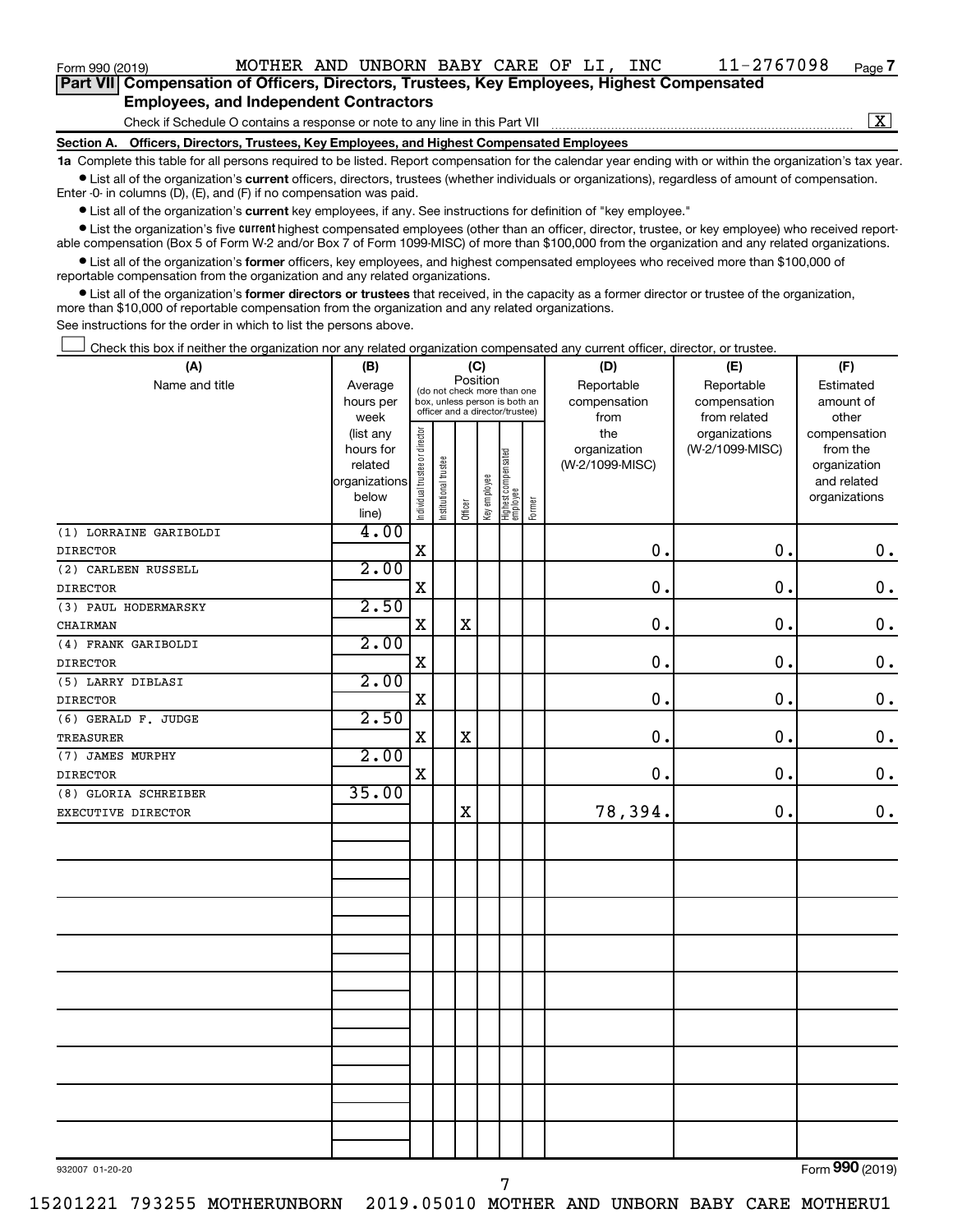Form 990 (2019) MOTHER AND UNBORN BABY CARE OF LI, INC 11-2767098 Page 7

**Part VII Compensation of Officers, Directors, Trustees, Key Employees, Highest Compensated Employees, and Independent Contractors**

Check if Schedule O contains a response or note to any line in this Part VII [X]

**Section A. Officers, Directors, Trustees, Key Employees, and Highest Compensated Employees**

**1a** Complete this table for all persons required to be listed. Report compensation for the calendar year ending with or within the organization's tax year.

- List all of the organization's **current** officers, directors, trustees (whether individuals or organizations), regardless of amount of compensation. Enter -0- in columns (D), (E), and (F) if no compensation was paid.
- List all of the organization's **current** key employees, if any. See instructions for definition of "key employee."
- List the organization's five **current** highest compensated employees (other than an officer, director, trustee, or key employee) who received reportable compensation (Box 5 of Form W-2 and/or Box 7 of Form 1099-MISC) of more than $100,000 from the organization and any related organizations.
- List all of the organization's **former** officers, key employees, and highest compensated employees who received more than $100,000 of reportable compensation from the organization and any related organizations.
- List all of the organization's **former directors or trustees** that received, in the capacity as a former director or trustee of the organization, more than $10,000 of reportable compensation from the organization and any related organizations.

See instructions for the order in which to list the persons above.

[ ] Check this box if neither the organization nor any related organization compensated any current officer, director, or trustee.

| (A) Name and title | (B) Average hours per week (list any hours for related organizations below line) | (C) Position: Individual trustee or director | Institutional trustee | Officer | Key employee | Highest compensated employee | Former | (D) Reportable compensation from the organization (W-2/1099-MISC) | (E) Reportable compensation from related organizations (W-2/1099-MISC) | (F) Estimated amount of other compensation from the organization and related organizations |
|---|---|---|---|---|---|---|---|---|---|---|
| (1) LORRAINE GARIBOLDI<br>DIRECTOR | 4.00 | X | | | | | | 0. | 0. | 0. |
| (2) CARLEEN RUSSELL<br>DIRECTOR | 2.00 | X | | | | | | 0. | 0. | 0. |
| (3) PAUL HODERMARSKY<br>CHAIRMAN | 2.50 | X | | X | | | | 0. | 0. | 0. |
| (4) FRANK GARIBOLDI<br>DIRECTOR | 2.00 | X | | | | | | 0. | 0. | 0. |
| (5) LARRY DIBLASI<br>DIRECTOR | 2.00 | X | | | | | | 0. | 0. | 0. |
| (6) GERALD F. JUDGE<br>TREASURER | 2.50 | X | | X | | | | 0. | 0. | 0. |
| (7) JAMES MURPHY<br>DIRECTOR | 2.00 | X | | | | | | 0. | 0. | 0. |
| (8) GLORIA SCHREIBER<br>EXECUTIVE DIRECTOR | 35.00 | | | X | | | | 78,394. | 0. | 0. |

932007 01-20-20 Form 990 (2019)

15201221 793255 MOTHERUNBORN 2019.05010 MOTHER AND UNBORN BABY CARE MOTHERU1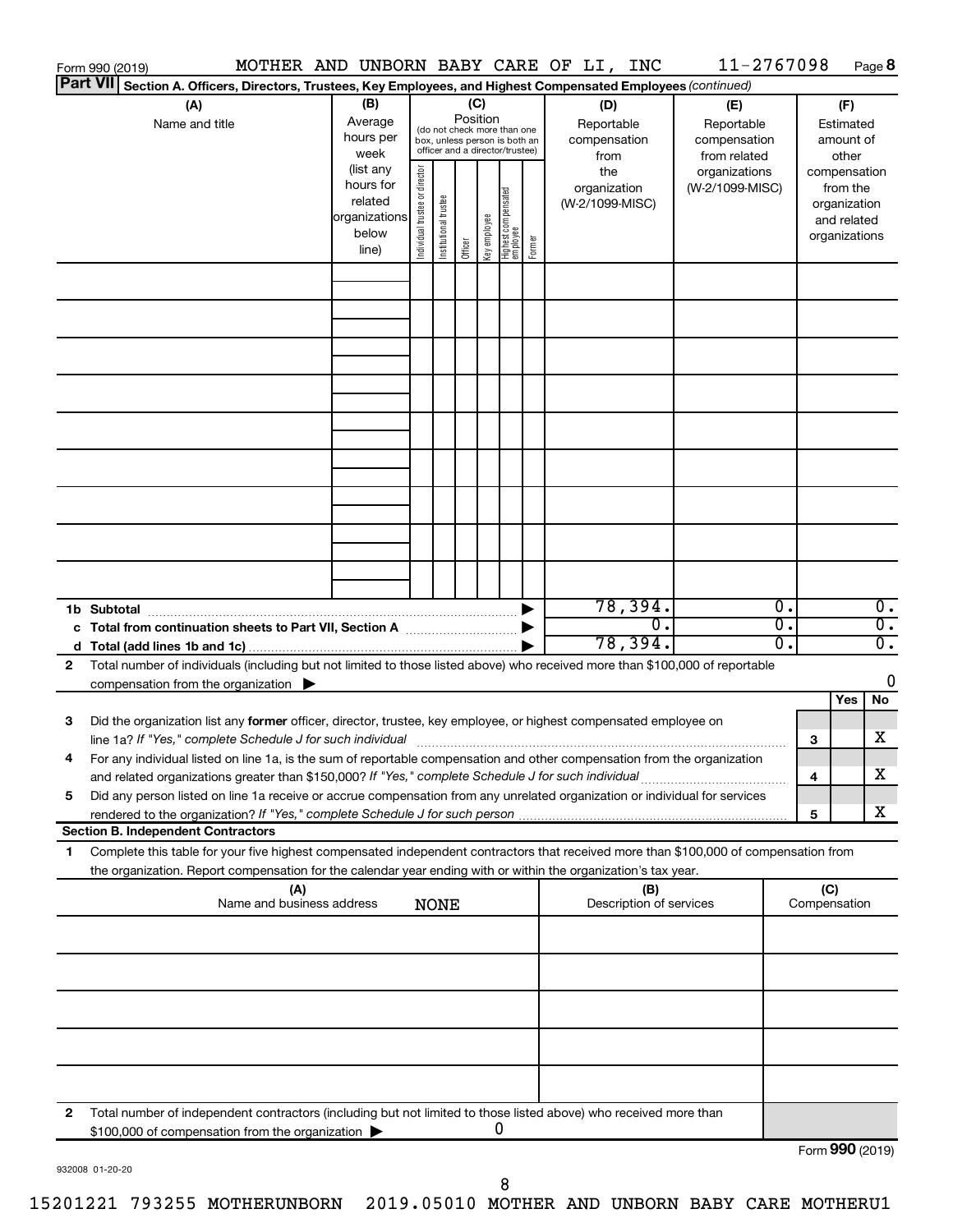Form 990 (2019) MOTHER AND UNBORN BABY CARE OF LI, INC 11-2767098 Page **8**

**Part VII** **Section A. Officers, Directors, Trustees, Key Employees, and Highest Compensated Employees** *(continued)*

| (A) Name and title | (B) Average hours per week (list any hours for related organizations below line) | (C) Position (do not check more than one box, unless person is both an officer and a director/trustee): Individual trustee or director | Institutional trustee | Officer | Key employee | Highest compensated employee | Former | (D) Reportable compensation from the organization (W-2/1099-MISC) | (E) Reportable compensation from related organizations (W-2/1099-MISC) | (F) Estimated amount of other compensation from the organization and related organizations |
|---|---|---|---|---|---|---|---|---|---|---|
| | | | | | | | | | | |
| | | | | | | | | | | |
| | | | | | | | | | | |
| | | | | | | | | | | |
| | | | | | | | | | | |
| | | | | | | | | | | |
| | | | | | | | | | | |
| | | | | | | | | | | |
| | | | | | | | | | | |
| **1b Subtotal** | | | | | | | ▶ | 78,394. | 0. | 0. |
| **c Total from continuation sheets to Part VII, Section A** | | | | | | | ▶ | 0. | 0. | 0. |
| **d Total (add lines 1b and 1c)** | | | | | | | ▶ | 78,394. | 0. | 0. |

**2** Total number of individuals (including but not limited to those listed above) who received more than $100,000 of reportable compensation from the organization ▶ 0

| | | | Yes | No |
|---|---|---|---|---|
| **3** | Did the organization list any **former** officer, director, trustee, key employee, or highest compensated employee on line 1a? *If "Yes," complete Schedule J for such individual* | 3 | | X |
| **4** | For any individual listed on line 1a, is the sum of reportable compensation and other compensation from the organization and related organizations greater than $150,000? *If "Yes," complete Schedule J for such individual* | 4 | | X |
| **5** | Did any person listed on line 1a receive or accrue compensation from any unrelated organization or individual for services rendered to the organization? *If "Yes," complete Schedule J for such person* | 5 | | X |

**Section B. Independent Contractors**

**1** Complete this table for your five highest compensated independent contractors that received more than $100,000 of compensation from the organization. Report compensation for the calendar year ending with or within the organization's tax year.

| (A) Name and business address | (B) Description of services | (C) Compensation |
|---|---|---|
| NONE | | |
| | | |
| | | |
| | | |
| | | |

**2** Total number of independent contractors (including but not limited to those listed above) who received more than $100,000 of compensation from the organization ▶ 0

Form **990** (2019)

932008 01-20-20

15201221 793255 MOTHERUNBORN 2019.05010 MOTHER AND UNBORN BABY CARE MOTHERU1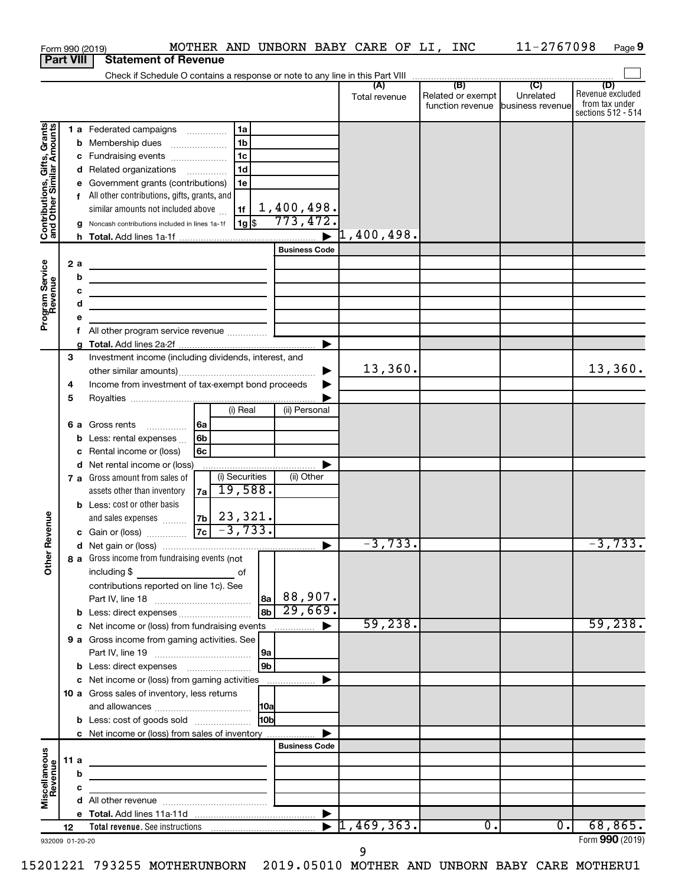Form 990 (2019) MOTHER AND UNBORN BABY CARE OF LI, INC 11-2767098

## Part VIII Statement of Revenue

Check if Schedule O contains a response or note to any line in this Part VIII

| | | | (A) Total revenue | (B) Related or exempt function revenue | (C) Unrelated business revenue | (D) Revenue excluded from tax under sections 512 - 514 |
|---|---|---|---|---|---|---|
| **Contributions, Gifts, Grants and Other Similar Amounts** | 1 a Federated campaigns | 1a | | | | |
| | b Membership dues | 1b | | | | |
| | c Fundraising events | 1c | | | | |
| | d Related organizations | 1d | | | | |
| | e Government grants (contributions) | 1e | | | | |
| | f All other contributions, gifts, grants, and similar amounts not included above | 1f 1,400,498. | | | | |
| | g Noncash contributions included in lines 1a-1f | 1g $ 773,472. | | | | |
| | h Total. Add lines 1a-1f | | 1,400,498. | | | |
| **Program Service Revenue** | | Business Code | | | | |
| | 2 a | | | | | |
| | b | | | | | |
| | c | | | | | |
| | d | | | | | |
| | e | | | | | |
| | f All other program service revenue | | | | | |
| | g Total. Add lines 2a-2f | | | | | |
| **Other Revenue** | 3 Investment income (including dividends, interest, and other similar amounts) | | 13,360. | | | 13,360. |
| | 4 Income from investment of tax-exempt bond proceeds | | | | | |
| | 5 Royalties | | | | | |
| | | (i) Real / (ii) Personal | | | | |
| | 6 a Gross rents | 6a | | | | |
| | b Less: rental expenses | 6b | | | | |
| | c Rental income or (loss) | 6c | | | | |
| | d Net rental income or (loss) | | | | | |
| | | (i) Securities / (ii) Other | | | | |
| | 7 a Gross amount from sales of assets other than inventory | 7a 19,588. | | | | |
| | b Less: cost or other basis and sales expenses | 7b 23,321. | | | | |
| | c Gain or (loss) | 7c -3,733. | | | | |
| | d Net gain or (loss) | | -3,733. | | | -3,733. |
| | 8 a Gross income from fundraising events (not including $ of contributions reported on line 1c). See Part IV, line 18 | 8a 88,907. | | | | |
| | b Less: direct expenses | 8b 29,669. | | | | |
| | c Net income or (loss) from fundraising events | | 59,238. | | | 59,238. |
| | 9 a Gross income from gaming activities. See Part IV, line 19 | 9a | | | | |
| | b Less: direct expenses | 9b | | | | |
| | c Net income or (loss) from gaming activities | | | | | |
| | 10 a Gross sales of inventory, less returns and allowances | 10a | | | | |
| | b Less: cost of goods sold | 10b | | | | |
| | c Net income or (loss) from sales of inventory | | | | | |
| **Miscellaneous Revenue** | | Business Code | | | | |
| | 11 a | | | | | |
| | b | | | | | |
| | c | | | | | |
| | d All other revenue | | | | | |
| | e Total. Add lines 11a-11d | | | | | |
| | 12 Total revenue. See instructions | | 1,469,363. | 0. | 0. | 68,865. |

932009 01-20-20 Form **990** (2019)

15201221 793255 MOTHERUNBORN 2019.05010 MOTHER AND UNBORN BABY CARE MOTHERU1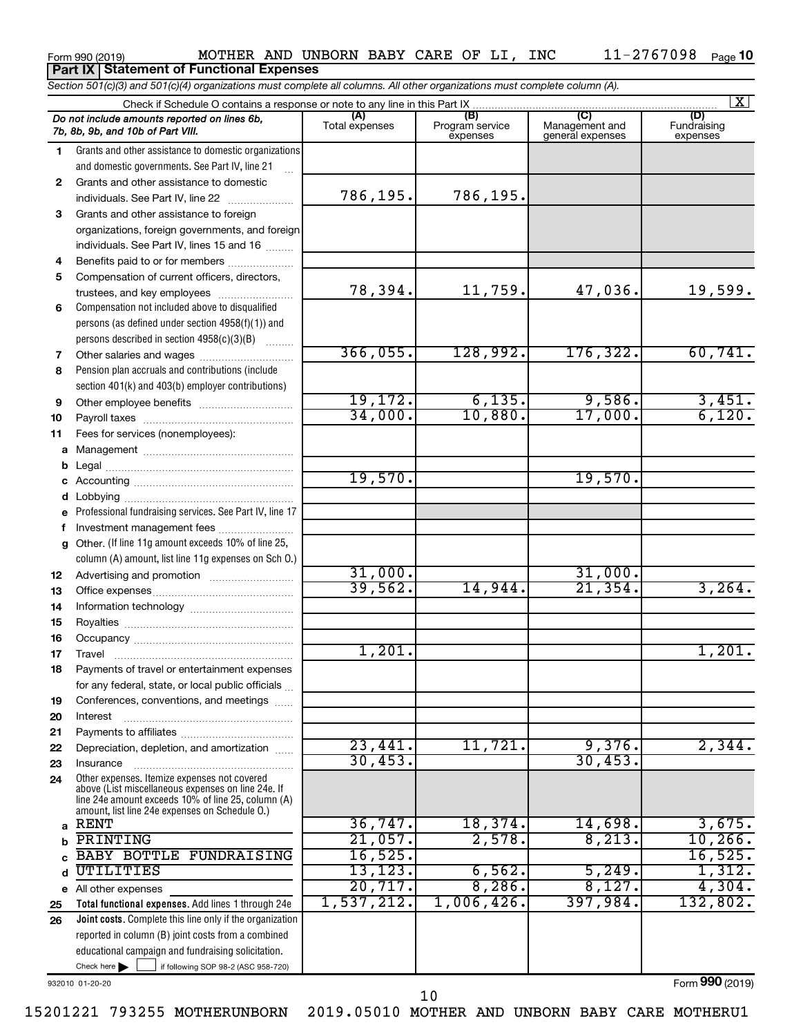Form 990 (2019) MOTHER AND UNBORN BABY CARE OF LI, INC 11-2767098 Page **10**

## Part IX Statement of Functional Expenses

*Section 501(c)(3) and 501(c)(4) organizations must complete all columns. All other organizations must complete column (A).*

Check if Schedule O contains a response or note to any line in this Part IX [X]

| | *Do not include amounts reported on lines 6b, 7b, 8b, 9b, and 10b of Part VIII.* | (A) Total expenses | (B) Program service expenses | (C) Management and general expenses | (D) Fundraising expenses |
|---|---|---|---|---|---|
| 1 | Grants and other assistance to domestic organizations and domestic governments. See Part IV, line 21 | | | | |
| 2 | Grants and other assistance to domestic individuals. See Part IV, line 22 | 786,195. | 786,195. | | |
| 3 | Grants and other assistance to foreign organizations, foreign governments, and foreign individuals. See Part IV, lines 15 and 16 | | | | |
| 4 | Benefits paid to or for members | | | | |
| 5 | Compensation of current officers, directors, trustees, and key employees | 78,394. | 11,759. | 47,036. | 19,599. |
| 6 | Compensation not included above to disqualified persons (as defined under section 4958(f)(1)) and persons described in section 4958(c)(3)(B) | | | | |
| 7 | Other salaries and wages | 366,055. | 128,992. | 176,322. | 60,741. |
| 8 | Pension plan accruals and contributions (include section 401(k) and 403(b) employer contributions) | | | | |
| 9 | Other employee benefits | 19,172. | 6,135. | 9,586. | 3,451. |
| 10 | Payroll taxes | 34,000. | 10,880. | 17,000. | 6,120. |
| 11 | Fees for services (nonemployees): | | | | |
| a | Management | | | | |
| b | Legal | | | | |
| c | Accounting | 19,570. | | 19,570. | |
| d | Lobbying | | | | |
| e | Professional fundraising services. See Part IV, line 17 | | | | |
| f | Investment management fees | | | | |
| g | Other. (If line 11g amount exceeds 10% of line 25, column (A) amount, list line 11g expenses on Sch O.) | | | | |
| 12 | Advertising and promotion | 31,000. | | 31,000. | |
| 13 | Office expenses | 39,562. | 14,944. | 21,354. | 3,264. |
| 14 | Information technology | | | | |
| 15 | Royalties | | | | |
| 16 | Occupancy | | | | |
| 17 | Travel | 1,201. | | | 1,201. |
| 18 | Payments of travel or entertainment expenses for any federal, state, or local public officials | | | | |
| 19 | Conferences, conventions, and meetings | | | | |
| 20 | Interest | | | | |
| 21 | Payments to affiliates | | | | |
| 22 | Depreciation, depletion, and amortization | 23,441. | 11,721. | 9,376. | 2,344. |
| 23 | Insurance | 30,453. | | 30,453. | |
| 24 | Other expenses. Itemize expenses not covered above (List miscellaneous expenses on line 24e. If line 24e amount exceeds 10% of line 25, column (A) amount, list line 24e expenses on Schedule O.) | | | | |
| a | RENT | 36,747. | 18,374. | 14,698. | 3,675. |
| b | PRINTING | 21,057. | 2,578. | 8,213. | 10,266. |
| c | BABY BOTTLE FUNDRAISING | 16,525. | | | 16,525. |
| d | UTILITIES | 13,123. | 6,562. | 5,249. | 1,312. |
| e | All other expenses | 20,717. | 8,286. | 8,127. | 4,304. |
| 25 | **Total functional expenses.** Add lines 1 through 24e | 1,537,212. | 1,006,426. | 397,984. | 132,802. |
| 26 | **Joint costs.** Complete this line only if the organization reported in column (B) joint costs from a combined educational campaign and fundraising solicitation. Check here [ ] if following SOP 98-2 (ASC 958-720) | | | | |

932010 01-20-20

Form **990** (2019)

15201221 793255 MOTHERUNBORN 2019.05010 MOTHER AND UNBORN BABY CARE MOTHERU1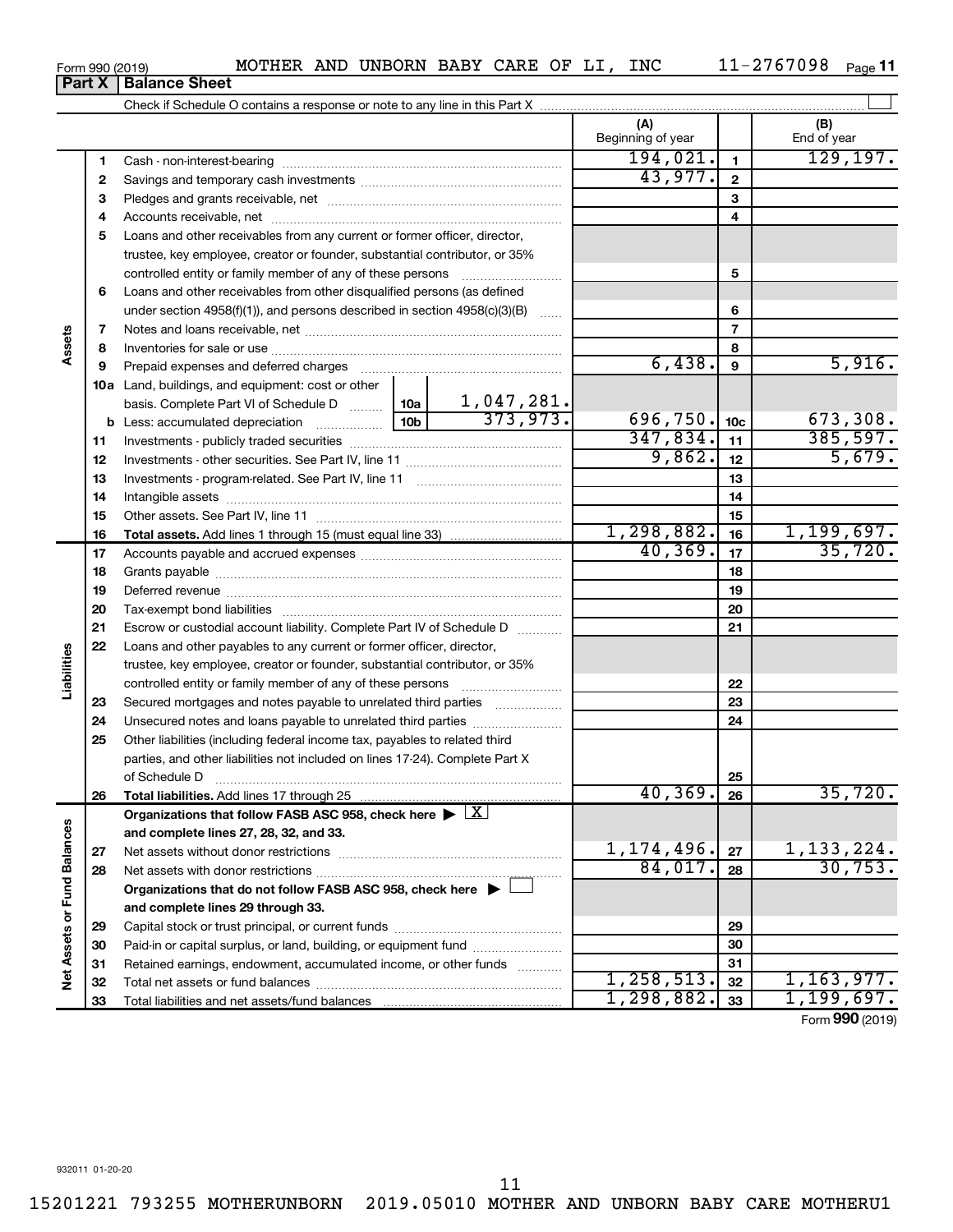Form 990 (2019) MOTHER AND UNBORN BABY CARE OF LI, INC 11-2767098

## Part X Balance Sheet

Check if Schedule O contains a response or note to any line in this Part X

| | | | | (A) Beginning of year | | (B) End of year |
|---|---|---|---|---|---|---|
| Assets | 1 | Cash - non-interest-bearing | | 194,021. | 1 | 129,197. |
| | 2 | Savings and temporary cash investments | | 43,977. | 2 | |
| | 3 | Pledges and grants receivable, net | | | 3 | |
| | 4 | Accounts receivable, net | | | 4 | |
| | 5 | Loans and other receivables from any current or former officer, director, trustee, key employee, creator or founder, substantial contributor, or 35% controlled entity or family member of any of these persons | | | 5 | |
| | 6 | Loans and other receivables from other disqualified persons (as defined under section 4958(f)(1)), and persons described in section 4958(c)(3)(B) | | | 6 | |
| | 7 | Notes and loans receivable, net | | | 7 | |
| | 8 | Inventories for sale or use | | | 8 | |
| | 9 | Prepaid expenses and deferred charges | | 6,438. | 9 | 5,916. |
| | 10a | Land, buildings, and equipment: cost or other basis. Complete Part VI of Schedule D | 10a 1,047,281. | | | |
| | b | Less: accumulated depreciation | 10b 373,973. | 696,750. | 10c | 673,308. |
| | 11 | Investments - publicly traded securities | | 347,834. | 11 | 385,597. |
| | 12 | Investments - other securities. See Part IV, line 11 | | 9,862. | 12 | 5,679. |
| | 13 | Investments - program-related. See Part IV, line 11 | | | 13 | |
| | 14 | Intangible assets | | | 14 | |
| | 15 | Other assets. See Part IV, line 11 | | | 15 | |
| | 16 | **Total assets.** Add lines 1 through 15 (must equal line 33) | | 1,298,882. | 16 | 1,199,697. |
| Liabilities | 17 | Accounts payable and accrued expenses | | 40,369. | 17 | 35,720. |
| | 18 | Grants payable | | | 18 | |
| | 19 | Deferred revenue | | | 19 | |
| | 20 | Tax-exempt bond liabilities | | | 20 | |
| | 21 | Escrow or custodial account liability. Complete Part IV of Schedule D | | | 21 | |
| | 22 | Loans and other payables to any current or former officer, director, trustee, key employee, creator or founder, substantial contributor, or 35% controlled entity or family member of any of these persons | | | 22 | |
| | 23 | Secured mortgages and notes payable to unrelated third parties | | | 23 | |
| | 24 | Unsecured notes and loans payable to unrelated third parties | | | 24 | |
| | 25 | Other liabilities (including federal income tax, payables to related third parties, and other liabilities not included on lines 17-24). Complete Part X of Schedule D | | | 25 | |
| | 26 | **Total liabilities.** Add lines 17 through 25 | | 40,369. | 26 | 35,720. |
| Net Assets or Fund Balances | | **Organizations that follow FASB ASC 958, check here** [X] **and complete lines 27, 28, 32, and 33.** | | | | |
| | 27 | Net assets without donor restrictions | | 1,174,496. | 27 | 1,133,224. |
| | 28 | Net assets with donor restrictions | | 84,017. | 28 | 30,753. |
| | | **Organizations that do not follow FASB ASC 958, check here** [ ] **and complete lines 29 through 33.** | | | | |
| | 29 | Capital stock or trust principal, or current funds | | | 29 | |
| | 30 | Paid-in or capital surplus, or land, building, or equipment fund | | | 30 | |
| | 31 | Retained earnings, endowment, accumulated income, or other funds | | | 31 | |
| | 32 | Total net assets or fund balances | | 1,258,513. | 32 | 1,163,977. |
| | 33 | Total liabilities and net assets/fund balances | | 1,298,882. | 33 | 1,199,697. |

Form **990** (2019)

932011 01-20-20

15201221 793255 MOTHERUNBORN 2019.05010 MOTHER AND UNBORN BABY CARE MOTHERU1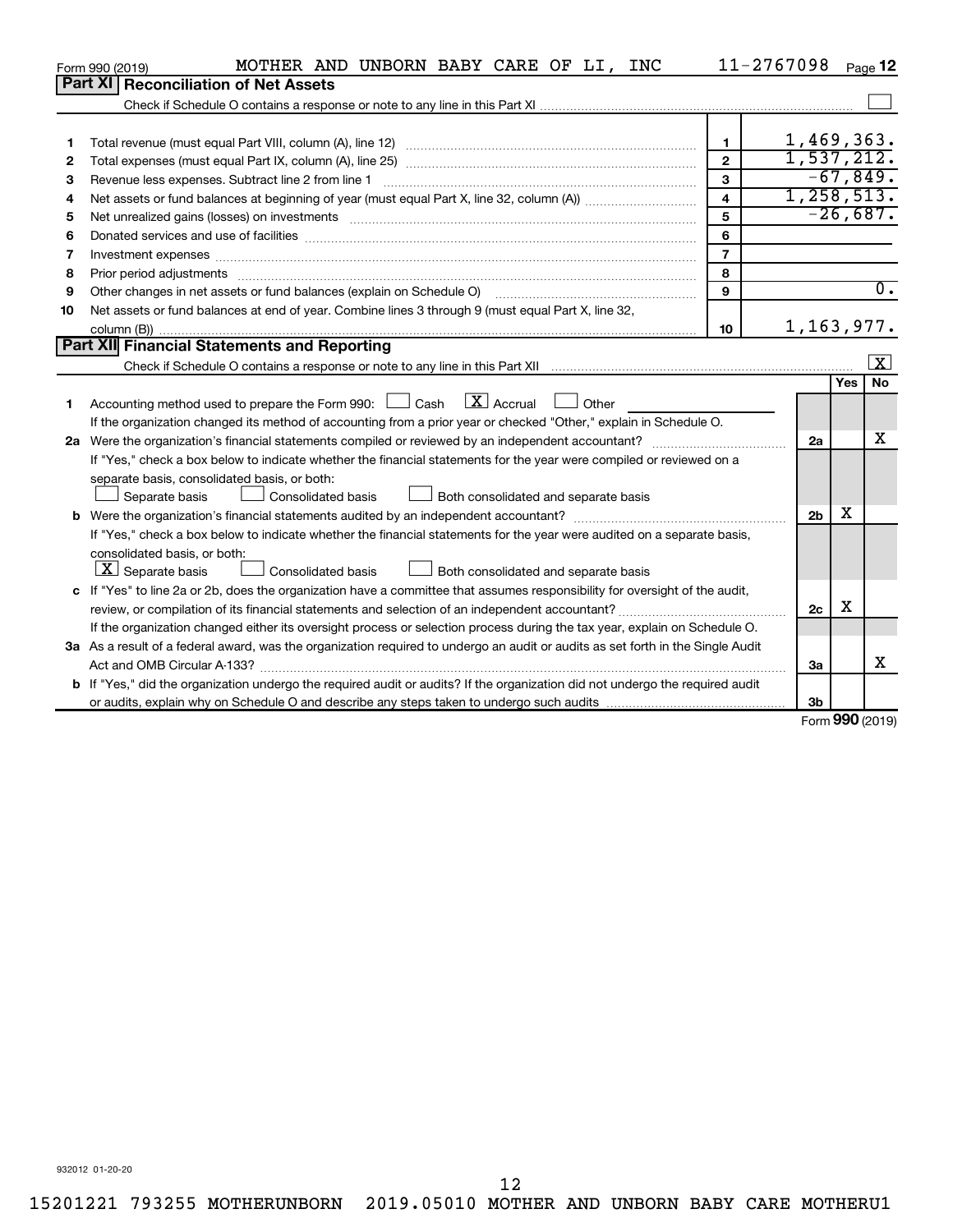Form 990 (2019) MOTHER AND UNBORN BABY CARE OF LI, INC 11-2767098 Page **12**

## Part XI Reconciliation of Net Assets

Check if Schedule O contains a response or note to any line in this Part XI ☐

| | | | |
|---|---|---|---|
| 1 | Total revenue (must equal Part VIII, column (A), line 12) | 1 | 1,469,363. |
| 2 | Total expenses (must equal Part IX, column (A), line 25) | 2 | 1,537,212. |
| 3 | Revenue less expenses. Subtract line 2 from line 1 | 3 | -67,849. |
| 4 | Net assets or fund balances at beginning of year (must equal Part X, line 32, column (A)) | 4 | 1,258,513. |
| 5 | Net unrealized gains (losses) on investments | 5 | -26,687. |
| 6 | Donated services and use of facilities | 6 | |
| 7 | Investment expenses | 7 | |
| 8 | Prior period adjustments | 8 | |
| 9 | Other changes in net assets or fund balances (explain on Schedule O) | 9 | 0. |
| 10 | Net assets or fund balances at end of year. Combine lines 3 through 9 (must equal Part X, line 32, column (B)) | 10 | 1,163,977. |

## Part XII Financial Statements and Reporting

Check if Schedule O contains a response or note to any line in this Part XII ☒

| | | | Yes | No |
|---|---|---|---|---|
| 1 | Accounting method used to prepare the Form 990: ☐ Cash ☒ Accrual ☐ Other<br>If the organization changed its method of accounting from a prior year or checked "Other," explain in Schedule O. | | | |
| 2a | Were the organization's financial statements compiled or reviewed by an independent accountant? | 2a | | X |
| | If "Yes," check a box below to indicate whether the financial statements for the year were compiled or reviewed on a separate basis, consolidated basis, or both:<br>☐ Separate basis ☐ Consolidated basis ☐ Both consolidated and separate basis | | | |
| b | Were the organization's financial statements audited by an independent accountant? | 2b | X | |
| | If "Yes," check a box below to indicate whether the financial statements for the year were audited on a separate basis, consolidated basis, or both:<br>☒ Separate basis ☐ Consolidated basis ☐ Both consolidated and separate basis | | | |
| c | If "Yes" to line 2a or 2b, does the organization have a committee that assumes responsibility for oversight of the audit, review, or compilation of its financial statements and selection of an independent accountant? | 2c | X | |
| | If the organization changed either its oversight process or selection process during the tax year, explain on Schedule O. | | | |
| 3a | As a result of a federal award, was the organization required to undergo an audit or audits as set forth in the Single Audit Act and OMB Circular A-133? | 3a | | X |
| b | If "Yes," did the organization undergo the required audit or audits? If the organization did not undergo the required audit or audits, explain why on Schedule O and describe any steps taken to undergo such audits | 3b | | |

Form **990** (2019)

932012 01-20-20

15201221 793255 MOTHERUNBORN 2019.05010 MOTHER AND UNBORN BABY CARE MOTHERU1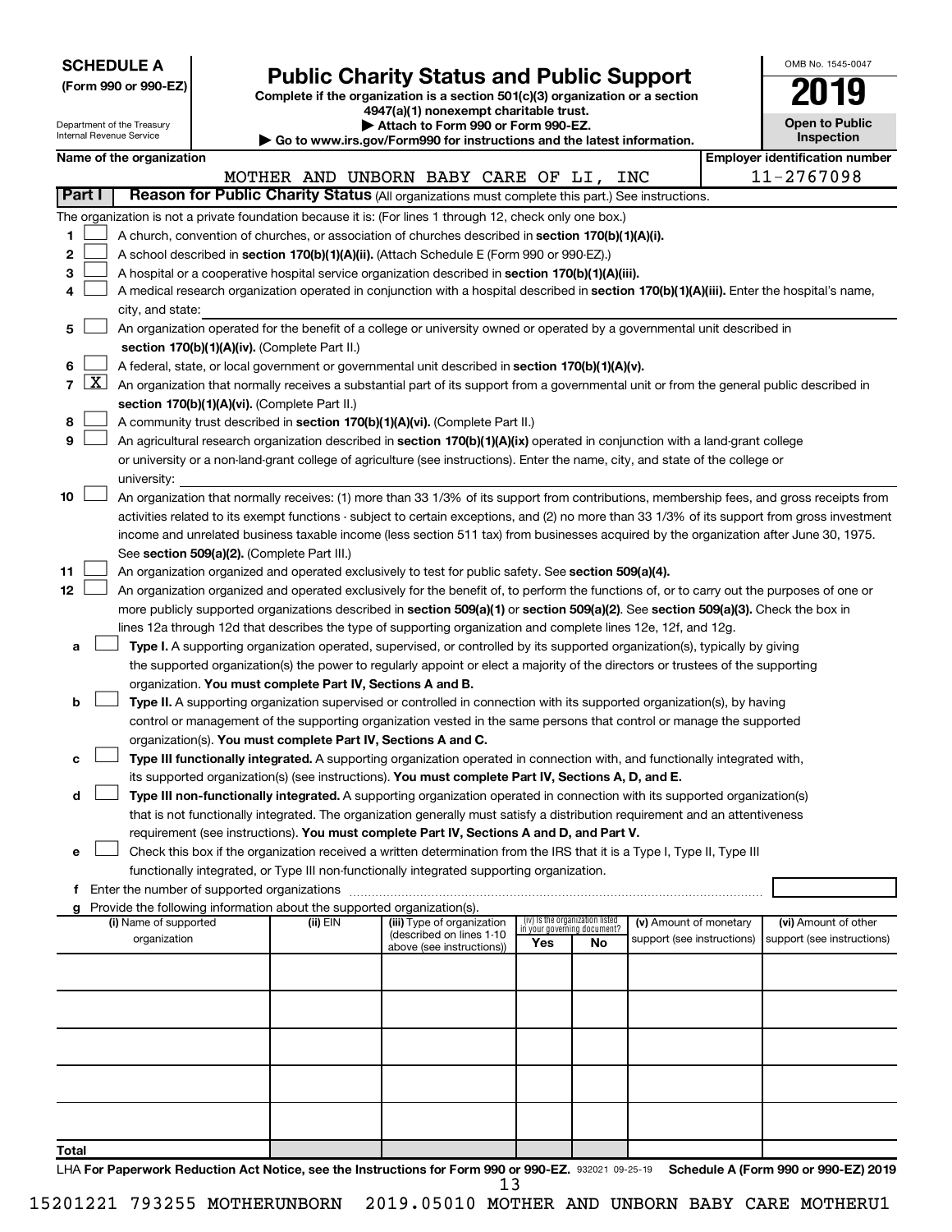**SCHEDULE A**
**(Form 990 or 990-EZ)**

Department of the Treasury
Internal Revenue Service

# Public Charity Status and Public Support

**Complete if the organization is a section 501(c)(3) organization or a section 4947(a)(1) nonexempt charitable trust.**
**▶ Attach to Form 990 or Form 990-EZ.**
**▶ Go to www.irs.gov/Form990 for instructions and the latest information.**

OMB No. 1545-0047

**2019**

**Open to Public Inspection**

**Name of the organization:** MOTHER AND UNBORN BABY CARE OF LI, INC

**Employer identification number:** 11-2767098

## Part I Reason for Public Charity Status (All organizations must complete this part.) See instructions.

The organization is not a private foundation because it is: (For lines 1 through 12, check only one box.)

1. ☐ A church, convention of churches, or association of churches described in **section 170(b)(1)(A)(i).**
2. ☐ A school described in **section 170(b)(1)(A)(ii).** (Attach Schedule E (Form 990 or 990-EZ).)
3. ☐ A hospital or a cooperative hospital service organization described in **section 170(b)(1)(A)(iii).**
4. ☐ A medical research organization operated in conjunction with a hospital described in **section 170(b)(1)(A)(iii).** Enter the hospital's name, city, and state:
5. ☐ An organization operated for the benefit of a college or university owned or operated by a governmental unit described in **section 170(b)(1)(A)(iv).** (Complete Part II.)
6. ☐ A federal, state, or local government or governmental unit described in **section 170(b)(1)(A)(v).**
7. ☒ An organization that normally receives a substantial part of its support from a governmental unit or from the general public described in **section 170(b)(1)(A)(vi).** (Complete Part II.)
8. ☐ A community trust described in **section 170(b)(1)(A)(vi).** (Complete Part II.)
9. ☐ An agricultural research organization described in **section 170(b)(1)(A)(ix)** operated in conjunction with a land-grant college or university or a non-land-grant college of agriculture (see instructions). Enter the name, city, and state of the college or university:
10. ☐ An organization that normally receives: (1) more than 33 1/3% of its support from contributions, membership fees, and gross receipts from activities related to its exempt functions - subject to certain exceptions, and (2) no more than 33 1/3% of its support from gross investment income and unrelated business taxable income (less section 511 tax) from businesses acquired by the organization after June 30, 1975. See **section 509(a)(2).** (Complete Part III.)
11. ☐ An organization organized and operated exclusively to test for public safety. See **section 509(a)(4).**
12. ☐ An organization organized and operated exclusively for the benefit of, to perform the functions of, or to carry out the purposes of one or more publicly supported organizations described in **section 509(a)(1)** or **section 509(a)(2)**. See **section 509(a)(3).** Check the box in lines 12a through 12d that describes the type of supporting organization and complete lines 12e, 12f, and 12g.
   - **a** ☐ **Type I.** A supporting organization operated, supervised, or controlled by its supported organization(s), typically by giving the supported organization(s) the power to regularly appoint or elect a majority of the directors or trustees of the supporting organization. **You must complete Part IV, Sections A and B.**
   - **b** ☐ **Type II.** A supporting organization supervised or controlled in connection with its supported organization(s), by having control or management of the supporting organization vested in the same persons that control or manage the supported organization(s). **You must complete Part IV, Sections A and C.**
   - **c** ☐ **Type III functionally integrated.** A supporting organization operated in connection with, and functionally integrated with, its supported organization(s) (see instructions). **You must complete Part IV, Sections A, D, and E.**
   - **d** ☐ **Type III non-functionally integrated.** A supporting organization operated in connection with its supported organization(s) that is not functionally integrated. The organization generally must satisfy a distribution requirement and an attentiveness requirement (see instructions). **You must complete Part IV, Sections A and D, and Part V.**
   - **e** ☐ Check this box if the organization received a written determination from the IRS that it is a Type I, Type II, Type III functionally integrated, or Type III non-functionally integrated supporting organization.
   - **f** Enter the number of supported organizations
   - **g** Provide the following information about the supported organization(s).

| (i) Name of supported organization | (ii) EIN | (iii) Type of organization (described on lines 1-10 above (see instructions)) | (iv) Is the organization listed in your governing document? Yes | No | (v) Amount of monetary support (see instructions) | (vi) Amount of other support (see instructions) |
|---|---|---|---|---|---|---|
| | | | | | | |
| | | | | | | |
| | | | | | | |
| | | | | | | |
| | | | | | | |
| **Total** | | | | | | |

LHA **For Paperwork Reduction Act Notice, see the Instructions for Form 990 or 990-EZ.** 932021 09-25-19 **Schedule A (Form 990 or 990-EZ) 2019**

15201221 793255 MOTHERUNBORN 2019.05010 MOTHER AND UNBORN BABY CARE MOTHERU1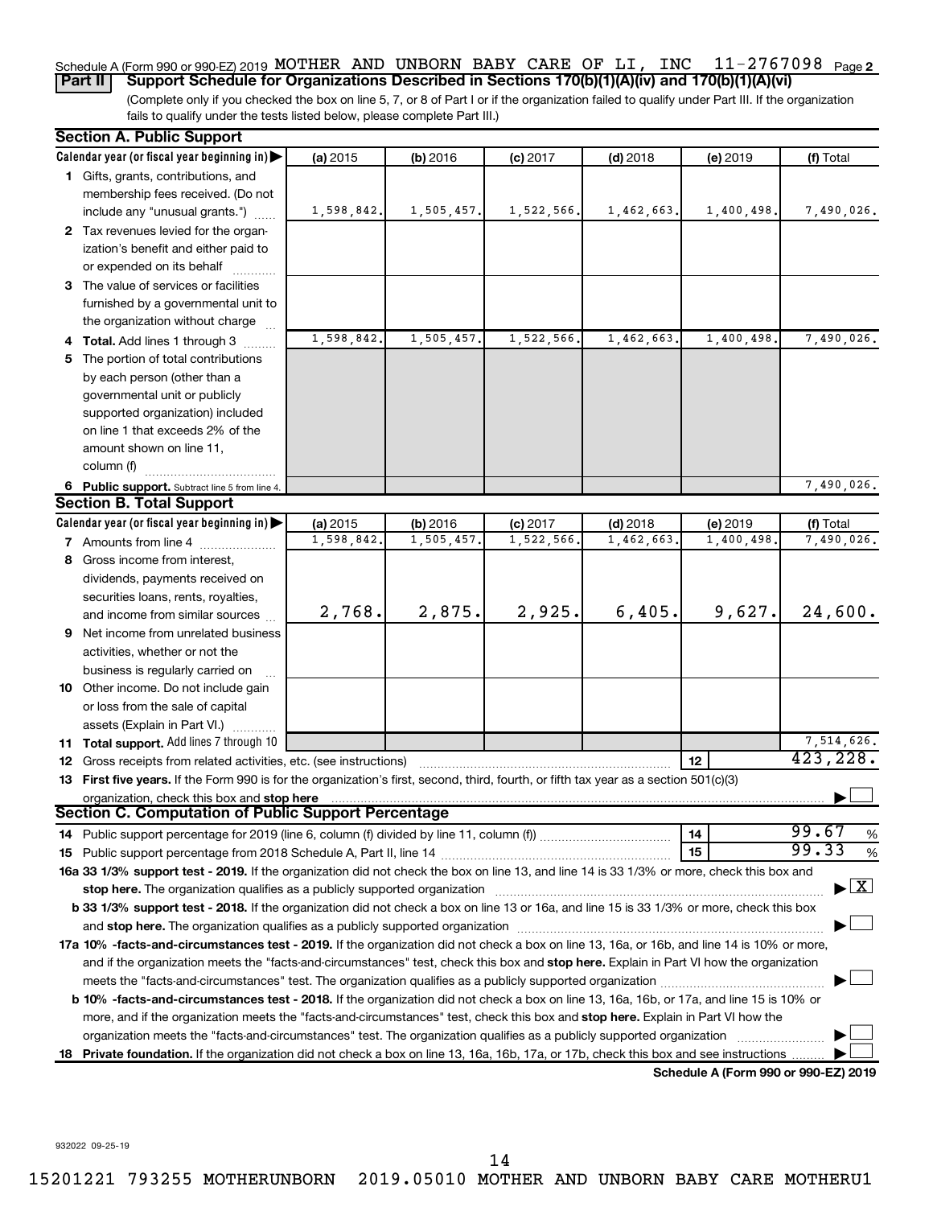Schedule A (Form 990 or 990-EZ) 2019 MOTHER AND UNBORN BABY CARE OF LI, INC 11-2767098 Page 2

## Part II Support Schedule for Organizations Described in Sections 170(b)(1)(A)(iv) and 170(b)(1)(A)(vi)

(Complete only if you checked the box on line 5, 7, or 8 of Part I or if the organization failed to qualify under Part III. If the organization fails to qualify under the tests listed below, please complete Part III.)

### Section A. Public Support

| Calendar year (or fiscal year beginning in) ▶ | (a) 2015 | (b) 2016 | (c) 2017 | (d) 2018 | (e) 2019 | (f) Total |
|---|---|---|---|---|---|---|
| 1 Gifts, grants, contributions, and membership fees received. (Do not include any "unusual grants.") | 1,598,842. | 1,505,457. | 1,522,566. | 1,462,663. | 1,400,498. | 7,490,026. |
| 2 Tax revenues levied for the organization's benefit and either paid to or expended on its behalf | | | | | | |
| 3 The value of services or facilities furnished by a governmental unit to the organization without charge | | | | | | |
| 4 Total. Add lines 1 through 3 | 1,598,842. | 1,505,457. | 1,522,566. | 1,462,663. | 1,400,498. | 7,490,026. |
| 5 The portion of total contributions by each person (other than a governmental unit or publicly supported organization) included on line 1 that exceeds 2% of the amount shown on line 11, column (f) | | | | | | |
| 6 Public support. Subtract line 5 from line 4. | | | | | | 7,490,026. |

### Section B. Total Support

| Calendar year (or fiscal year beginning in) ▶ | (a) 2015 | (b) 2016 | (c) 2017 | (d) 2018 | (e) 2019 | (f) Total |
|---|---|---|---|---|---|---|
| 7 Amounts from line 4 | 1,598,842. | 1,505,457. | 1,522,566. | 1,462,663. | 1,400,498. | 7,490,026. |
| 8 Gross income from interest, dividends, payments received on securities loans, rents, royalties, and income from similar sources | 2,768. | 2,875. | 2,925. | 6,405. | 9,627. | 24,600. |
| 9 Net income from unrelated business activities, whether or not the business is regularly carried on | | | | | | |
| 10 Other income. Do not include gain or loss from the sale of capital assets (Explain in Part VI.) | | | | | | |
| 11 Total support. Add lines 7 through 10 | | | | | | 7,514,626. |

12 Gross receipts from related activities, etc. (see instructions) — 12: 423,228.

13 **First five years.** If the Form 990 is for the organization's first, second, third, fourth, or fifth tax year as a section 501(c)(3) organization, check this box and **stop here** ☐

### Section C. Computation of Public Support Percentage

14 Public support percentage for 2019 (line 6, column (f) divided by line 11, column (f)) — 14: 99.67 %

15 Public support percentage from 2018 Schedule A, Part II, line 14 — 15: 99.33 %

16a **33 1/3% support test - 2019.** If the organization did not check the box on line 13, and line 14 is 33 1/3% or more, check this box and **stop here.** The organization qualifies as a publicly supported organization ☒

b **33 1/3% support test - 2018.** If the organization did not check a box on line 13 or 16a, and line 15 is 33 1/3% or more, check this box and **stop here.** The organization qualifies as a publicly supported organization ☐

17a **10% -facts-and-circumstances test - 2019.** If the organization did not check a box on line 13, 16a, or 16b, and line 14 is 10% or more, and if the organization meets the "facts-and-circumstances" test, check this box and **stop here.** Explain in Part VI how the organization meets the "facts-and-circumstances" test. The organization qualifies as a publicly supported organization ☐

b **10% -facts-and-circumstances test - 2018.** If the organization did not check a box on line 13, 16a, 16b, or 17a, and line 15 is 10% or more, and if the organization meets the "facts-and-circumstances" test, check this box and **stop here.** Explain in Part VI how the organization meets the "facts-and-circumstances" test. The organization qualifies as a publicly supported organization ☐

18 **Private foundation.** If the organization did not check a box on line 13, 16a, 16b, 17a, or 17b, check this box and see instructions ☐

**Schedule A (Form 990 or 990-EZ) 2019**

932022 09-25-19

15201221 793255 MOTHERUNBORN 2019.05010 MOTHER AND UNBORN BABY CARE MOTHERU1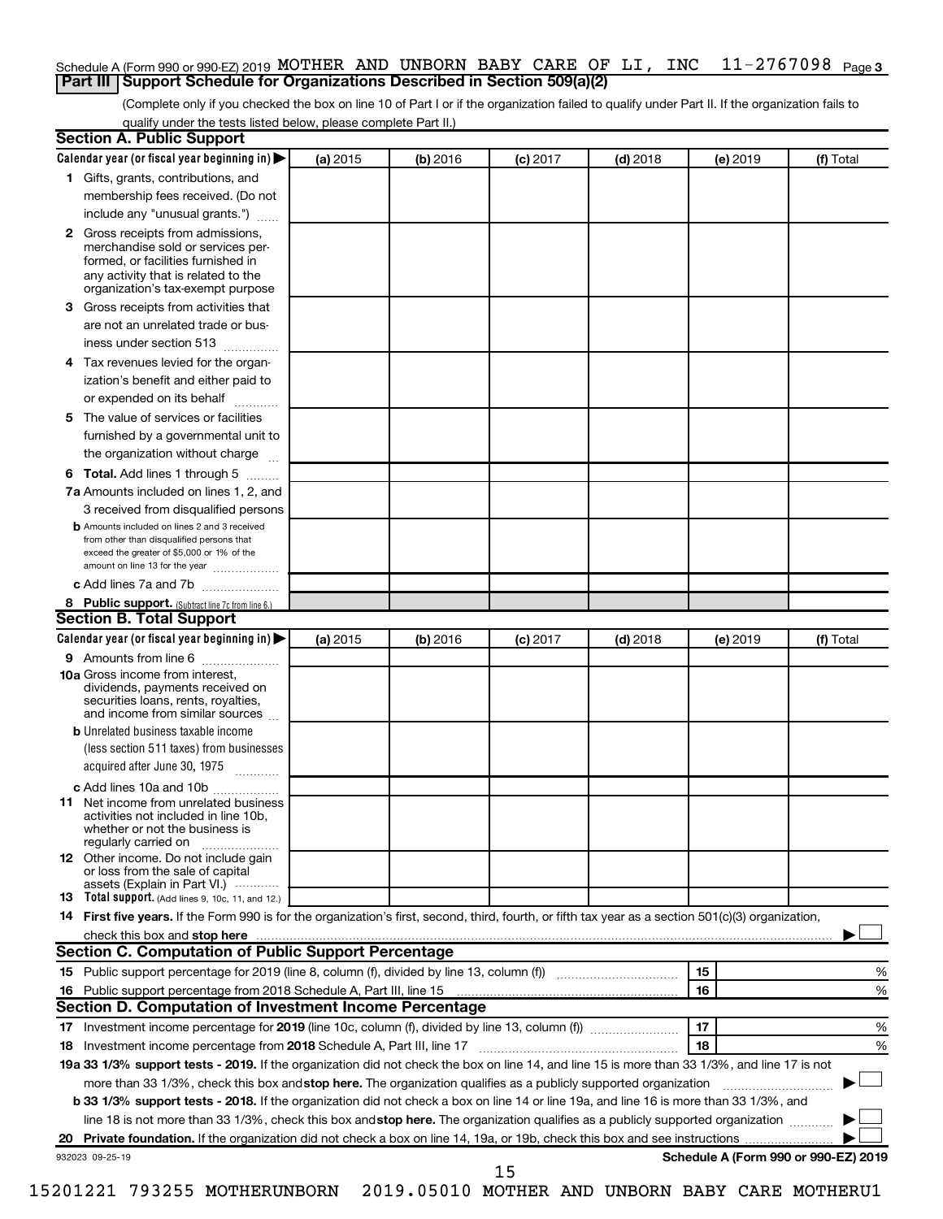Schedule A (Form 990 or 990-EZ) 2019 MOTHER AND UNBORN BABY CARE OF LI, INC 11-2767098 Page 3

## Part III Support Schedule for Organizations Described in Section 509(a)(2)

(Complete only if you checked the box on line 10 of Part I or if the organization failed to qualify under Part II. If the organization fails to qualify under the tests listed below, please complete Part II.)

### Section A. Public Support

| Calendar year (or fiscal year beginning in) | (a) 2015 | (b) 2016 | (c) 2017 | (d) 2018 | (e) 2019 | (f) Total |
|---|---|---|---|---|---|---|
| 1 Gifts, grants, contributions, and membership fees received. (Do not include any "unusual grants.") | | | | | | |
| 2 Gross receipts from admissions, merchandise sold or services performed, or facilities furnished in any activity that is related to the organization's tax-exempt purpose | | | | | | |
| 3 Gross receipts from activities that are not an unrelated trade or business under section 513 | | | | | | |
| 4 Tax revenues levied for the organization's benefit and either paid to or expended on its behalf | | | | | | |
| 5 The value of services or facilities furnished by a governmental unit to the organization without charge | | | | | | |
| 6 Total. Add lines 1 through 5 | | | | | | |
| 7a Amounts included on lines 1, 2, and 3 received from disqualified persons | | | | | | |
| b Amounts included on lines 2 and 3 received from other than disqualified persons that exceed the greater of $5,000 or 1% of the amount on line 13 for the year | | | | | | |
| c Add lines 7a and 7b | | | | | | |
| 8 Public support. (Subtract line 7c from line 6.) | | | | | | |

### Section B. Total Support

| Calendar year (or fiscal year beginning in) | (a) 2015 | (b) 2016 | (c) 2017 | (d) 2018 | (e) 2019 | (f) Total |
|---|---|---|---|---|---|---|
| 9 Amounts from line 6 | | | | | | |
| 10a Gross income from interest, dividends, payments received on securities loans, rents, royalties, and income from similar sources | | | | | | |
| b Unrelated business taxable income (less section 511 taxes) from businesses acquired after June 30, 1975 | | | | | | |
| c Add lines 10a and 10b | | | | | | |
| 11 Net income from unrelated business activities not included in line 10b, whether or not the business is regularly carried on | | | | | | |
| 12 Other income. Do not include gain or loss from the sale of capital assets (Explain in Part VI.) | | | | | | |
| 13 Total support. (Add lines 9, 10c, 11, and 12.) | | | | | | |

14 **First five years.** If the Form 990 is for the organization's first, second, third, fourth, or fifth tax year as a section 501(c)(3) organization, check this box and **stop here** ☐

### Section C. Computation of Public Support Percentage

| | | | |
|---|---|---|---|
| 15 | Public support percentage for 2019 (line 8, column (f), divided by line 13, column (f)) | 15 | % |
| 16 | Public support percentage from 2018 Schedule A, Part III, line 15 | 16 | % |

### Section D. Computation of Investment Income Percentage

| | | | |
|---|---|---|---|
| 17 | Investment income percentage for **2019** (line 10c, column (f), divided by line 13, column (f)) | 17 | % |
| 18 | Investment income percentage from **2018** Schedule A, Part III, line 17 | 18 | % |

**19a 33 1/3% support tests - 2019.** If the organization did not check the box on line 14, and line 15 is more than 33 1/3%, and line 17 is not more than 33 1/3%, check this box and **stop here.** The organization qualifies as a publicly supported organization ☐

**b 33 1/3% support tests - 2018.** If the organization did not check a box on line 14 or line 19a, and line 16 is more than 33 1/3%, and line 18 is not more than 33 1/3%, check this box and **stop here.** The organization qualifies as a publicly supported organization ☐

**20 Private foundation.** If the organization did not check a box on line 14, 19a, or 19b, check this box and see instructions ☐

932023 09-25-19 **Schedule A (Form 990 or 990-EZ) 2019**

15201221 793255 MOTHERUNBORN 2019.05010 MOTHER AND UNBORN BABY CARE MOTHERU1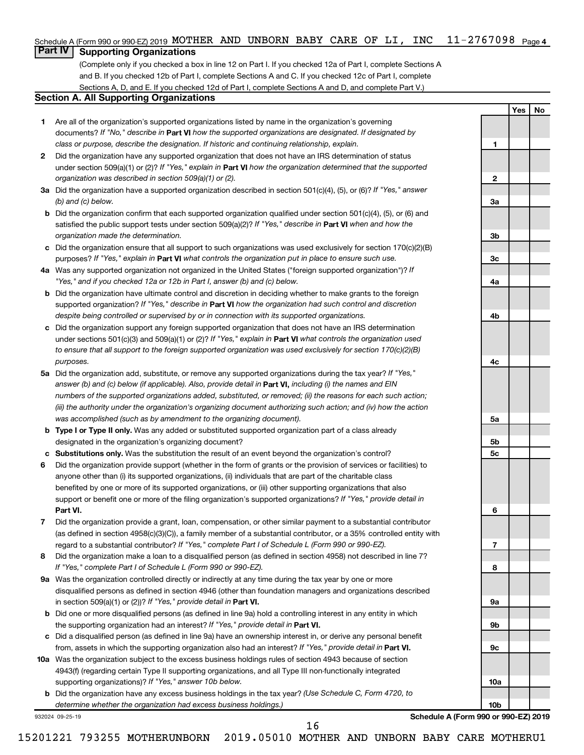Schedule A (Form 990 or 990-EZ) 2019 MOTHER AND UNBORN BABY CARE OF LI, INC 11-2767098 Page 4

## Part IV Supporting Organizations

(Complete only if you checked a box in line 12 on Part I. If you checked 12a of Part I, complete Sections A and B. If you checked 12b of Part I, complete Sections A and C. If you checked 12c of Part I, complete Sections A, D, and E. If you checked 12d of Part I, complete Sections A and D, and complete Part V.)

### Section A. All Supporting Organizations

| | | | Yes | No |
|---|---|---|---|---|
| 1 | Are all of the organization's supported organizations listed by name in the organization's governing documents? *If "No," describe in* **Part VI** *how the supported organizations are designated. If designated by class or purpose, describe the designation. If historic and continuing relationship, explain.* | 1 | | |
| 2 | Did the organization have any supported organization that does not have an IRS determination of status under section 509(a)(1) or (2)? *If "Yes," explain in* **Part VI** *how the organization determined that the supported organization was described in section 509(a)(1) or (2).* | 2 | | |
| 3a | Did the organization have a supported organization described in section 501(c)(4), (5), or (6)? *If "Yes," answer (b) and (c) below.* | 3a | | |
| b | Did the organization confirm that each supported organization qualified under section 501(c)(4), (5), or (6) and satisfied the public support tests under section 509(a)(2)? *If "Yes," describe in* **Part VI** *when and how the organization made the determination.* | 3b | | |
| c | Did the organization ensure that all support to such organizations was used exclusively for section 170(c)(2)(B) purposes? *If "Yes," explain in* **Part VI** *what controls the organization put in place to ensure such use.* | 3c | | |
| 4a | Was any supported organization not organized in the United States ("foreign supported organization")? *If "Yes," and if you checked 12a or 12b in Part I, answer (b) and (c) below.* | 4a | | |
| b | Did the organization have ultimate control and discretion in deciding whether to make grants to the foreign supported organization? *If "Yes," describe in* **Part VI** *how the organization had such control and discretion despite being controlled or supervised by or in connection with its supported organizations.* | 4b | | |
| c | Did the organization support any foreign supported organization that does not have an IRS determination under sections 501(c)(3) and 509(a)(1) or (2)? *If "Yes," explain in* **Part VI** *what controls the organization used to ensure that all support to the foreign supported organization was used exclusively for section 170(c)(2)(B) purposes.* | 4c | | |
| 5a | Did the organization add, substitute, or remove any supported organizations during the tax year? *If "Yes," answer (b) and (c) below (if applicable). Also, provide detail in* **Part VI,** *including (i) the names and EIN numbers of the supported organizations added, substituted, or removed; (ii) the reasons for each such action; (iii) the authority under the organization's organizing document authorizing such action; and (iv) how the action was accomplished (such as by amendment to the organizing document).* | 5a | | |
| b | **Type I or Type II only.** Was any added or substituted supported organization part of a class already designated in the organization's organizing document? | 5b | | |
| c | **Substitutions only.** Was the substitution the result of an event beyond the organization's control? | 5c | | |
| 6 | Did the organization provide support (whether in the form of grants or the provision of services or facilities) to anyone other than (i) its supported organizations, (ii) individuals that are part of the charitable class benefited by one or more of its supported organizations, or (iii) other supporting organizations that also support or benefit one or more of the filing organization's supported organizations? *If "Yes," provide detail in* **Part VI.** | 6 | | |
| 7 | Did the organization provide a grant, loan, compensation, or other similar payment to a substantial contributor (as defined in section 4958(c)(3)(C)), a family member of a substantial contributor, or a 35% controlled entity with regard to a substantial contributor? *If "Yes," complete Part I of Schedule L (Form 990 or 990-EZ).* | 7 | | |
| 8 | Did the organization make a loan to a disqualified person (as defined in section 4958) not described in line 7? *If "Yes," complete Part I of Schedule L (Form 990 or 990-EZ).* | 8 | | |
| 9a | Was the organization controlled directly or indirectly at any time during the tax year by one or more disqualified persons as defined in section 4946 (other than foundation managers and organizations described in section 509(a)(1) or (2))? *If "Yes," provide detail in* **Part VI.** | 9a | | |
| b | Did one or more disqualified persons (as defined in line 9a) hold a controlling interest in any entity in which the supporting organization had an interest? *If "Yes," provide detail in* **Part VI.** | 9b | | |
| c | Did a disqualified person (as defined in line 9a) have an ownership interest in, or derive any personal benefit from, assets in which the supporting organization also had an interest? *If "Yes," provide detail in* **Part VI.** | 9c | | |
| 10a | Was the organization subject to the excess business holdings rules of section 4943 because of section 4943(f) (regarding certain Type II supporting organizations, and all Type III non-functionally integrated supporting organizations)? *If "Yes," answer 10b below.* | 10a | | |
| b | Did the organization have any excess business holdings in the tax year? *(Use Schedule C, Form 4720, to determine whether the organization had excess business holdings.)* | 10b | | |

932024 09-25-19 **Schedule A (Form 990 or 990-EZ) 2019**

15201221 793255 MOTHERUNBORN 2019.05010 MOTHER AND UNBORN BABY CARE MOTHERU1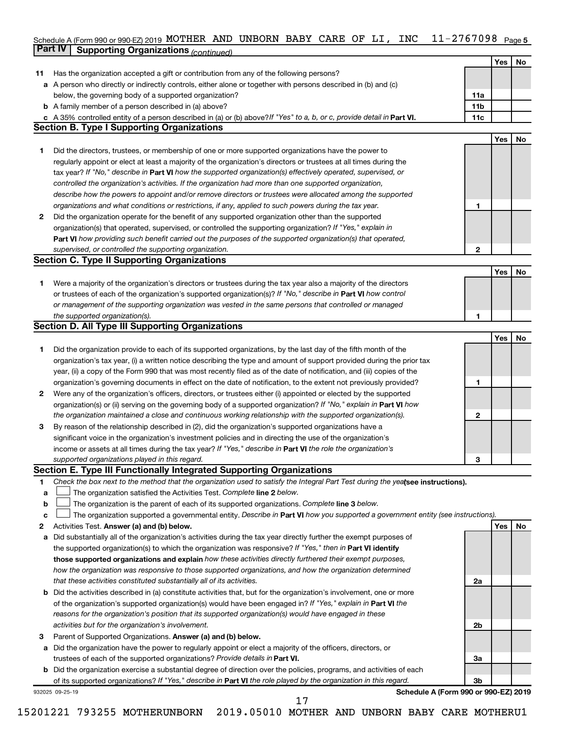Schedule A (Form 990 or 990-EZ) 2019 MOTHER AND UNBORN BABY CARE OF LI, INC 11-2767098 Page 5

**Part IV | Supporting Organizations** *(continued)*

| | | | Yes | No |
|---|---|---|---|---|
| **11** | Has the organization accepted a gift or contribution from any of the following persons? | | | |
| **a** | A person who directly or indirectly controls, either alone or together with persons described in (b) and (c) below, the governing body of a supported organization? | **11a** | | |
| **b** | A family member of a person described in (a) above? | **11b** | | |
| **c** | A 35% controlled entity of a person described in (a) or (b) above? *If "Yes" to a, b, or c, provide detail in* **Part VI.** | **11c** | | |

## Section B. Type I Supporting Organizations

| | | | Yes | No |
|---|---|---|---|---|
| **1** | Did the directors, trustees, or membership of one or more supported organizations have the power to regularly appoint or elect at least a majority of the organization's directors or trustees at all times during the tax year? *If "No," describe in* **Part VI** *how the supported organization(s) effectively operated, supervised, or controlled the organization's activities. If the organization had more than one supported organization, describe how the powers to appoint and/or remove directors or trustees were allocated among the supported organizations and what conditions or restrictions, if any, applied to such powers during the tax year.* | **1** | | |
| **2** | Did the organization operate for the benefit of any supported organization other than the supported organization(s) that operated, supervised, or controlled the supporting organization? *If "Yes," explain in* **Part VI** *how providing such benefit carried out the purposes of the supported organization(s) that operated, supervised, or controlled the supporting organization.* | **2** | | |

## Section C. Type II Supporting Organizations

| | | | Yes | No |
|---|---|---|---|---|
| **1** | Were a majority of the organization's directors or trustees during the tax year also a majority of the directors or trustees of each of the organization's supported organization(s)? *If "No," describe in* **Part VI** *how control or management of the supporting organization was vested in the same persons that controlled or managed the supported organization(s).* | **1** | | |

## Section D. All Type III Supporting Organizations

| | | | Yes | No |
|---|---|---|---|---|
| **1** | Did the organization provide to each of its supported organizations, by the last day of the fifth month of the organization's tax year, (i) a written notice describing the type and amount of support provided during the prior tax year, (ii) a copy of the Form 990 that was most recently filed as of the date of notification, and (iii) copies of the organization's governing documents in effect on the date of notification, to the extent not previously provided? | **1** | | |
| **2** | Were any of the organization's officers, directors, or trustees either (i) appointed or elected by the supported organization(s) or (ii) serving on the governing body of a supported organization? *If "No," explain in* **Part VI** *how the organization maintained a close and continuous working relationship with the supported organization(s).* | **2** | | |
| **3** | By reason of the relationship described in (2), did the organization's supported organizations have a significant voice in the organization's investment policies and in directing the use of the organization's income or assets at all times during the tax year? *If "Yes," describe in* **Part VI** *the role the organization's supported organizations played in this regard.* | **3** | | |

## Section E. Type III Functionally Integrated Supporting Organizations

**1** *Check the box next to the method that the organization used to satisfy the Integral Part Test during the year* **(see instructions).**

- **a** ☐ The organization satisfied the Activities Test. *Complete* **line 2** *below.*
- **b** ☐ The organization is the parent of each of its supported organizations. *Complete* **line 3** *below.*
- **c** ☐ The organization supported a governmental entity. *Describe in* **Part VI** *how you supported a government entity (see instructions).*

| | | | Yes | No |
|---|---|---|---|---|
| **2** | Activities Test. **Answer (a) and (b) below.** | | | |
| **a** | Did substantially all of the organization's activities during the tax year directly further the exempt purposes of the supported organization(s) to which the organization was responsive? *If "Yes," then in* **Part VI identify those supported organizations and explain** *how these activities directly furthered their exempt purposes, how the organization was responsive to those supported organizations, and how the organization determined that these activities constituted substantially all of its activities.* | **2a** | | |
| **b** | Did the activities described in (a) constitute activities that, but for the organization's involvement, one or more of the organization's supported organization(s) would have been engaged in? *If "Yes," explain in* **Part VI** *the reasons for the organization's position that its supported organization(s) would have engaged in these activities but for the organization's involvement.* | **2b** | | |
| **3** | Parent of Supported Organizations. **Answer (a) and (b) below.** | | | |
| **a** | Did the organization have the power to regularly appoint or elect a majority of the officers, directors, or trustees of each of the supported organizations? *Provide details in* **Part VI.** | **3a** | | |
| **b** | Did the organization exercise a substantial degree of direction over the policies, programs, and activities of each of its supported organizations? *If "Yes," describe in* **Part VI** *the role played by the organization in this regard.* | **3b** | | |

932025 09-25-19 **Schedule A (Form 990 or 990-EZ) 2019**

15201221 793255 MOTHERUNBORN 2019.05010 MOTHER AND UNBORN BABY CARE MOTHERU1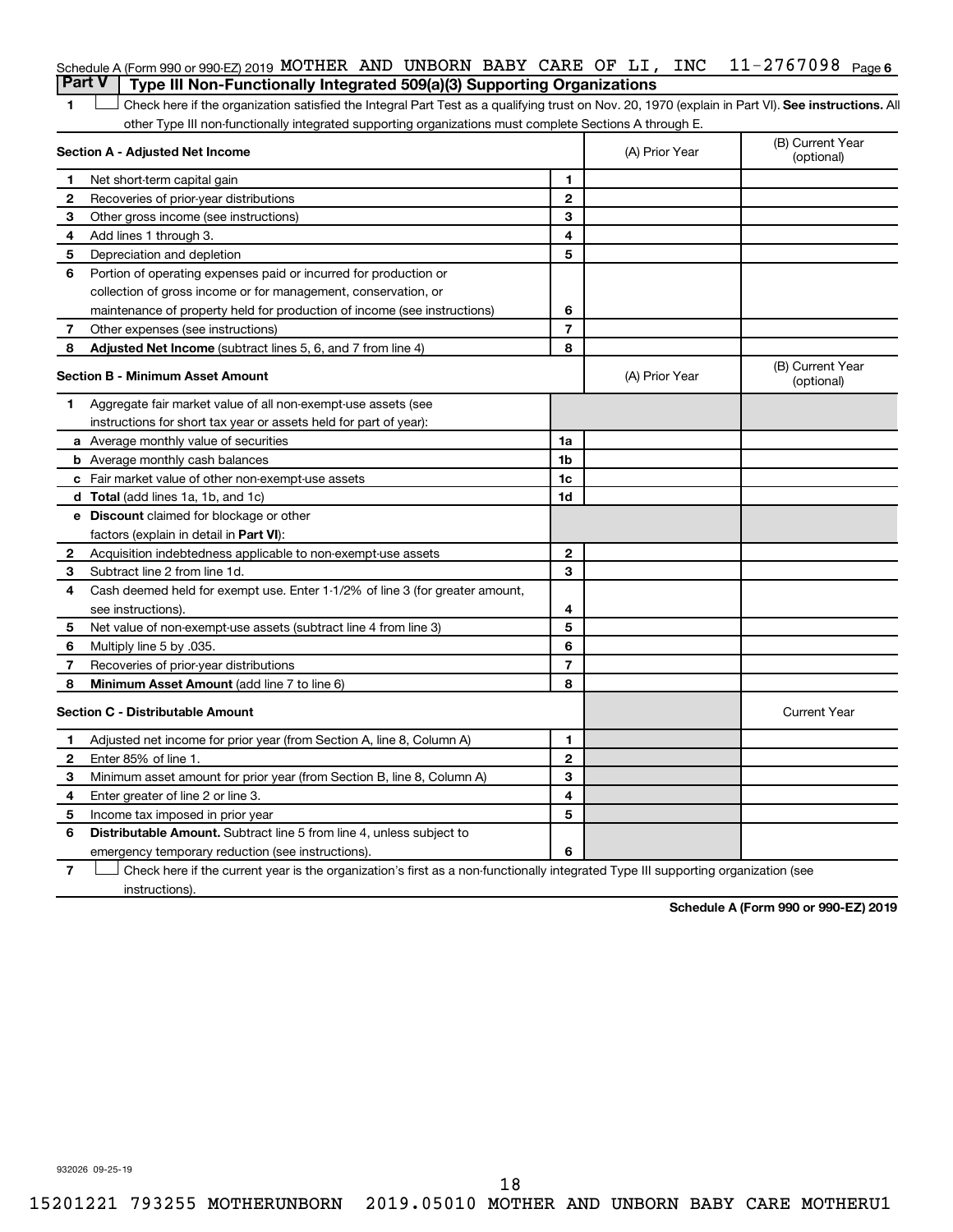Schedule A (Form 990 or 990-EZ) 2019 MOTHER AND UNBORN BABY CARE OF LI, INC 11-2767098 Page 6

## Part V Type III Non-Functionally Integrated 509(a)(3) Supporting Organizations

1 ☐ Check here if the organization satisfied the Integral Part Test as a qualifying trust on Nov. 20, 1970 (explain in Part VI). **See instructions.** All other Type III non-functionally integrated supporting organizations must complete Sections A through E.

| | **Section A - Adjusted Net Income** | | (A) Prior Year | (B) Current Year (optional) |
|---|---|---|---|---|
| 1 | Net short-term capital gain | 1 | | |
| 2 | Recoveries of prior-year distributions | 2 | | |
| 3 | Other gross income (see instructions) | 3 | | |
| 4 | Add lines 1 through 3. | 4 | | |
| 5 | Depreciation and depletion | 5 | | |
| 6 | Portion of operating expenses paid or incurred for production or collection of gross income or for management, conservation, or maintenance of property held for production of income (see instructions) | 6 | | |
| 7 | Other expenses (see instructions) | 7 | | |
| 8 | **Adjusted Net Income** (subtract lines 5, 6, and 7 from line 4) | 8 | | |

| | **Section B - Minimum Asset Amount** | | (A) Prior Year | (B) Current Year (optional) |
|---|---|---|---|---|
| 1 | Aggregate fair market value of all non-exempt-use assets (see instructions for short tax year or assets held for part of year): | | | |
| a | Average monthly value of securities | 1a | | |
| b | Average monthly cash balances | 1b | | |
| c | Fair market value of other non-exempt-use assets | 1c | | |
| d | **Total** (add lines 1a, 1b, and 1c) | 1d | | |
| e | **Discount** claimed for blockage or other factors (explain in detail in **Part VI**): | | | |
| 2 | Acquisition indebtedness applicable to non-exempt-use assets | 2 | | |
| 3 | Subtract line 2 from line 1d. | 3 | | |
| 4 | Cash deemed held for exempt use. Enter 1-1/2% of line 3 (for greater amount, see instructions). | 4 | | |
| 5 | Net value of non-exempt-use assets (subtract line 4 from line 3) | 5 | | |
| 6 | Multiply line 5 by .035. | 6 | | |
| 7 | Recoveries of prior-year distributions | 7 | | |
| 8 | **Minimum Asset Amount** (add line 7 to line 6) | 8 | | |

| | **Section C - Distributable Amount** | | | Current Year |
|---|---|---|---|---|
| 1 | Adjusted net income for prior year (from Section A, line 8, Column A) | 1 | | |
| 2 | Enter 85% of line 1. | 2 | | |
| 3 | Minimum asset amount for prior year (from Section B, line 8, Column A) | 3 | | |
| 4 | Enter greater of line 2 or line 3. | 4 | | |
| 5 | Income tax imposed in prior year | 5 | | |
| 6 | **Distributable Amount.** Subtract line 5 from line 4, unless subject to emergency temporary reduction (see instructions). | 6 | | |

7 ☐ Check here if the current year is the organization's first as a non-functionally integrated Type III supporting organization (see instructions).

**Schedule A (Form 990 or 990-EZ) 2019**

932026 09-25-19

15201221 793255 MOTHERUNBORN 2019.05010 MOTHER AND UNBORN BABY CARE MOTHERU1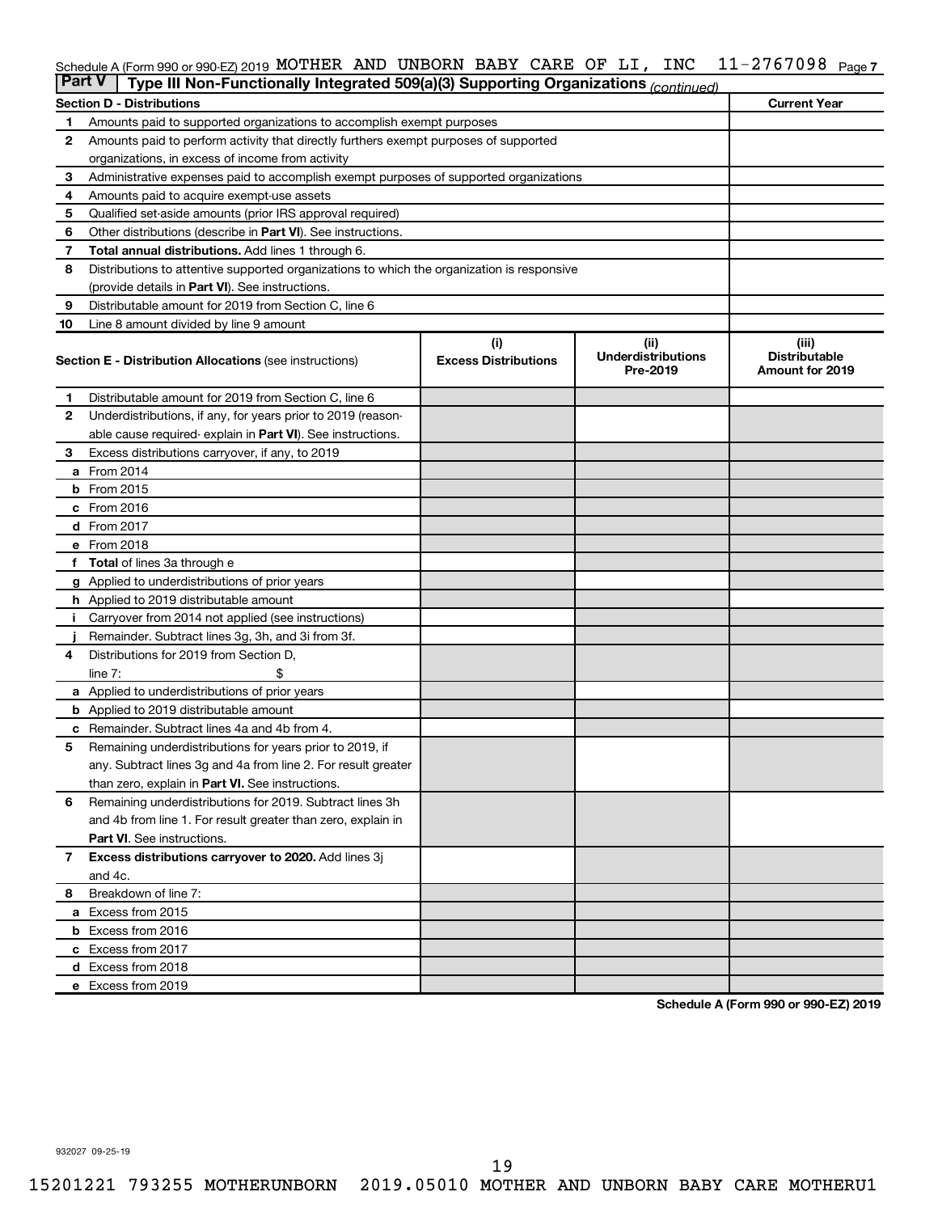Schedule A (Form 990 or 990-EZ) 2019 MOTHER AND UNBORN BABY CARE OF LI, INC 11-2767098 Page 7

## Part V Type III Non-Functionally Integrated 509(a)(3) Supporting Organizations *(continued)*

| Section D - Distributions | | Current Year |
|---|---|---|
| 1 | Amounts paid to supported organizations to accomplish exempt purposes | |
| 2 | Amounts paid to perform activity that directly furthers exempt purposes of supported organizations, in excess of income from activity | |
| 3 | Administrative expenses paid to accomplish exempt purposes of supported organizations | |
| 4 | Amounts paid to acquire exempt-use assets | |
| 5 | Qualified set-aside amounts (prior IRS approval required) | |
| 6 | Other distributions (describe in **Part VI**). See instructions. | |
| 7 | **Total annual distributions.** Add lines 1 through 6. | |
| 8 | Distributions to attentive supported organizations to which the organization is responsive (provide details in **Part VI**). See instructions. | |
| 9 | Distributable amount for 2019 from Section C, line 6 | |
| 10 | Line 8 amount divided by line 9 amount | |

| | **Section E - Distribution Allocations** (see instructions) | (i) Excess Distributions | (ii) Underdistributions Pre-2019 | (iii) Distributable Amount for 2019 |
|---|---|---|---|---|
| 1 | Distributable amount for 2019 from Section C, line 6 | | | |
| 2 | Underdistributions, if any, for years prior to 2019 (reasonable cause required- explain in **Part VI**). See instructions. | | | |
| 3 | Excess distributions carryover, if any, to 2019 | | | |
| a | From 2014 | | | |
| b | From 2015 | | | |
| c | From 2016 | | | |
| d | From 2017 | | | |
| e | From 2018 | | | |
| f | **Total** of lines 3a through e | | | |
| g | Applied to underdistributions of prior years | | | |
| h | Applied to 2019 distributable amount | | | |
| i | Carryover from 2014 not applied (see instructions) | | | |
| j | Remainder. Subtract lines 3g, 3h, and 3i from 3f. | | | |
| 4 | Distributions for 2019 from Section D, line 7: $ | | | |
| a | Applied to underdistributions of prior years | | | |
| b | Applied to 2019 distributable amount | | | |
| c | Remainder. Subtract lines 4a and 4b from 4. | | | |
| 5 | Remaining underdistributions for years prior to 2019, if any. Subtract lines 3g and 4a from line 2. For result greater than zero, explain in **Part VI.** See instructions. | | | |
| 6 | Remaining underdistributions for 2019. Subtract lines 3h and 4b from line 1. For result greater than zero, explain in **Part VI**. See instructions. | | | |
| 7 | **Excess distributions carryover to 2020.** Add lines 3j and 4c. | | | |
| 8 | Breakdown of line 7: | | | |
| a | Excess from 2015 | | | |
| b | Excess from 2016 | | | |
| c | Excess from 2017 | | | |
| d | Excess from 2018 | | | |
| e | Excess from 2019 | | | |

**Schedule A (Form 990 or 990-EZ) 2019**

932027 09-25-19

15201221 793255 MOTHERUNBORN 2019.05010 MOTHER AND UNBORN BABY CARE MOTHERU1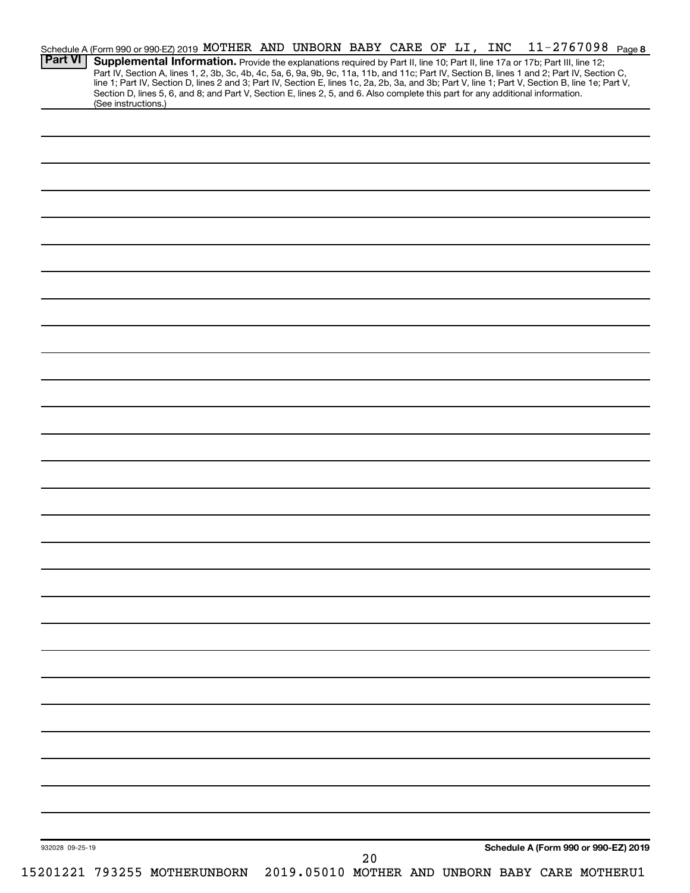Schedule A (Form 990 or 990-EZ) 2019 MOTHER AND UNBORN BABY CARE OF LI, INC 11-2767098 Page 8

**Part VI** **Supplemental Information.** Provide the explanations required by Part II, line 10; Part II, line 17a or 17b; Part III, line 12; Part IV, Section A, lines 1, 2, 3b, 3c, 4b, 4c, 5a, 6, 9a, 9b, 9c, 11a, 11b, and 11c; Part IV, Section B, lines 1 and 2; Part IV, Section C, line 1; Part IV, Section D, lines 2 and 3; Part IV, Section E, lines 1c, 2a, 2b, 3a, and 3b; Part V, line 1; Part V, Section B, line 1e; Part V, Section D, lines 5, 6, and 8; and Part V, Section E, lines 2, 5, and 6. Also complete this part for any additional information. (See instructions.)

932028 09-25-19

**Schedule A (Form 990 or 990-EZ) 2019**

15201221 793255 MOTHERUNBORN 2019.05010 MOTHER AND UNBORN BABY CARE MOTHERU1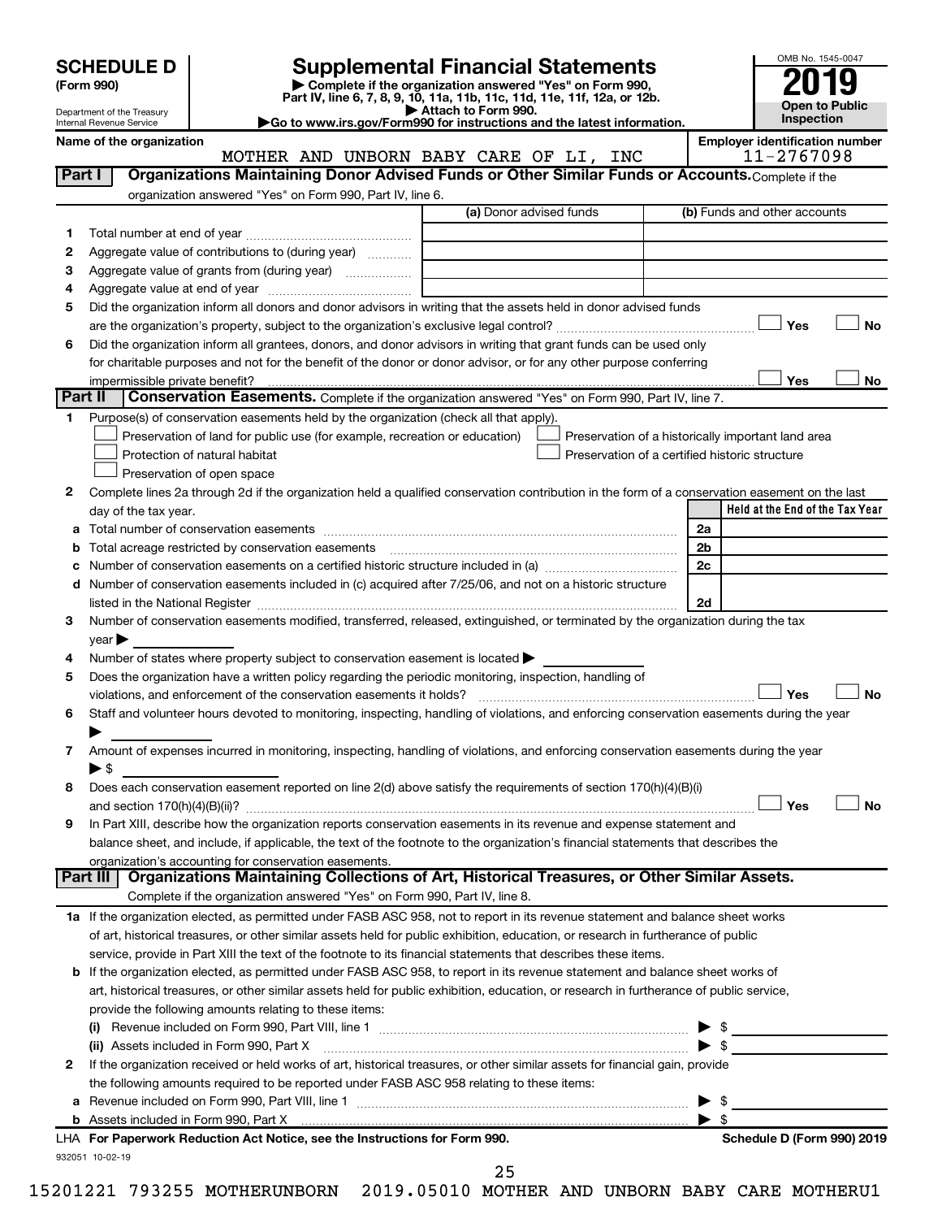# SCHEDULE D (Form 990)

Department of the Treasury
Internal Revenue Service

## Supplemental Financial Statements

▶ Complete if the organization answered "Yes" on Form 990, Part IV, line 6, 7, 8, 9, 10, 11a, 11b, 11c, 11d, 11e, 11f, 12a, or 12b.
▶ Attach to Form 990.
▶Go to www.irs.gov/Form990 for instructions and the latest information.

OMB No. 1545-0047
**2019**
**Open to Public Inspection**

**Name of the organization:** MOTHER AND UNBORN BABY CARE OF LI, INC
**Employer identification number:** 11-2767098

### Part I — Organizations Maintaining Donor Advised Funds or Other Similar Funds or Accounts.
Complete if the organization answered "Yes" on Form 990, Part IV, line 6.

| | | (a) Donor advised funds | (b) Funds and other accounts |
|---|---|---|---|
| 1 | Total number at end of year | | |
| 2 | Aggregate value of contributions to (during year) | | |
| 3 | Aggregate value of grants from (during year) | | |
| 4 | Aggregate value at end of year | | |

5 Did the organization inform all donors and donor advisors in writing that the assets held in donor advised funds are the organization's property, subject to the organization's exclusive legal control? ☐ Yes ☐ No

6 Did the organization inform all grantees, donors, and donor advisors in writing that grant funds can be used only for charitable purposes and not for the benefit of the donor or donor advisor, or for any other purpose conferring impermissible private benefit? ☐ Yes ☐ No

### Part II — Conservation Easements.
Complete if the organization answered "Yes" on Form 990, Part IV, line 7.

1 Purpose(s) of conservation easements held by the organization (check all that apply).

- ☐ Preservation of land for public use (for example, recreation or education)
- ☐ Protection of natural habitat
- ☐ Preservation of open space
- ☐ Preservation of a historically important land area
- ☐ Preservation of a certified historic structure

2 Complete lines 2a through 2d if the organization held a qualified conservation contribution in the form of a conservation easement on the last day of the tax year.

| | | | Held at the End of the Tax Year |
|---|---|---|---|
| a | Total number of conservation easements | 2a | |
| b | Total acreage restricted by conservation easements | 2b | |
| c | Number of conservation easements on a certified historic structure included in (a) | 2c | |
| d | Number of conservation easements included in (c) acquired after 7/25/06, and not on a historic structure listed in the National Register | 2d | |

3 Number of conservation easements modified, transferred, released, extinguished, or terminated by the organization during the tax year ▶

4 Number of states where property subject to conservation easement is located ▶

5 Does the organization have a written policy regarding the periodic monitoring, inspection, handling of violations, and enforcement of the conservation easements it holds? ☐ Yes ☐ No

6 Staff and volunteer hours devoted to monitoring, inspecting, handling of violations, and enforcing conservation easements during the year ▶

7 Amount of expenses incurred in monitoring, inspecting, handling of violations, and enforcing conservation easements during the year ▶ $

8 Does each conservation easement reported on line 2(d) above satisfy the requirements of section 170(h)(4)(B)(i) and section 170(h)(4)(B)(ii)? ☐ Yes ☐ No

9 In Part XIII, describe how the organization reports conservation easements in its revenue and expense statement and balance sheet, and include, if applicable, the text of the footnote to the organization's financial statements that describes the organization's accounting for conservation easements.

### Part III — Organizations Maintaining Collections of Art, Historical Treasures, or Other Similar Assets.
Complete if the organization answered "Yes" on Form 990, Part IV, line 8.

1a If the organization elected, as permitted under FASB ASC 958, not to report in its revenue statement and balance sheet works of art, historical treasures, or other similar assets held for public exhibition, education, or research in furtherance of public service, provide in Part XIII the text of the footnote to its financial statements that describes these items.

b If the organization elected, as permitted under FASB ASC 958, to report in its revenue statement and balance sheet works of art, historical treasures, or other similar assets held for public exhibition, education, or research in furtherance of public service, provide the following amounts relating to these items:

(i) Revenue included on Form 990, Part VIII, line 1 ▶ $

(ii) Assets included in Form 990, Part X ▶ $

2 If the organization received or held works of art, historical treasures, or other similar assets for financial gain, provide the following amounts required to be reported under FASB ASC 958 relating to these items:

a Revenue included on Form 990, Part VIII, line 1 ▶ $

b Assets included in Form 990, Part X ▶ $

LHA For Paperwork Reduction Act Notice, see the Instructions for Form 990. **Schedule D (Form 990) 2019**

932051 10-02-19

15201221 793255 MOTHERUNBORN 2019.05010 MOTHER AND UNBORN BABY CARE MOTHERU1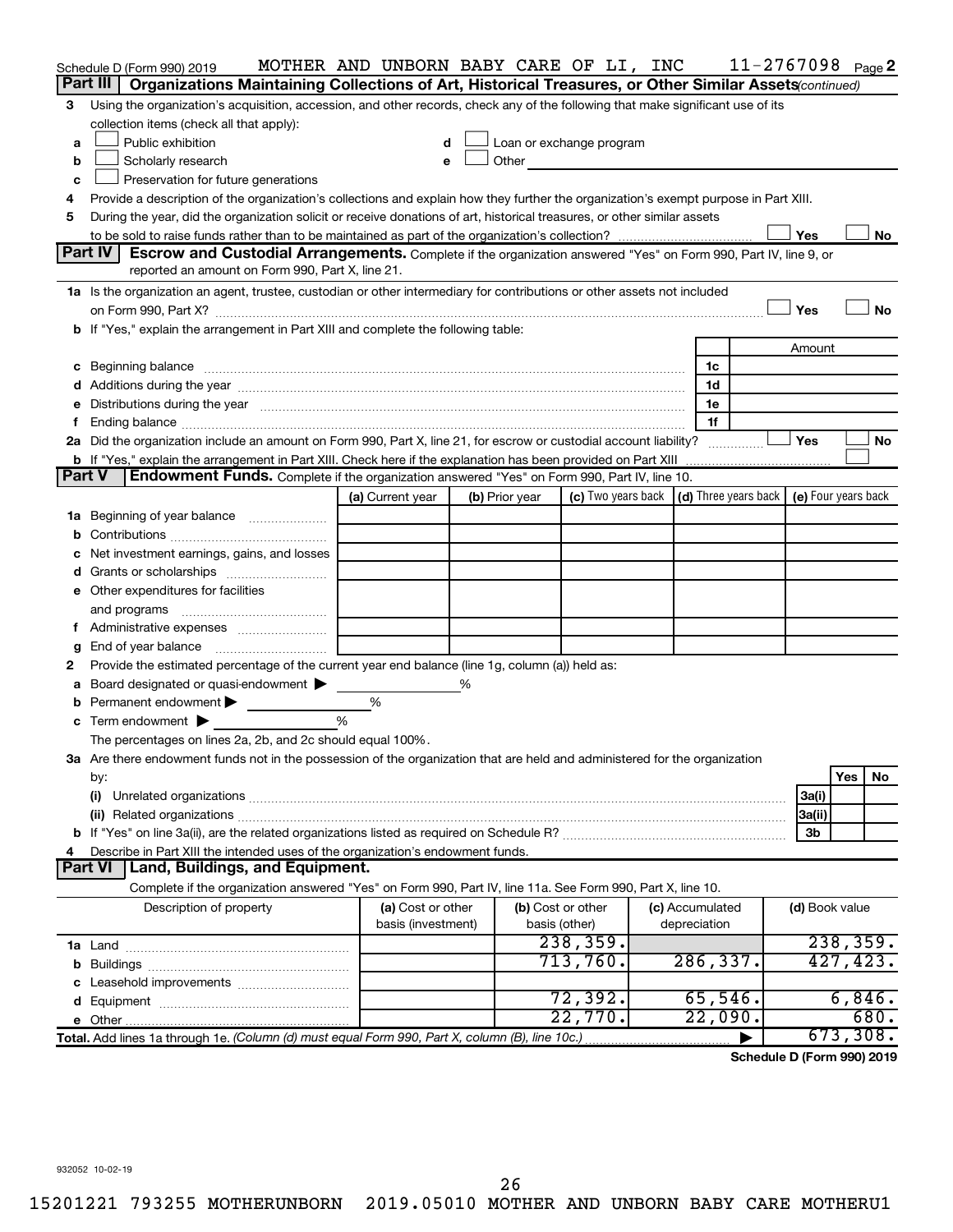Schedule D (Form 990) 2019 MOTHER AND UNBORN BABY CARE OF LI, INC 11-2767098 Page 2

## Part III Organizations Maintaining Collections of Art, Historical Treasures, or Other Similar Assets (continued)

3 Using the organization's acquisition, accession, and other records, check any of the following that make significant use of its collection items (check all that apply):

- a ☐ Public exhibition
- b ☐ Scholarly research
- c ☐ Preservation for future generations
- d ☐ Loan or exchange program
- e ☐ Other

4 Provide a description of the organization's collections and explain how they further the organization's exempt purpose in Part XIII.

5 During the year, did the organization solicit or receive donations of art, historical treasures, or other similar assets to be sold to raise funds rather than to be maintained as part of the organization's collection? ☐ Yes ☐ No

## Part IV Escrow and Custodial Arrangements. 

Complete if the organization answered "Yes" on Form 990, Part IV, line 9, or reported an amount on Form 990, Part X, line 21.

1a Is the organization an agent, trustee, custodian or other intermediary for contributions or other assets not included on Form 990, Part X? ☐ Yes ☐ No

b If "Yes," explain the arrangement in Part XIII and complete the following table:

| | | Amount |
|---|---|---|
| c Beginning balance | 1c | |
| d Additions during the year | 1d | |
| e Distributions during the year | 1e | |
| f Ending balance | 1f | |

2a Did the organization include an amount on Form 990, Part X, line 21, for escrow or custodial account liability? ☐ Yes ☐ No

b If "Yes," explain the arrangement in Part XIII. Check here if the explanation has been provided on Part XIII ☐

## Part V Endowment Funds. 

Complete if the organization answered "Yes" on Form 990, Part IV, line 10.

| | (a) Current year | (b) Prior year | (c) Two years back | (d) Three years back | (e) Four years back |
|---|---|---|---|---|---|
| 1a Beginning of year balance | | | | | |
| b Contributions | | | | | |
| c Net investment earnings, gains, and losses | | | | | |
| d Grants or scholarships | | | | | |
| e Other expenditures for facilities and programs | | | | | |
| f Administrative expenses | | | | | |
| g End of year balance | | | | | |

2 Provide the estimated percentage of the current year end balance (line 1g, column (a)) held as:

- a Board designated or quasi-endowment ▶ %
- b Permanent endowment ▶ %
- c Term endowment ▶ %

The percentages on lines 2a, 2b, and 2c should equal 100%.

3a Are there endowment funds not in the possession of the organization that are held and administered for the organization by:

| | | Yes | No |
|---|---|---|---|
| (i) Unrelated organizations | 3a(i) | | |
| (ii) Related organizations | 3a(ii) | | |
| b If "Yes" on line 3a(ii), are the related organizations listed as required on Schedule R? | 3b | | |

4 Describe in Part XIII the intended uses of the organization's endowment funds.

## Part VI Land, Buildings, and Equipment.

Complete if the organization answered "Yes" on Form 990, Part IV, line 11a. See Form 990, Part X, line 10.

| Description of property | (a) Cost or other basis (investment) | (b) Cost or other basis (other) | (c) Accumulated depreciation | (d) Book value |
|---|---|---|---|---|
| 1a Land | | 238,359. | | 238,359. |
| b Buildings | | 713,760. | 286,337. | 427,423. |
| c Leasehold improvements | | | | |
| d Equipment | | 72,392. | 65,546. | 6,846. |
| e Other | | 22,770. | 22,090. | 680. |
| **Total.** Add lines 1a through 1e. *(Column (d) must equal Form 990, Part X, column (B), line 10c.)* | | | ▶ | 673,308. |

**Schedule D (Form 990) 2019**

932052 10-02-19

15201221 793255 MOTHERUNBORN 2019.05010 MOTHER AND UNBORN BABY CARE MOTHERU1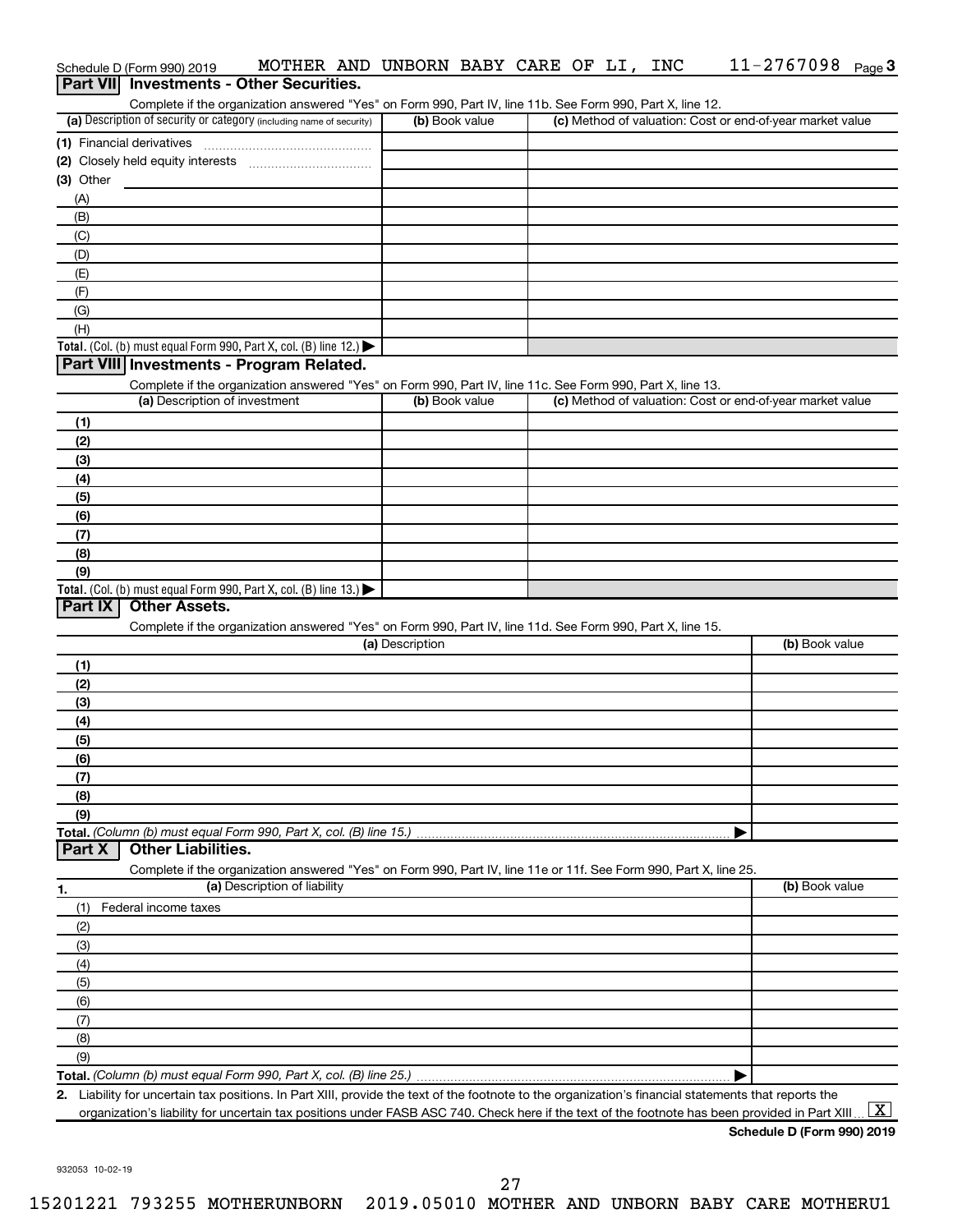Schedule D (Form 990) 2019 MOTHER AND UNBORN BABY CARE OF LI, INC 11-2767098 Page 3

## Part VII Investments - Other Securities.

Complete if the organization answered "Yes" on Form 990, Part IV, line 11b. See Form 990, Part X, line 12.

| (a) Description of security or category (including name of security) | (b) Book value | (c) Method of valuation: Cost or end-of-year market value |
|---|---|---|
| (1) Financial derivatives | | |
| (2) Closely held equity interests | | |
| (3) Other | | |
| (A) | | |
| (B) | | |
| (C) | | |
| (D) | | |
| (E) | | |
| (F) | | |
| (G) | | |
| (H) | | |
| **Total.** (Col. (b) must equal Form 990, Part X, col. (B) line 12.) ▶ | | |

## Part VIII Investments - Program Related.

Complete if the organization answered "Yes" on Form 990, Part IV, line 11c. See Form 990, Part X, line 13.

| (a) Description of investment | (b) Book value | (c) Method of valuation: Cost or end-of-year market value |
|---|---|---|
| (1) | | |
| (2) | | |
| (3) | | |
| (4) | | |
| (5) | | |
| (6) | | |
| (7) | | |
| (8) | | |
| (9) | | |
| **Total.** (Col. (b) must equal Form 990, Part X, col. (B) line 13.) ▶ | | |

## Part IX Other Assets.

Complete if the organization answered "Yes" on Form 990, Part IV, line 11d. See Form 990, Part X, line 15.

| (a) Description | (b) Book value |
|---|---|
| (1) | |
| (2) | |
| (3) | |
| (4) | |
| (5) | |
| (6) | |
| (7) | |
| (8) | |
| (9) | |
| **Total.** *(Column (b) must equal Form 990, Part X, col. (B) line 15.)* ▶ | |

## Part X Other Liabilities.

Complete if the organization answered "Yes" on Form 990, Part IV, line 11e or 11f. See Form 990, Part X, line 25.

| 1. (a) Description of liability | (b) Book value |
|---|---|
| (1) Federal income taxes | |
| (2) | |
| (3) | |
| (4) | |
| (5) | |
| (6) | |
| (7) | |
| (8) | |
| (9) | |
| **Total.** *(Column (b) must equal Form 990, Part X, col. (B) line 25.)* ▶ | |

2. Liability for uncertain tax positions. In Part XIII, provide the text of the footnote to the organization's financial statements that reports the organization's liability for uncertain tax positions under FASB ASC 740. Check here if the text of the footnote has been provided in Part XIII ... [X]

**Schedule D (Form 990) 2019**

932053 10-02-19

15201221 793255 MOTHERUNBORN 2019.05010 MOTHER AND UNBORN BABY CARE MOTHERU1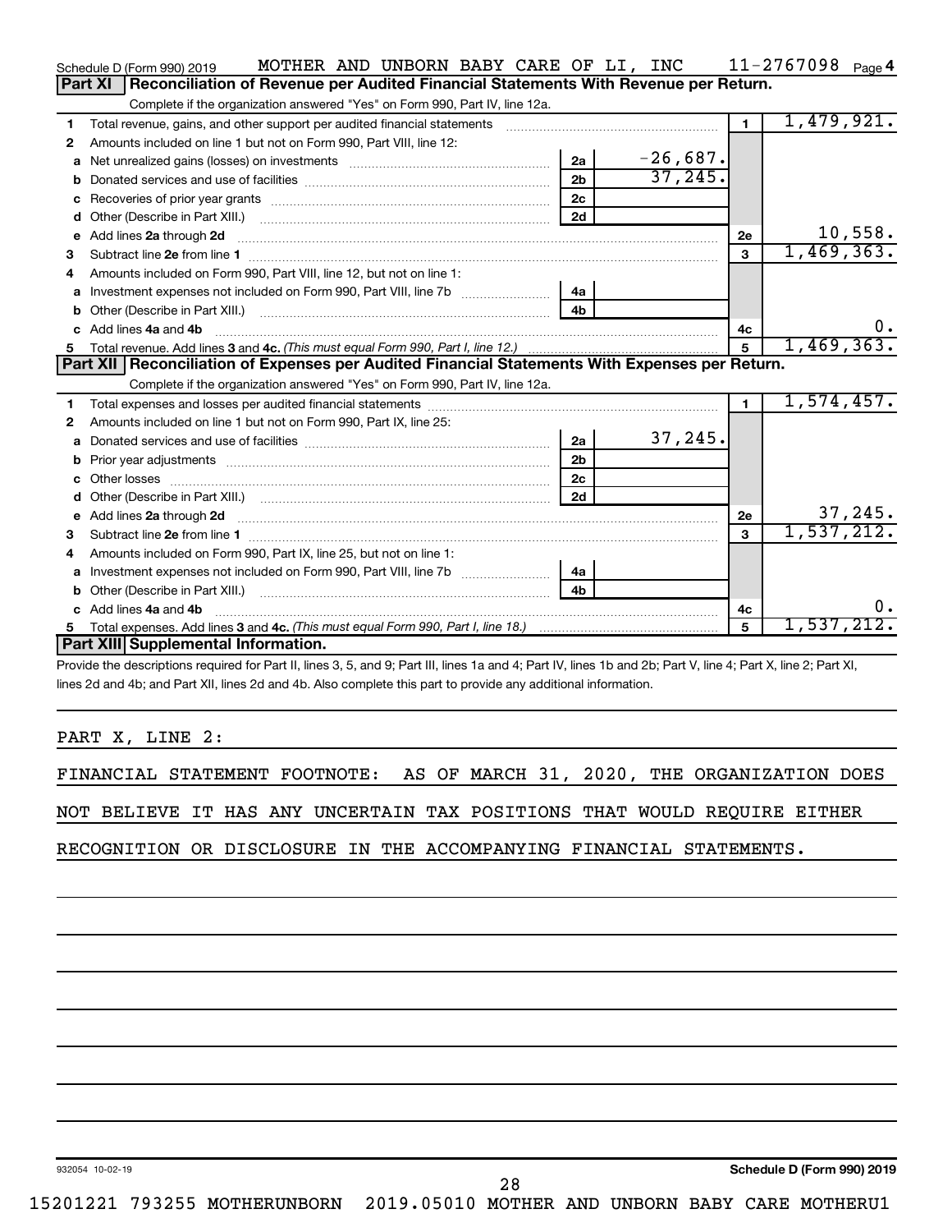Schedule D (Form 990) 2019 MOTHER AND UNBORN BABY CARE OF LI, INC 11-2767098 Page 4

## Part XI Reconciliation of Revenue per Audited Financial Statements With Revenue per Return.

Complete if the organization answered "Yes" on Form 990, Part IV, line 12a.

| | | | | | |
|---|---|---|---|---|---|
| 1 | Total revenue, gains, and other support per audited financial statements | | | 1 | 1,479,921. |
| 2 | Amounts included on line 1 but not on Form 990, Part VIII, line 12: | | | | |
| a | Net unrealized gains (losses) on investments | 2a | -26,687. | | |
| b | Donated services and use of facilities | 2b | 37,245. | | |
| c | Recoveries of prior year grants | 2c | | | |
| d | Other (Describe in Part XIII.) | 2d | | | |
| e | Add lines 2a through 2d | | | 2e | 10,558. |
| 3 | Subtract line 2e from line 1 | | | 3 | 1,469,363. |
| 4 | Amounts included on Form 990, Part VIII, line 12, but not on line 1: | | | | |
| a | Investment expenses not included on Form 990, Part VIII, line 7b | 4a | | | |
| b | Other (Describe in Part XIII.) | 4b | | | |
| c | Add lines 4a and 4b | | | 4c | 0. |
| 5 | Total revenue. Add lines 3 and 4c. *(This must equal Form 990, Part I, line 12.)* | | | 5 | 1,469,363. |

## Part XII Reconciliation of Expenses per Audited Financial Statements With Expenses per Return.

Complete if the organization answered "Yes" on Form 990, Part IV, line 12a.

| | | | | | |
|---|---|---|---|---|---|
| 1 | Total expenses and losses per audited financial statements | | | 1 | 1,574,457. |
| 2 | Amounts included on line 1 but not on Form 990, Part IX, line 25: | | | | |
| a | Donated services and use of facilities | 2a | 37,245. | | |
| b | Prior year adjustments | 2b | | | |
| c | Other losses | 2c | | | |
| d | Other (Describe in Part XIII.) | 2d | | | |
| e | Add lines 2a through 2d | | | 2e | 37,245. |
| 3 | Subtract line 2e from line 1 | | | 3 | 1,537,212. |
| 4 | Amounts included on Form 990, Part IX, line 25, but not on line 1: | | | | |
| a | Investment expenses not included on Form 990, Part VIII, line 7b | 4a | | | |
| b | Other (Describe in Part XIII.) | 4b | | | |
| c | Add lines 4a and 4b | | | 4c | 0. |
| 5 | Total expenses. Add lines 3 and 4c. *(This must equal Form 990, Part I, line 18.)* | | | 5 | 1,537,212. |

## Part XIII Supplemental Information.

Provide the descriptions required for Part II, lines 3, 5, and 9; Part III, lines 1a and 4; Part IV, lines 1b and 2b; Part V, line 4; Part X, line 2; Part XI, lines 2d and 4b; and Part XII, lines 2d and 4b. Also complete this part to provide any additional information.

PART X, LINE 2:

FINANCIAL STATEMENT FOOTNOTE: AS OF MARCH 31, 2020, THE ORGANIZATION DOES NOT BELIEVE IT HAS ANY UNCERTAIN TAX POSITIONS THAT WOULD REQUIRE EITHER RECOGNITION OR DISCLOSURE IN THE ACCOMPANYING FINANCIAL STATEMENTS.

932054 10-02-19 Schedule D (Form 990) 2019

15201221 793255 MOTHERUNBORN 2019.05010 MOTHER AND UNBORN BABY CARE MOTHERU1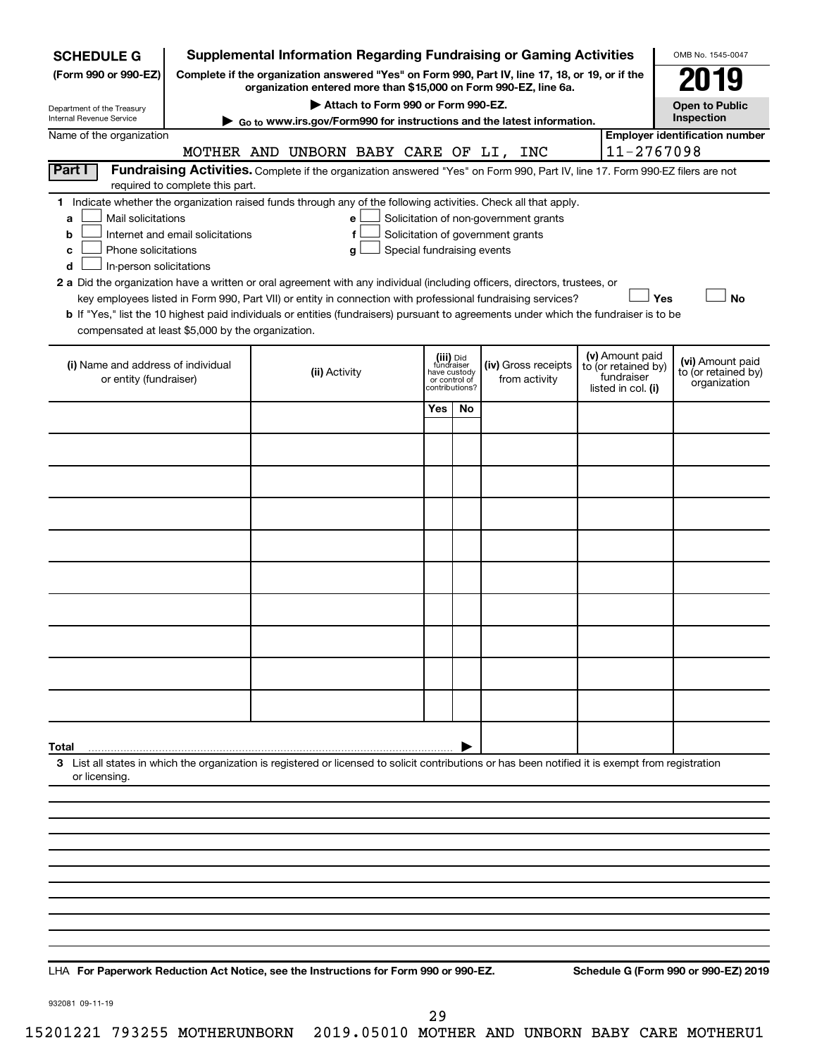# SCHEDULE G (Form 990 or 990-EZ)

Department of the Treasury
Internal Revenue Service

## Supplemental Information Regarding Fundraising or Gaming Activities

**Complete if the organization answered "Yes" on Form 990, Part IV, line 17, 18, or 19, or if the organization entered more than $15,000 on Form 990-EZ, line 6a.**

**▶ Attach to Form 990 or Form 990-EZ.**

**▶ Go to www.irs.gov/Form990 for instructions and the latest information.**

OMB No. 1545-0047

**2019**

**Open to Public Inspection**

Name of the organization: MOTHER AND UNBORN BABY CARE OF LI, INC

**Employer identification number:** 11-2767098

**Part I Fundraising Activities.** Complete if the organization answered "Yes" on Form 990, Part IV, line 17. Form 990-EZ filers are not required to complete this part.

**1** Indicate whether the organization raised funds through any of the following activities. Check all that apply.

- **a** ☐ Mail solicitations
- **b** ☐ Internet and email solicitations
- **c** ☐ Phone solicitations
- **d** ☐ In-person solicitations
- **e** ☐ Solicitation of non-government grants
- **f** ☐ Solicitation of government grants
- **g** ☐ Special fundraising events

**2 a** Did the organization have a written or oral agreement with any individual (including officers, directors, trustees, or key employees listed in Form 990, Part VII) or entity in connection with professional fundraising services? ☐ **Yes** ☐ **No**

**b** If "Yes," list the 10 highest paid individuals or entities (fundraisers) pursuant to agreements under which the fundraiser is to be compensated at least $5,000 by the organization.

| (i) Name and address of individual or entity (fundraiser) | (ii) Activity | (iii) Did fundraiser have custody or control of contributions? | | (iv) Gross receipts from activity | (v) Amount paid to (or retained by) fundraiser listed in col. (i) | (vi) Amount paid to (or retained by) organization |
|---|---|---|---|---|---|---|
| | | Yes | No | | | |
| | | | | | | |
| | | | | | | |
| | | | | | | |
| | | | | | | |
| | | | | | | |
| | | | | | | |
| | | | | | | |
| | | | | | | |
| | | | | | | |
| | | | | | | |
| **Total** ▶ | | | | | | |

**3** List all states in which the organization is registered or licensed to solicit contributions or has been notified it is exempt from registration or licensing.

LHA **For Paperwork Reduction Act Notice, see the Instructions for Form 990 or 990-EZ.** **Schedule G (Form 990 or 990-EZ) 2019**

932081 09-11-19

15201221 793255 MOTHERUNBORN 2019.05010 MOTHER AND UNBORN BABY CARE MOTHERU1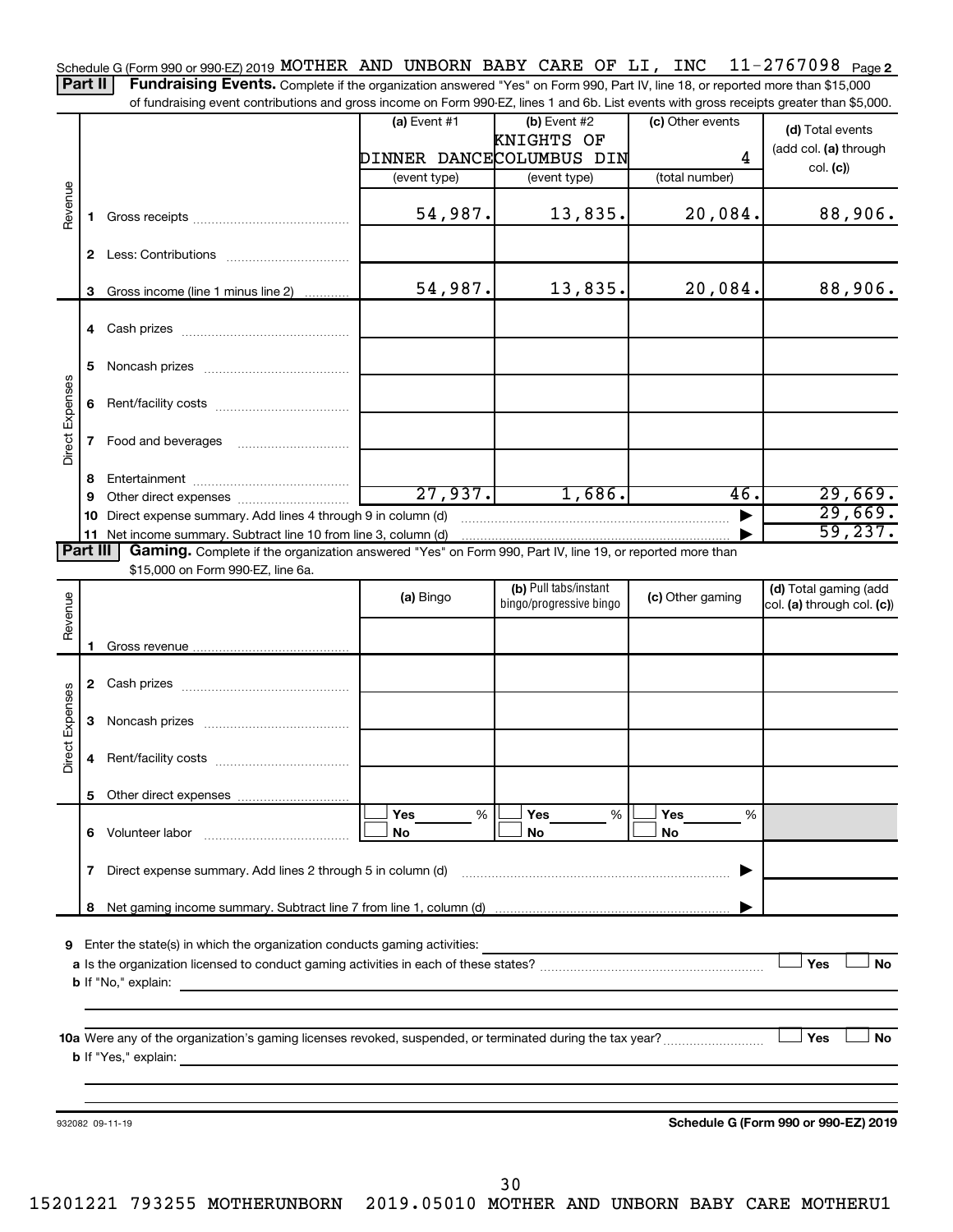Schedule G (Form 990 or 990-EZ) 2019 MOTHER AND UNBORN BABY CARE OF LI, INC 11-2767098 Page 2

**Part II** **Fundraising Events.** Complete if the organization answered "Yes" on Form 990, Part IV, line 18, or reported more than $15,000 of fundraising event contributions and gross income on Form 990-EZ, lines 1 and 6b. List events with gross receipts greater than $5,000.

| | | (a) Event #1 | (b) Event #2 | (c) Other events | (d) Total events (add col. (a) through col. (c)) |
|---|---|---|---|---|---|
| | | DINNER DANCE | KNIGHTS OF COLUMBUS DIN | 4 | |
| | | (event type) | (event type) | (total number) | |
| Revenue | 1 Gross receipts | 54,987. | 13,835. | 20,084. | 88,906. |
| | 2 Less: Contributions | | | | |
| | 3 Gross income (line 1 minus line 2) | 54,987. | 13,835. | 20,084. | 88,906. |
| Direct Expenses | 4 Cash prizes | | | | |
| | 5 Noncash prizes | | | | |
| | 6 Rent/facility costs | | | | |
| | 7 Food and beverages | | | | |
| | 8 Entertainment | | | | |
| | 9 Other direct expenses | 27,937. | 1,686. | 46. | 29,669. |
| | 10 Direct expense summary. Add lines 4 through 9 in column (d) | | | | 29,669. |
| | 11 Net income summary. Subtract line 10 from line 3, column (d) | | | | 59,237. |

**Part III** **Gaming.** Complete if the organization answered "Yes" on Form 990, Part IV, line 19, or reported more than $15,000 on Form 990-EZ, line 6a.

| | | (a) Bingo | (b) Pull tabs/instant bingo/progressive bingo | (c) Other gaming | (d) Total gaming (add col. (a) through col. (c)) |
|---|---|---|---|---|---|
| Revenue | 1 Gross revenue | | | | |
| Direct Expenses | 2 Cash prizes | | | | |
| | 3 Noncash prizes | | | | |
| | 4 Rent/facility costs | | | | |
| | 5 Other direct expenses | | | | |
| | 6 Volunteer labor | Yes ___ % / No | Yes ___ % / No | Yes ___ % / No | |
| | 7 Direct expense summary. Add lines 2 through 5 in column (d) | | | | |
| | 8 Net gaming income summary. Subtract line 7 from line 1, column (d) | | | | |

**9** Enter the state(s) in which the organization conducts gaming activities:

**a** Is the organization licensed to conduct gaming activities in each of these states? ☐ Yes ☐ No

**b** If "No," explain:

**10a** Were any of the organization's gaming licenses revoked, suspended, or terminated during the tax year? ☐ Yes ☐ No

**b** If "Yes," explain:

932082 09-11-19

**Schedule G (Form 990 or 990-EZ) 2019**

15201221 793255 MOTHERUNBORN 2019.05010 MOTHER AND UNBORN BABY CARE MOTHERU1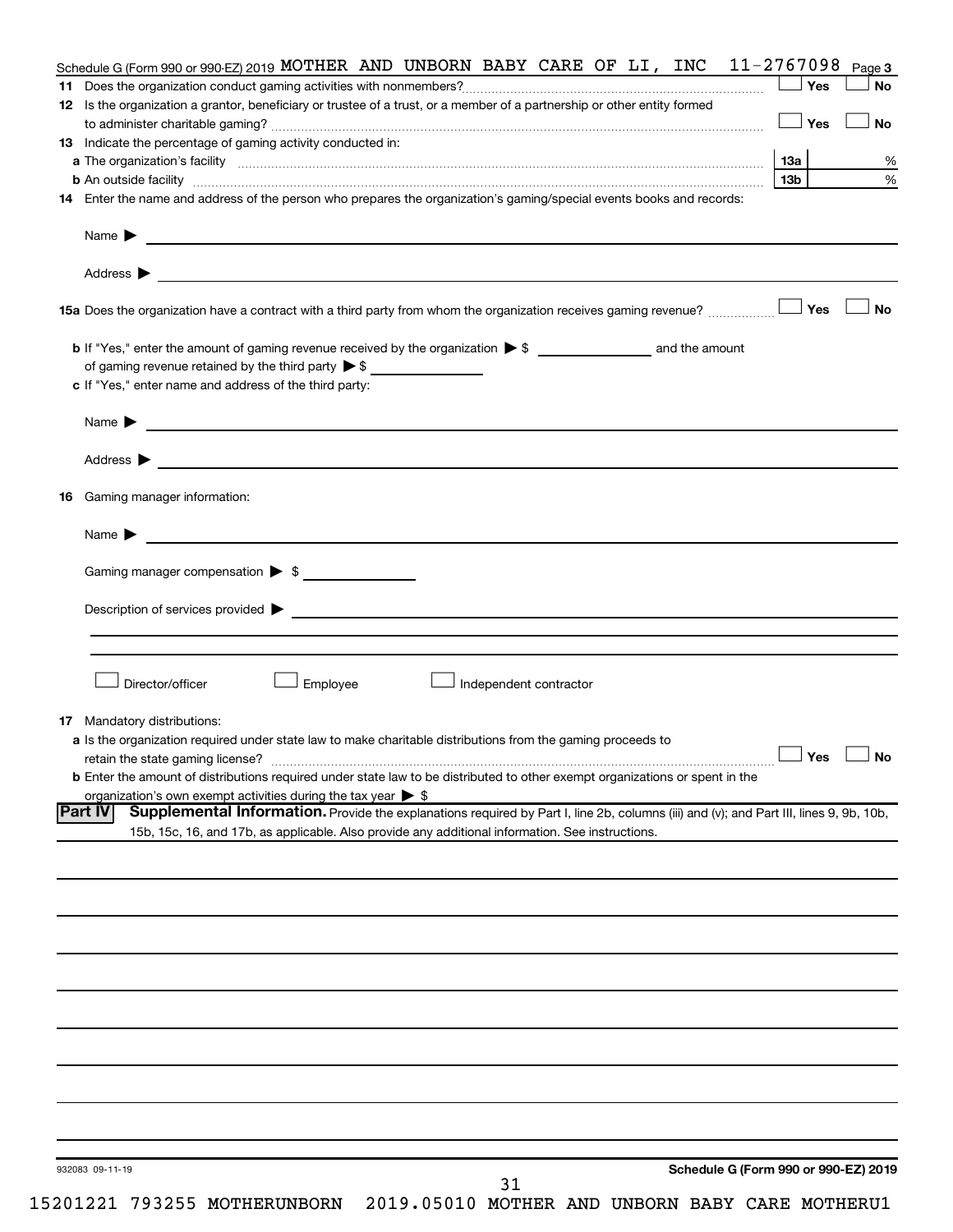Schedule G (Form 990 or 990-EZ) 2019 MOTHER AND UNBORN BABY CARE OF LI, INC 11-2767098 Page 3

**11** Does the organization conduct gaming activities with nonmembers? ☐ Yes ☐ No

**12** Is the organization a grantor, beneficiary or trustee of a trust, or a member of a partnership or other entity formed to administer charitable gaming? ☐ Yes ☐ No

**13** Indicate the percentage of gaming activity conducted in:

**a** The organization's facility **13a** %

**b** An outside facility **13b** %

**14** Enter the name and address of the person who prepares the organization's gaming/special events books and records:

Name ▶

Address ▶

**15a** Does the organization have a contract with a third party from whom the organization receives gaming revenue? ☐ Yes ☐ No

**b** If "Yes," enter the amount of gaming revenue received by the organization ▶ $ ____________ and the amount of gaming revenue retained by the third party ▶ $ ____________

**c** If "Yes," enter name and address of the third party:

Name ▶

Address ▶

**16** Gaming manager information:

Name ▶

Gaming manager compensation ▶ $ ____________

Description of services provided ▶

☐ Director/officer ☐ Employee ☐ Independent contractor

**17** Mandatory distributions:

**a** Is the organization required under state law to make charitable distributions from the gaming proceeds to retain the state gaming license? ☐ Yes ☐ No

**b** Enter the amount of distributions required under state law to be distributed to other exempt organizations or spent in the organization's own exempt activities during the tax year ▶ $

**Part IV** **Supplemental Information.** Provide the explanations required by Part I, line 2b, columns (iii) and (v); and Part III, lines 9, 9b, 10b, 15b, 15c, 16, and 17b, as applicable. Also provide any additional information. See instructions.

932083 09-11-19 **Schedule G (Form 990 or 990-EZ) 2019**

15201221 793255 MOTHERUNBORN 2019.05010 MOTHER AND UNBORN BABY CARE MOTHERU1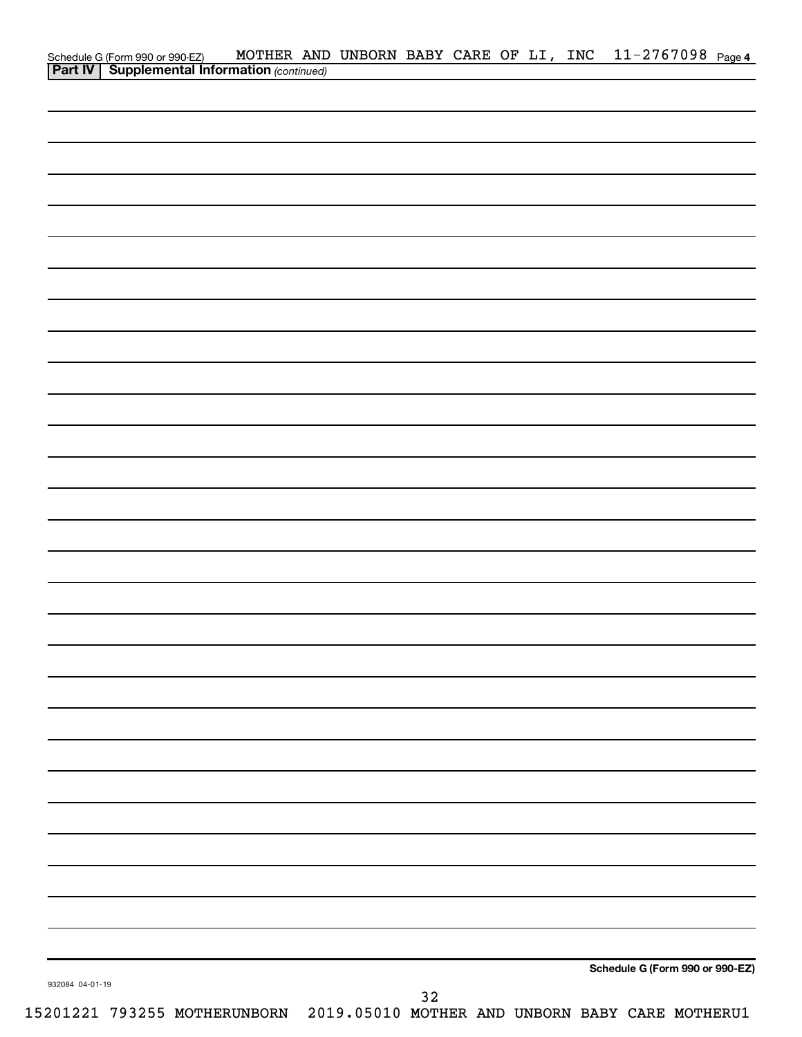Schedule G (Form 990 or 990-EZ) MOTHER AND UNBORN BABY CARE OF LI, INC 11-2767098 Page 4

**Part IV** **Supplemental Information** *(continued)*

**Schedule G (Form 990 or 990-EZ)**

932084 04-01-19

15201221 793255 MOTHERUNBORN 2019.05010 MOTHER AND UNBORN BABY CARE MOTHERU1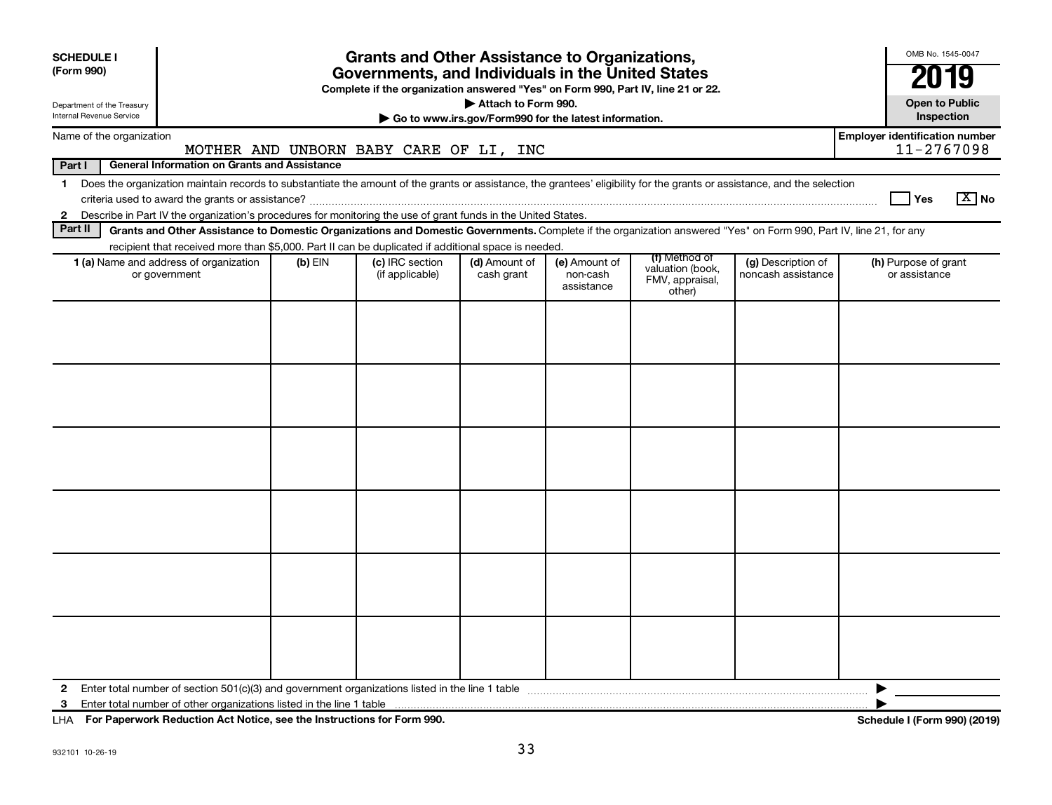**SCHEDULE I**
**(Form 990)**

Department of the Treasury
Internal Revenue Service

# Grants and Other Assistance to Organizations, Governments, and Individuals in the United States

**Complete if the organization answered "Yes" on Form 990, Part IV, line 21 or 22.**
**▶ Attach to Form 990.**
**▶ Go to www.irs.gov/Form990 for the latest information.**

OMB No. 1545-0047
**2019**
**Open to Public Inspection**

Name of the organization: MOTHER AND UNBORN BABY CARE OF LI, INC

**Employer identification number** 11-2767098

**Part I** **General Information on Grants and Assistance**

1 Does the organization maintain records to substantiate the amount of the grants or assistance, the grantees' eligibility for the grants or assistance, and the selection criteria used to award the grants or assistance? ☐ Yes ☒ No

2 Describe in Part IV the organization's procedures for monitoring the use of grant funds in the United States.

**Part II** **Grants and Other Assistance to Domestic Organizations and Domestic Governments.** Complete if the organization answered "Yes" on Form 990, Part IV, line 21, for any recipient that received more than $5,000. Part II can be duplicated if additional space is needed.

| 1 (a) Name and address of organization or government | (b) EIN | (c) IRC section (if applicable) | (d) Amount of cash grant | (e) Amount of non-cash assistance | (f) Method of valuation (book, FMV, appraisal, other) | (g) Description of noncash assistance | (h) Purpose of grant or assistance |
|---|---|---|---|---|---|---|---|
| | | | | | | | |
| | | | | | | | |
| | | | | | | | |
| | | | | | | | |
| | | | | | | | |
| | | | | | | | |

2 Enter total number of section 501(c)(3) and government organizations listed in the line 1 table ▶

3 Enter total number of other organizations listed in the line 1 table ▶

LHA **For Paperwork Reduction Act Notice, see the Instructions for Form 990.** **Schedule I (Form 990) (2019)**

932101 10-26-19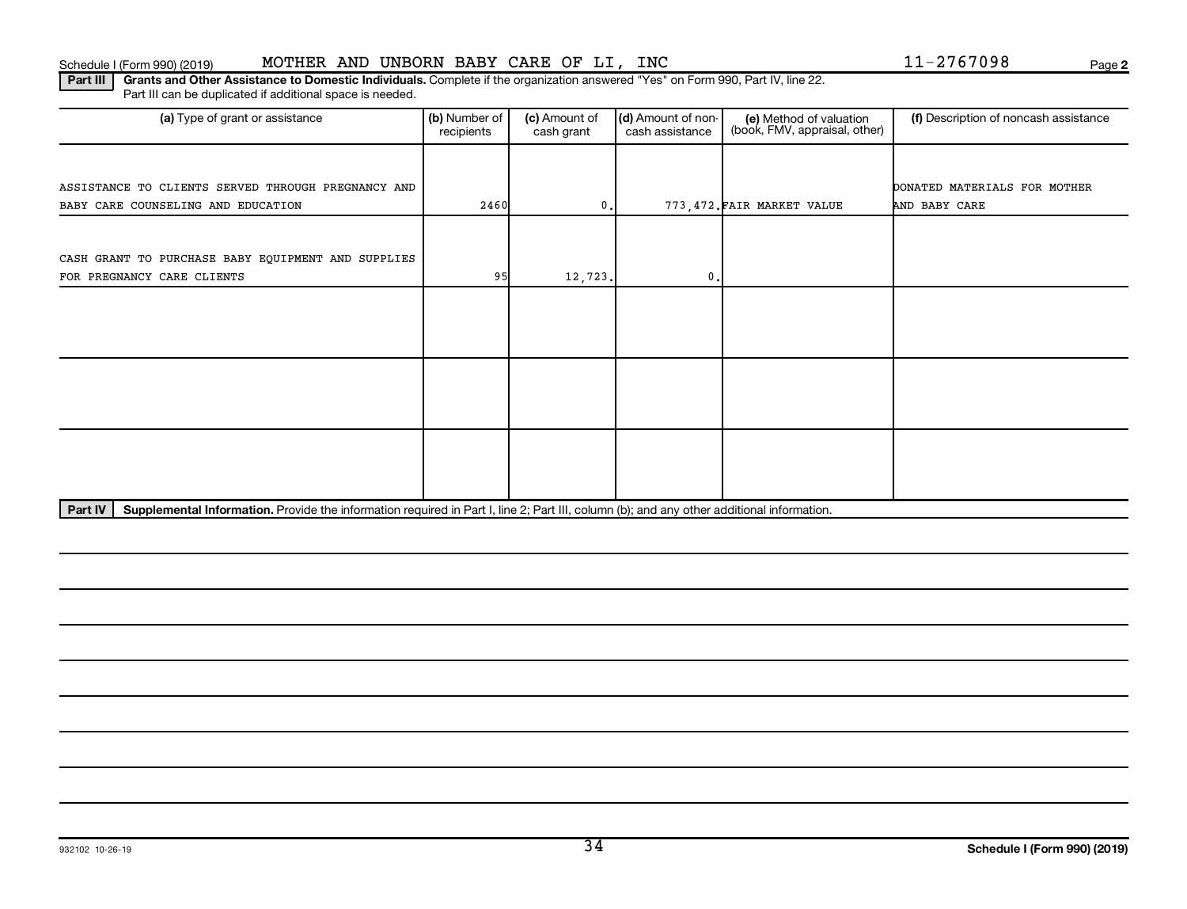Schedule I (Form 990) (2019) MOTHER AND UNBORN BABY CARE OF LI, INC 11-2767098

**Part III** **Grants and Other Assistance to Domestic Individuals.** Complete if the organization answered "Yes" on Form 990, Part IV, line 22.
Part III can be duplicated if additional space is needed.

| (a) Type of grant or assistance | (b) Number of recipients | (c) Amount of cash grant | (d) Amount of non-cash assistance | (e) Method of valuation (book, FMV, appraisal, other) | (f) Description of noncash assistance |
|---|---|---|---|---|---|
| ASSISTANCE TO CLIENTS SERVED THROUGH PREGNANCY AND BABY CARE COUNSELING AND EDUCATION | 2460 | 0. | 773,472. | FAIR MARKET VALUE | DONATED MATERIALS FOR MOTHER AND BABY CARE |
| CASH GRANT TO PURCHASE BABY EQUIPMENT AND SUPPLIES FOR PREGNANCY CARE CLIENTS | 95 | 12,723. | 0. | | |
| | | | | | |
| | | | | | |
| | | | | | |

**Part IV** **Supplemental Information.** Provide the information required in Part I, line 2; Part III, column (b); and any other additional information.

932102 10-26-19

Schedule I (Form 990) (2019)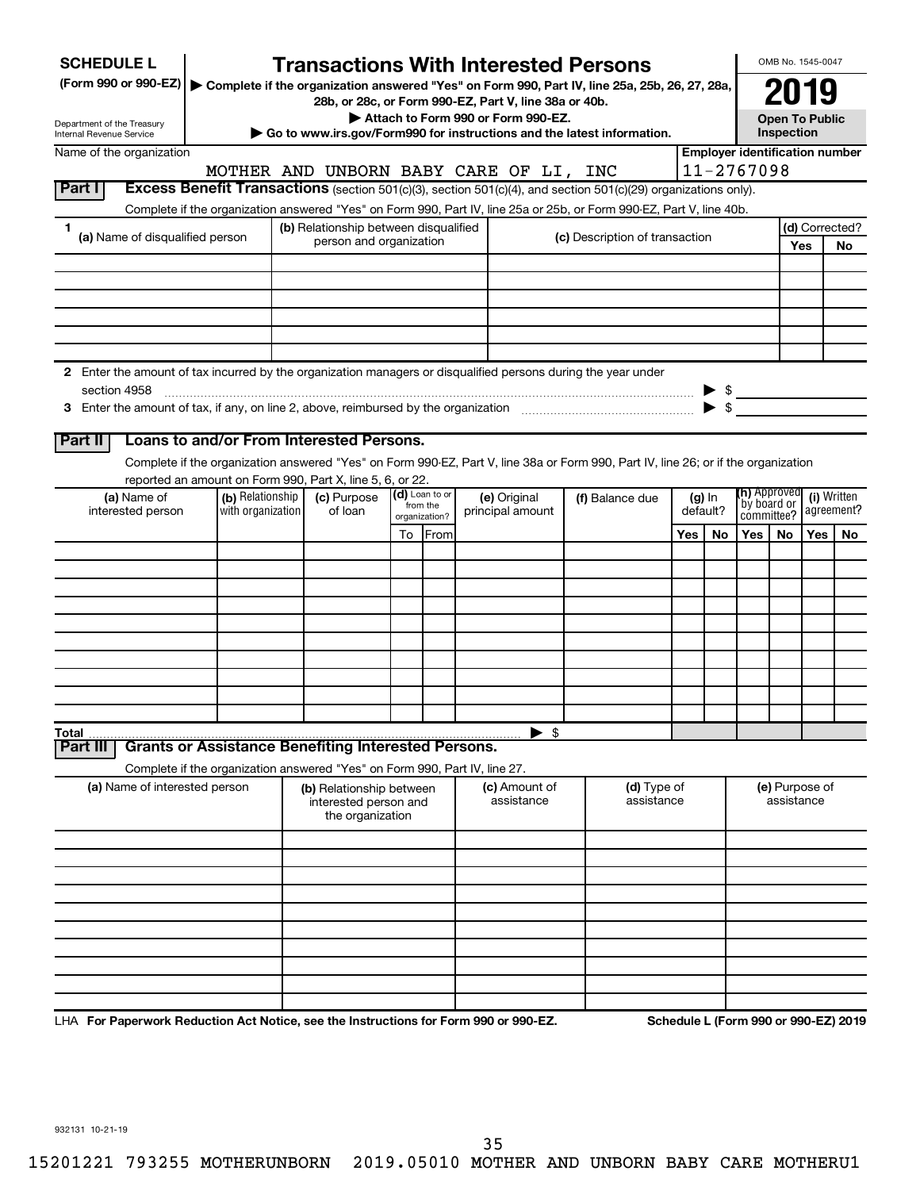**SCHEDULE L**
**(Form 990 or 990-EZ)**

Department of the Treasury
Internal Revenue Service

# Transactions With Interested Persons

▶ **Complete if the organization answered "Yes" on Form 990, Part IV, line 25a, 25b, 26, 27, 28a, 28b, or 28c, or Form 990-EZ, Part V, line 38a or 40b.**
▶ **Attach to Form 990 or Form 990-EZ.**
▶ **Go to www.irs.gov/Form990 for instructions and the latest information.**

OMB No. 1545-0047

**2019**

**Open To Public Inspection**

Name of the organization: MOTHER AND UNBORN BABY CARE OF LI, INC

**Employer identification number:** 11-2767098

## Part I Excess Benefit Transactions (section 501(c)(3), section 501(c)(4), and section 501(c)(29) organizations only).

Complete if the organization answered "Yes" on Form 990, Part IV, line 25a or 25b, or Form 990-EZ, Part V, line 40b.

| 1 (a) Name of disqualified person | (b) Relationship between disqualified person and organization | (c) Description of transaction | (d) Corrected? Yes | No |
|---|---|---|---|---|
| | | | | |
| | | | | |
| | | | | |
| | | | | |
| | | | | |
| | | | | |

**2** Enter the amount of tax incurred by the organization managers or disqualified persons during the year under section 4958 ▶ $

**3** Enter the amount of tax, if any, on line 2, above, reimbursed by the organization ▶ $

## Part II Loans to and/or From Interested Persons.

Complete if the organization answered "Yes" on Form 990-EZ, Part V, line 38a or Form 990, Part IV, line 26; or if the organization reported an amount on Form 990, Part X, line 5, 6, or 22.

| (a) Name of interested person | (b) Relationship with organization | (c) Purpose of loan | (d) Loan to or from the organization? To | From | (e) Original principal amount | (f) Balance due | (g) In default? Yes | No | (h) Approved by board or committee? Yes | No | (i) Written agreement? Yes | No |
|---|---|---|---|---|---|---|---|---|---|---|---|---|
| | | | | | | | | | | | | |
| | | | | | | | | | | | | |
| | | | | | | | | | | | | |
| | | | | | | | | | | | | |
| | | | | | | | | | | | | |
| | | | | | | | | | | | | |
| | | | | | | | | | | | | |
| | | | | | | | | | | | | |
| | | | | | | | | | | | | |
| | | | | | | | | | | | | |
| **Total** | | | | | ▶ $ | | | | | | | |

## Part III Grants or Assistance Benefiting Interested Persons.

Complete if the organization answered "Yes" on Form 990, Part IV, line 27.

| (a) Name of interested person | (b) Relationship between interested person and the organization | (c) Amount of assistance | (d) Type of assistance | (e) Purpose of assistance |
|---|---|---|---|---|
| | | | | |
| | | | | |
| | | | | |
| | | | | |
| | | | | |
| | | | | |
| | | | | |
| | | | | |
| | | | | |
| | | | | |

LHA **For Paperwork Reduction Act Notice, see the Instructions for Form 990 or 990-EZ.** **Schedule L (Form 990 or 990-EZ) 2019**

932131 10-21-19

15201221 793255 MOTHERUNBORN 2019.05010 MOTHER AND UNBORN BABY CARE MOTHERU1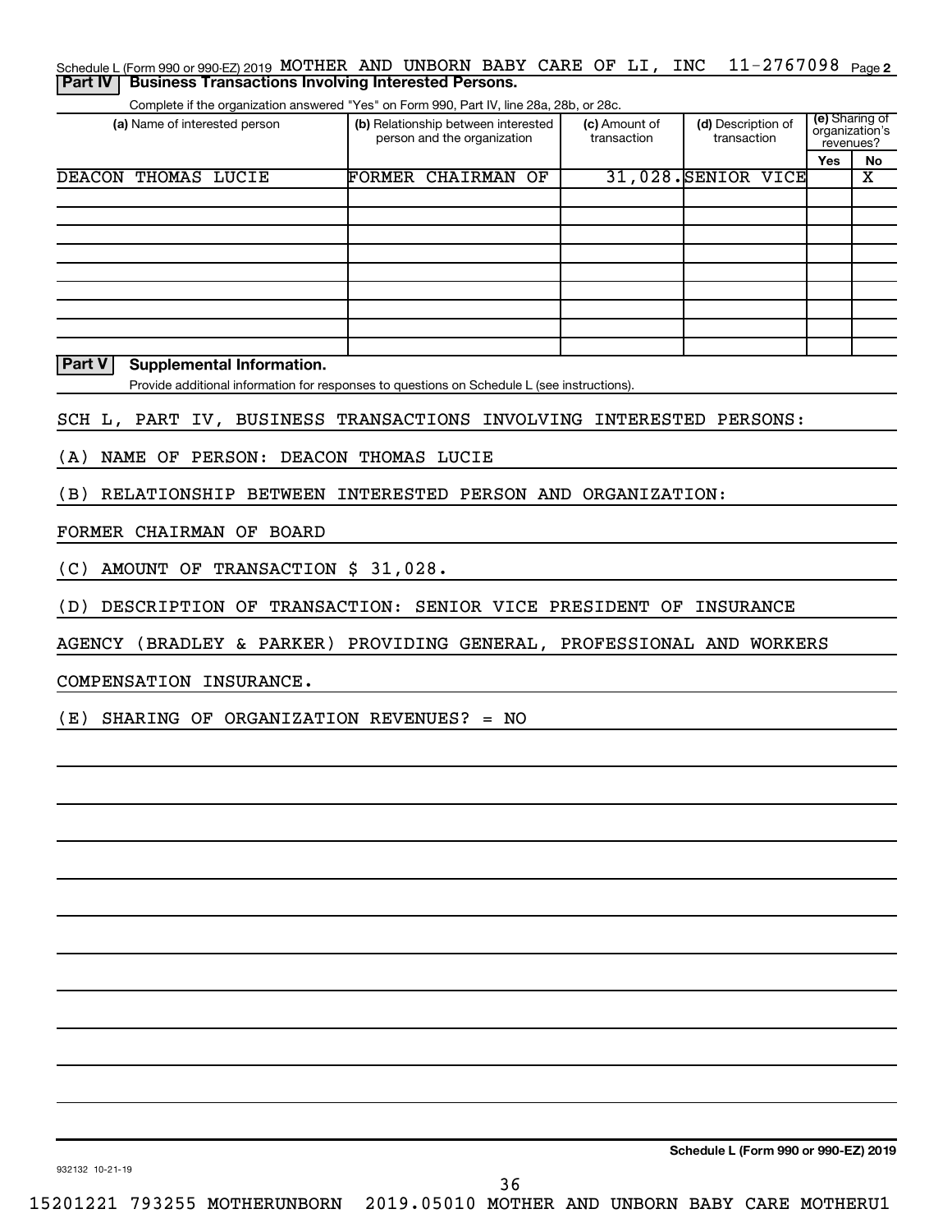Schedule L (Form 990 or 990-EZ) 2019 MOTHER AND UNBORN BABY CARE OF LI, INC 11-2767098 Page 2

## Part IV Business Transactions Involving Interested Persons.

Complete if the organization answered "Yes" on Form 990, Part IV, line 28a, 28b, or 28c.

| (a) Name of interested person | (b) Relationship between interested person and the organization | (c) Amount of transaction | (d) Description of transaction | (e) Sharing of organization's revenues? Yes | No |
|---|---|---|---|---|---|
| DEACON THOMAS LUCIE | FORMER CHAIRMAN OF | 31,028. | SENIOR VICE | | X |
| | | | | | |
| | | | | | |
| | | | | | |
| | | | | | |
| | | | | | |
| | | | | | |
| | | | | | |
| | | | | | |
| | | | | | |

## Part V Supplemental Information.

Provide additional information for responses to questions on Schedule L (see instructions).

SCH L, PART IV, BUSINESS TRANSACTIONS INVOLVING INTERESTED PERSONS:

(A) NAME OF PERSON: DEACON THOMAS LUCIE

(B) RELATIONSHIP BETWEEN INTERESTED PERSON AND ORGANIZATION:

FORMER CHAIRMAN OF BOARD

(C) AMOUNT OF TRANSACTION $ 31,028.

(D) DESCRIPTION OF TRANSACTION: SENIOR VICE PRESIDENT OF INSURANCE AGENCY (BRADLEY & PARKER) PROVIDING GENERAL, PROFESSIONAL AND WORKERS COMPENSATION INSURANCE.

(E) SHARING OF ORGANIZATION REVENUES? = NO

Schedule L (Form 990 or 990-EZ) 2019

932132 10-21-19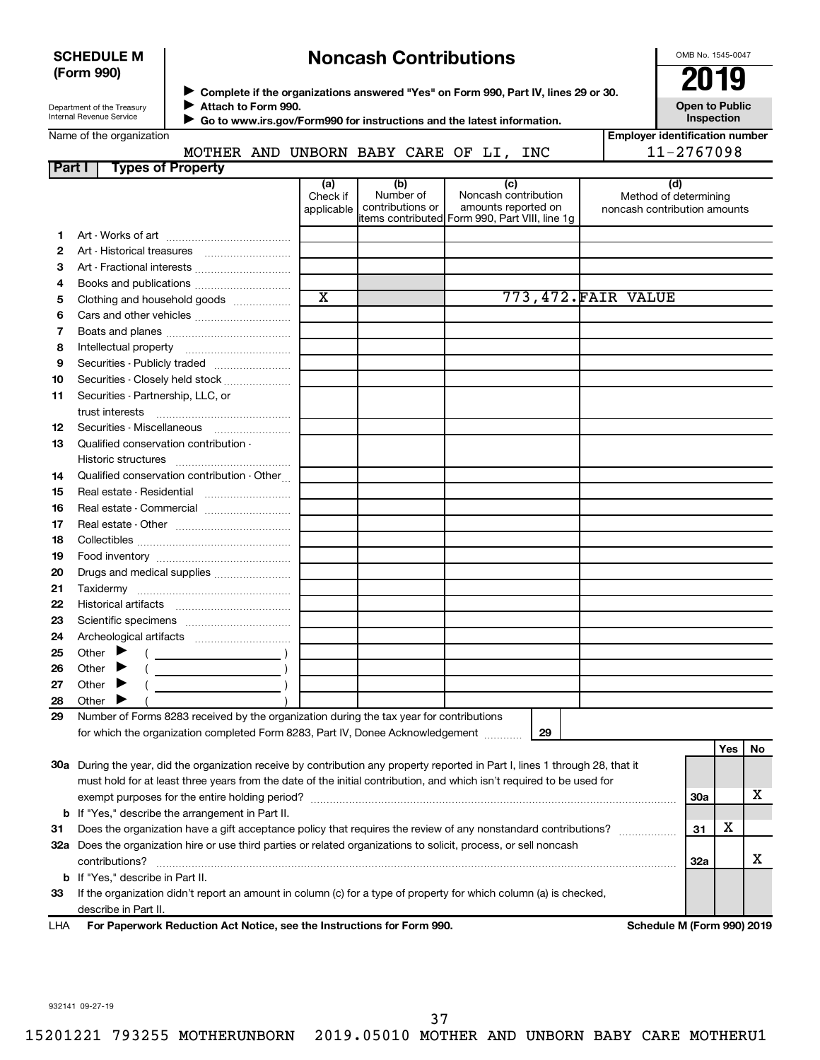**SCHEDULE M (Form 990)**

Department of the Treasury
Internal Revenue Service

# Noncash Contributions

▶ Complete if the organizations answered "Yes" on Form 990, Part IV, lines 29 or 30.
▶ Attach to Form 990.
▶ Go to www.irs.gov/Form990 for instructions and the latest information.

OMB No. 1545-0047

**2019**

**Open to Public Inspection**

Name of the organization: MOTHER AND UNBORN BABY CARE OF LI, INC

Employer identification number: 11-2767098

## Part I Types of Property

| | | (a) Check if applicable | (b) Number of contributions or items contributed | (c) Noncash contribution amounts reported on Form 990, Part VIII, line 1g | (d) Method of determining noncash contribution amounts |
|---|---|---|---|---|---|
| 1 | Art - Works of art | | | | |
| 2 | Art - Historical treasures | | | | |
| 3 | Art - Fractional interests | | | | |
| 4 | Books and publications | | | | |
| 5 | Clothing and household goods | X | | 773,472. | FAIR VALUE |
| 6 | Cars and other vehicles | | | | |
| 7 | Boats and planes | | | | |
| 8 | Intellectual property | | | | |
| 9 | Securities - Publicly traded | | | | |
| 10 | Securities - Closely held stock | | | | |
| 11 | Securities - Partnership, LLC, or trust interests | | | | |
| 12 | Securities - Miscellaneous | | | | |
| 13 | Qualified conservation contribution - Historic structures | | | | |
| 14 | Qualified conservation contribution - Other | | | | |
| 15 | Real estate - Residential | | | | |
| 16 | Real estate - Commercial | | | | |
| 17 | Real estate - Other | | | | |
| 18 | Collectibles | | | | |
| 19 | Food inventory | | | | |
| 20 | Drugs and medical supplies | | | | |
| 21 | Taxidermy | | | | |
| 22 | Historical artifacts | | | | |
| 23 | Scientific specimens | | | | |
| 24 | Archeological artifacts | | | | |
| 25 | Other ▶ ( ) | | | | |
| 26 | Other ▶ ( ) | | | | |
| 27 | Other ▶ ( ) | | | | |
| 28 | Other ▶ ( ) | | | | |

**29** Number of Forms 8283 received by the organization during the tax year for contributions for which the organization completed Form 8283, Part IV, Donee Acknowledgement ........ **29**

| | | | Yes | No |
|---|---|---|---|---|
| 30a | During the year, did the organization receive by contribution any property reported in Part I, lines 1 through 28, that it must hold for at least three years from the date of the initial contribution, and which isn't required to be used for exempt purposes for the entire holding period? | 30a | | X |
| b | If "Yes," describe the arrangement in Part II. | | | |
| 31 | Does the organization have a gift acceptance policy that requires the review of any nonstandard contributions? | 31 | X | |
| 32a | Does the organization hire or use third parties or related organizations to solicit, process, or sell noncash contributions? | 32a | | X |
| b | If "Yes," describe in Part II. | | | |
| 33 | If the organization didn't report an amount in column (c) for a type of property for which column (a) is checked, describe in Part II. | | | |

LHA **For Paperwork Reduction Act Notice, see the Instructions for Form 990.** **Schedule M (Form 990) 2019**

932141 09-27-19

15201221 793255 MOTHERUNBORN 2019.05010 MOTHER AND UNBORN BABY CARE MOTHERU1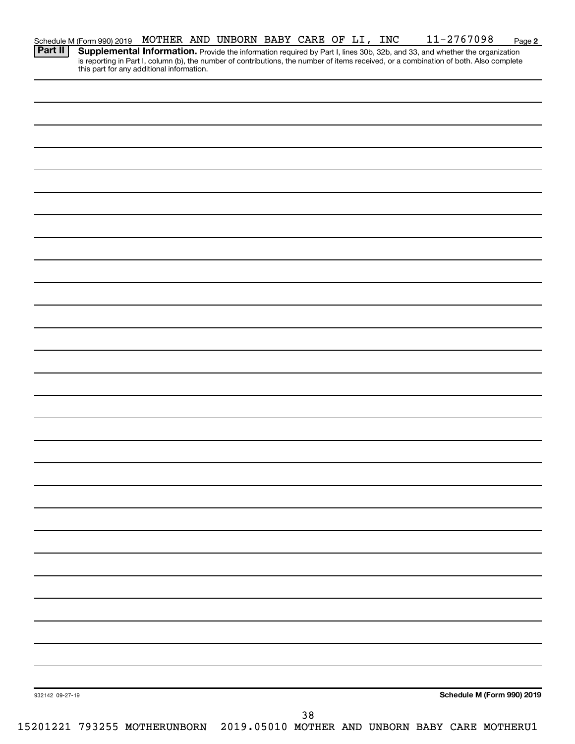Schedule M (Form 990) 2019 MOTHER AND UNBORN BABY CARE OF LI, INC 11-2767098 Page **2**

**Part II** **Supplemental Information.** Provide the information required by Part I, lines 30b, 32b, and 33, and whether the organization is reporting in Part I, column (b), the number of contributions, the number of items received, or a combination of both. Also complete this part for any additional information.

932142 09-27-19

**Schedule M (Form 990) 2019**

15201221 793255 MOTHERUNBORN 2019.05010 MOTHER AND UNBORN BABY CARE MOTHERU1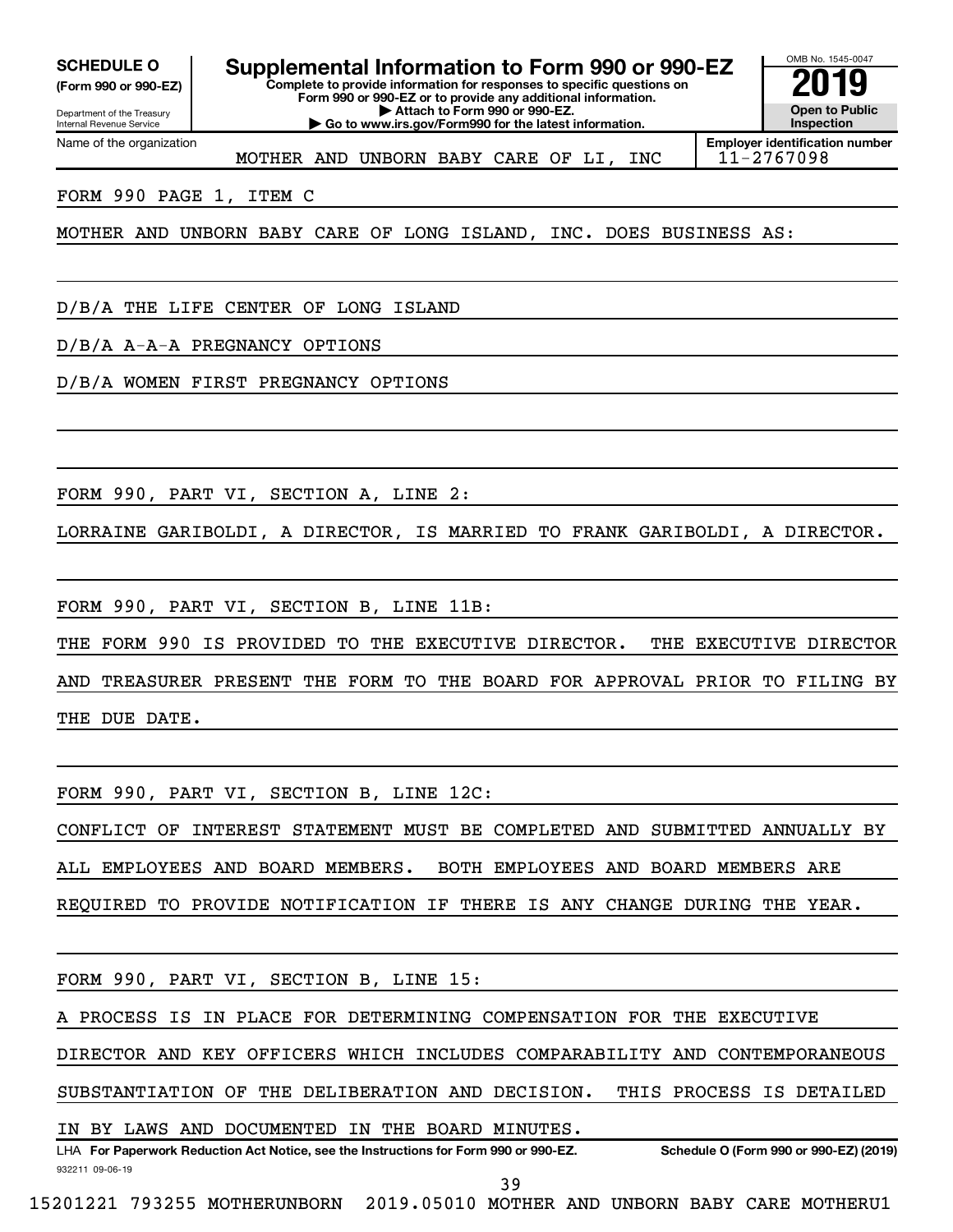**SCHEDULE O**
**(Form 990 or 990-EZ)**

Department of the Treasury
Internal Revenue Service

# Supplemental Information to Form 990 or 990-EZ

**Complete to provide information for responses to specific questions on Form 990 or 990-EZ or to provide any additional information.**
**▶ Attach to Form 990 or 990-EZ.**
**▶ Go to www.irs.gov/Form990 for the latest information.**

OMB No. 1545-0047
**2019**
**Open to Public Inspection**

Name of the organization: MOTHER AND UNBORN BABY CARE OF LI, INC

**Employer identification number** 11-2767098

FORM 990 PAGE 1, ITEM C

MOTHER AND UNBORN BABY CARE OF LONG ISLAND, INC. DOES BUSINESS AS:

D/B/A THE LIFE CENTER OF LONG ISLAND

D/B/A A-A-A PREGNANCY OPTIONS

D/B/A WOMEN FIRST PREGNANCY OPTIONS

FORM 990, PART VI, SECTION A, LINE 2:

LORRAINE GARIBOLDI, A DIRECTOR, IS MARRIED TO FRANK GARIBOLDI, A DIRECTOR.

FORM 990, PART VI, SECTION B, LINE 11B:

THE FORM 990 IS PROVIDED TO THE EXECUTIVE DIRECTOR. THE EXECUTIVE DIRECTOR AND TREASURER PRESENT THE FORM TO THE BOARD FOR APPROVAL PRIOR TO FILING BY THE DUE DATE.

FORM 990, PART VI, SECTION B, LINE 12C:

CONFLICT OF INTEREST STATEMENT MUST BE COMPLETED AND SUBMITTED ANNUALLY BY ALL EMPLOYEES AND BOARD MEMBERS. BOTH EMPLOYEES AND BOARD MEMBERS ARE REQUIRED TO PROVIDE NOTIFICATION IF THERE IS ANY CHANGE DURING THE YEAR.

FORM 990, PART VI, SECTION B, LINE 15:

A PROCESS IS IN PLACE FOR DETERMINING COMPENSATION FOR THE EXECUTIVE DIRECTOR AND KEY OFFICERS WHICH INCLUDES COMPARABILITY AND CONTEMPORANEOUS SUBSTANTIATION OF THE DELIBERATION AND DECISION. THIS PROCESS IS DETAILED IN BY LAWS AND DOCUMENTED IN THE BOARD MINUTES.

LHA **For Paperwork Reduction Act Notice, see the Instructions for Form 990 or 990-EZ.** **Schedule O (Form 990 or 990-EZ) (2019)**

932211 09-06-19

15201221 793255 MOTHERUNBORN 2019.05010 MOTHER AND UNBORN BABY CARE MOTHERU1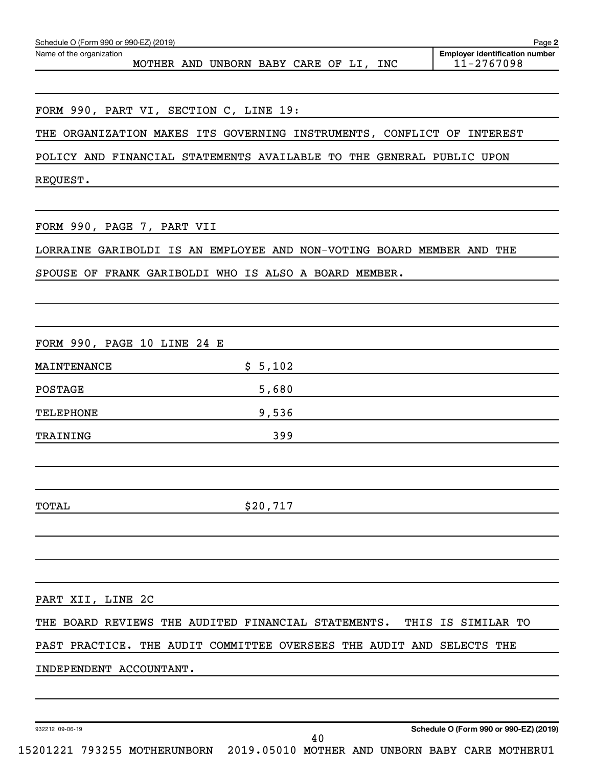Schedule O (Form 990 or 990-EZ) (2019)

Name of the organization: MOTHER AND UNBORN BABY CARE OF LI, INC

**Employer identification number** 11-2767098

FORM 990, PART VI, SECTION C, LINE 19:

THE ORGANIZATION MAKES ITS GOVERNING INSTRUMENTS, CONFLICT OF INTEREST POLICY AND FINANCIAL STATEMENTS AVAILABLE TO THE GENERAL PUBLIC UPON REQUEST.

FORM 990, PAGE 7, PART VII

LORRAINE GARIBOLDI IS AN EMPLOYEE AND NON-VOTING BOARD MEMBER AND THE SPOUSE OF FRANK GARIBOLDI WHO IS ALSO A BOARD MEMBER.

FORM 990, PAGE 10 LINE 24 E

| | |
|---|---|
| MAINTENANCE | $ 5,102 |
| POSTAGE | 5,680 |
| TELEPHONE | 9,536 |
| TRAINING | 399 |
| TOTAL | $20,717 |

PART XII, LINE 2C

THE BOARD REVIEWS THE AUDITED FINANCIAL STATEMENTS. THIS IS SIMILAR TO PAST PRACTICE. THE AUDIT COMMITTEE OVERSEES THE AUDIT AND SELECTS THE INDEPENDENT ACCOUNTANT.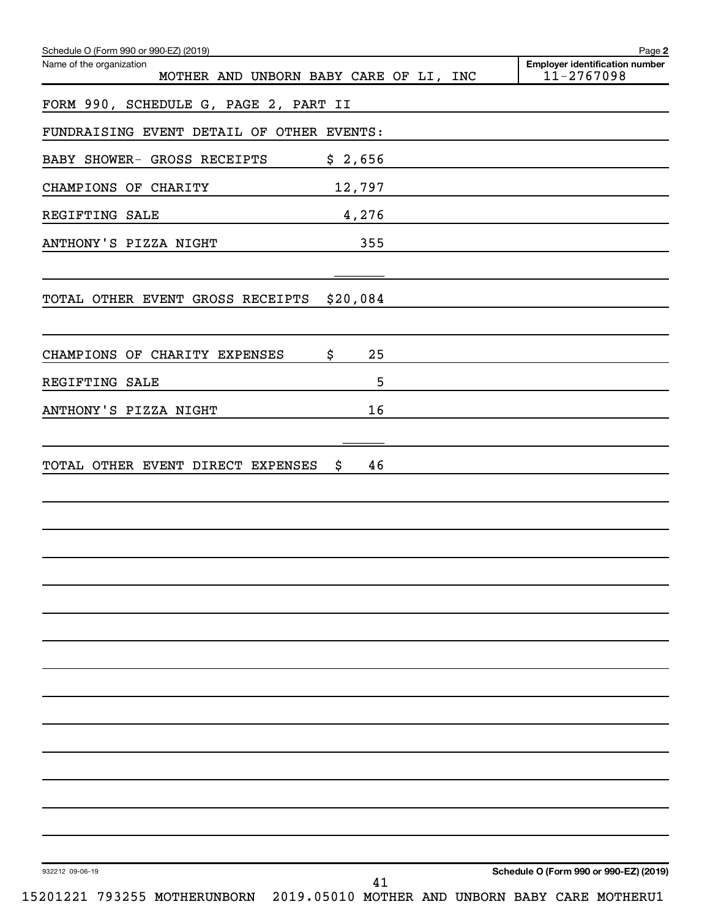Schedule O (Form 990 or 990-EZ) (2019)

Name of the organization: MOTHER AND UNBORN BABY CARE OF LI, INC

Employer identification number: 11-2767098

FORM 990, SCHEDULE G, PAGE 2, PART II

FUNDRAISING EVENT DETAIL OF OTHER EVENTS:

| | |
|---|---|
| BABY SHOWER- GROSS RECEIPTS | $ 2,656 |
| CHAMPIONS OF CHARITY | 12,797 |
| REGIFTING SALE | 4,276 |
| ANTHONY'S PIZZA NIGHT | 355 |
| TOTAL OTHER EVENT GROSS RECEIPTS | $20,084 |

| | |
|---|---|
| CHAMPIONS OF CHARITY EXPENSES | $ 25 |
| REGIFTING SALE | 5 |
| ANTHONY'S PIZZA NIGHT | 16 |
| TOTAL OTHER EVENT DIRECT EXPENSES | $ 46 |

932212 09-06-19

Schedule O (Form 990 or 990-EZ) (2019)

15201221 793255 MOTHERUNBORN 2019.05010 MOTHER AND UNBORN BABY CARE MOTHERU1